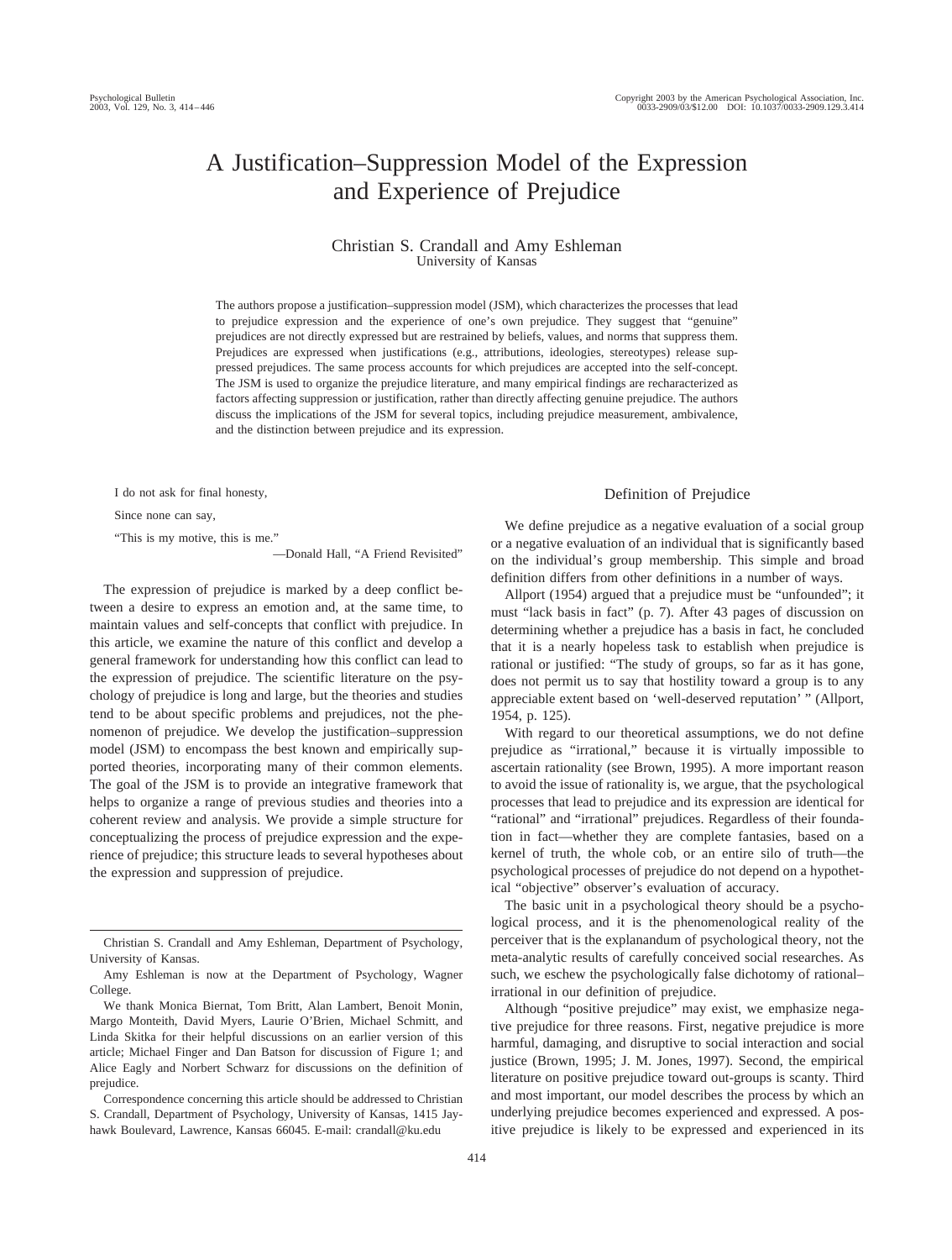# A Justification–Suppression Model of the Expression and Experience of Prejudice

Christian S. Crandall and Amy Eshleman
University of Kansas

The authors propose a justification–suppression model (JSM), which characterizes the processes that lead to prejudice expression and the experience of one's own prejudice. They suggest that "genuine" prejudices are not directly expressed but are restrained by beliefs, values, and norms that suppress them. Prejudices are expressed when justifications (e.g., attributions, ideologies, stereotypes) release suppressed prejudices. The same process accounts for which prejudices are accepted into the self-concept. The JSM is used to organize the prejudice literature, and many empirical findings are recharacterized as factors affecting suppression or justification, rather than directly affecting genuine prejudice. The authors discuss the implications of the JSM for several topics, including prejudice measurement, ambivalence, and the distinction between prejudice and its expression.

> I do not ask for final honesty,
>
> Since none can say,
>
> "This is my motive, this is me."
>
> —Donald Hall, "A Friend Revisited"

The expression of prejudice is marked by a deep conflict between a desire to express an emotion and, at the same time, to maintain values and self-concepts that conflict with prejudice. In this article, we examine the nature of this conflict and develop a general framework for understanding how this conflict can lead to the expression of prejudice. The scientific literature on the psychology of prejudice is long and large, but the theories and studies tend to be about specific problems and prejudices, not the phenomenon of prejudice. We develop the justification–suppression model (JSM) to encompass the best known and empirically supported theories, incorporating many of their common elements. The goal of the JSM is to provide an integrative framework that helps to organize a range of previous studies and theories into a coherent review and analysis. We provide a simple structure for conceptualizing the process of prejudice expression and the experience of prejudice; this structure leads to several hypotheses about the expression and suppression of prejudice.

Christian S. Crandall and Amy Eshleman, Department of Psychology, University of Kansas.

Amy Eshleman is now at the Department of Psychology, Wagner College.

We thank Monica Biernat, Tom Britt, Alan Lambert, Benoit Monin, Margo Monteith, David Myers, Laurie O'Brien, Michael Schmitt, and Linda Skitka for their helpful discussions on an earlier version of this article; Michael Finger and Dan Batson for discussion of Figure 1; and Alice Eagly and Norbert Schwarz for discussions on the definition of prejudice.

Correspondence concerning this article should be addressed to Christian S. Crandall, Department of Psychology, University of Kansas, 1415 Jayhawk Boulevard, Lawrence, Kansas 66045. E-mail: crandall@ku.edu

## Definition of Prejudice

We define prejudice as a negative evaluation of a social group or a negative evaluation of an individual that is significantly based on the individual's group membership. This simple and broad definition differs from other definitions in a number of ways.

Allport (1954) argued that a prejudice must be "unfounded"; it must "lack basis in fact" (p. 7). After 43 pages of discussion on determining whether a prejudice has a basis in fact, he concluded that it is a nearly hopeless task to establish when prejudice is rational or justified: "The study of groups, so far as it has gone, does not permit us to say that hostility toward a group is to any appreciable extent based on 'well-deserved reputation' " (Allport, 1954, p. 125).

With regard to our theoretical assumptions, we do not define prejudice as "irrational," because it is virtually impossible to ascertain rationality (see Brown, 1995). A more important reason to avoid the issue of rationality is, we argue, that the psychological processes that lead to prejudice and its expression are identical for "rational" and "irrational" prejudices. Regardless of their foundation in fact—whether they are complete fantasies, based on a kernel of truth, the whole cob, or an entire silo of truth—the psychological processes of prejudice do not depend on a hypothetical "objective" observer's evaluation of accuracy.

The basic unit in a psychological theory should be a psychological process, and it is the phenomenological reality of the perceiver that is the explanandum of psychological theory, not the meta-analytic results of carefully conceived social researches. As such, we eschew the psychologically false dichotomy of rational–irrational in our definition of prejudice.

Although "positive prejudice" may exist, we emphasize negative prejudice for three reasons. First, negative prejudice is more harmful, damaging, and disruptive to social interaction and social justice (Brown, 1995; J. M. Jones, 1997). Second, the empirical literature on positive prejudice toward out-groups is scanty. Third and most important, our model describes the process by which an underlying prejudice becomes experienced and expressed. A positive prejudice is likely to be expressed and experienced in its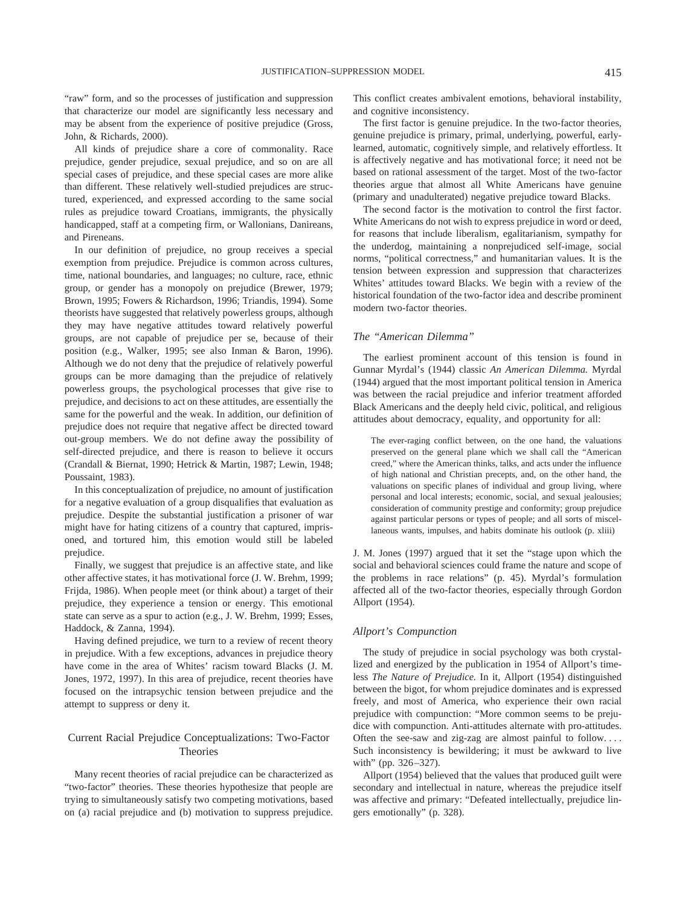"raw" form, and so the processes of justification and suppression that characterize our model are significantly less necessary and may be absent from the experience of positive prejudice (Gross, John, & Richards, 2000).

All kinds of prejudice share a core of commonality. Race prejudice, gender prejudice, sexual prejudice, and so on are all special cases of prejudice, and these special cases are more alike than different. These relatively well-studied prejudices are structured, experienced, and expressed according to the same social rules as prejudice toward Croatians, immigrants, the physically handicapped, staff at a competing firm, or Wallonians, Danireans, and Pireneans.

In our definition of prejudice, no group receives a special exemption from prejudice. Prejudice is common across cultures, time, national boundaries, and languages; no culture, race, ethnic group, or gender has a monopoly on prejudice (Brewer, 1979; Brown, 1995; Fowers & Richardson, 1996; Triandis, 1994). Some theorists have suggested that relatively powerless groups, although they may have negative attitudes toward relatively powerful groups, are not capable of prejudice per se, because of their position (e.g., Walker, 1995; see also Inman & Baron, 1996). Although we do not deny that the prejudice of relatively powerful groups can be more damaging than the prejudice of relatively powerless groups, the psychological processes that give rise to prejudice, and decisions to act on these attitudes, are essentially the same for the powerful and the weak. In addition, our definition of prejudice does not require that negative affect be directed toward out-group members. We do not define away the possibility of self-directed prejudice, and there is reason to believe it occurs (Crandall & Biernat, 1990; Hetrick & Martin, 1987; Lewin, 1948; Poussaint, 1983).

In this conceptualization of prejudice, no amount of justification for a negative evaluation of a group disqualifies that evaluation as prejudice. Despite the substantial justification a prisoner of war might have for hating citizens of a country that captured, imprisoned, and tortured him, this emotion would still be labeled prejudice.

Finally, we suggest that prejudice is an affective state, and like other affective states, it has motivational force (J. W. Brehm, 1999; Frijda, 1986). When people meet (or think about) a target of their prejudice, they experience a tension or energy. This emotional state can serve as a spur to action (e.g., J. W. Brehm, 1999; Esses, Haddock, & Zanna, 1994).

Having defined prejudice, we turn to a review of recent theory in prejudice. With a few exceptions, advances in prejudice theory have come in the area of Whites' racism toward Blacks (J. M. Jones, 1972, 1997). In this area of prejudice, recent theories have focused on the intrapsychic tension between prejudice and the attempt to suppress or deny it.

## Current Racial Prejudice Conceptualizations: Two-Factor Theories

Many recent theories of racial prejudice can be characterized as "two-factor" theories. These theories hypothesize that people are trying to simultaneously satisfy two competing motivations, based on (a) racial prejudice and (b) motivation to suppress prejudice. This conflict creates ambivalent emotions, behavioral instability, and cognitive inconsistency.

The first factor is genuine prejudice. In the two-factor theories, genuine prejudice is primary, primal, underlying, powerful, early-learned, automatic, cognitively simple, and relatively effortless. It is affectively negative and has motivational force; it need not be based on rational assessment of the target. Most of the two-factor theories argue that almost all White Americans have genuine (primary and unadulterated) negative prejudice toward Blacks.

The second factor is the motivation to control the first factor. White Americans do not wish to express prejudice in word or deed, for reasons that include liberalism, egalitarianism, sympathy for the underdog, maintaining a nonprejudiced self-image, social norms, "political correctness," and humanitarian values. It is the tension between expression and suppression that characterizes Whites' attitudes toward Blacks. We begin with a review of the historical foundation of the two-factor idea and describe prominent modern two-factor theories.

### *The "American Dilemma"*

The earliest prominent account of this tension is found in Gunnar Myrdal's (1944) classic *An American Dilemma.* Myrdal (1944) argued that the most important political tension in America was between the racial prejudice and inferior treatment afforded Black Americans and the deeply held civic, political, and religious attitudes about democracy, equality, and opportunity for all:

> The ever-raging conflict between, on the one hand, the valuations preserved on the general plane which we shall call the "American creed," where the American thinks, talks, and acts under the influence of high national and Christian precepts, and, on the other hand, the valuations on specific planes of individual and group living, where personal and local interests; economic, social, and sexual jealousies; consideration of community prestige and conformity; group prejudice against particular persons or types of people; and all sorts of miscellaneous wants, impulses, and habits dominate his outlook (p. xliii)

J. M. Jones (1997) argued that it set the "stage upon which the social and behavioral sciences could frame the nature and scope of the problems in race relations" (p. 45). Myrdal's formulation affected all of the two-factor theories, especially through Gordon Allport (1954).

### *Allport's Compunction*

The study of prejudice in social psychology was both crystallized and energized by the publication in 1954 of Allport's timeless *The Nature of Prejudice.* In it, Allport (1954) distinguished between the bigot, for whom prejudice dominates and is expressed freely, and most of America, who experience their own racial prejudice with compunction: "More common seems to be prejudice with compunction. Anti-attitudes alternate with pro-attitudes. Often the see-saw and zig-zag are almost painful to follow. . . . Such inconsistency is bewildering; it must be awkward to live with" (pp. 326–327).

Allport (1954) believed that the values that produced guilt were secondary and intellectual in nature, whereas the prejudice itself was affective and primary: "Defeated intellectually, prejudice lingers emotionally" (p. 328).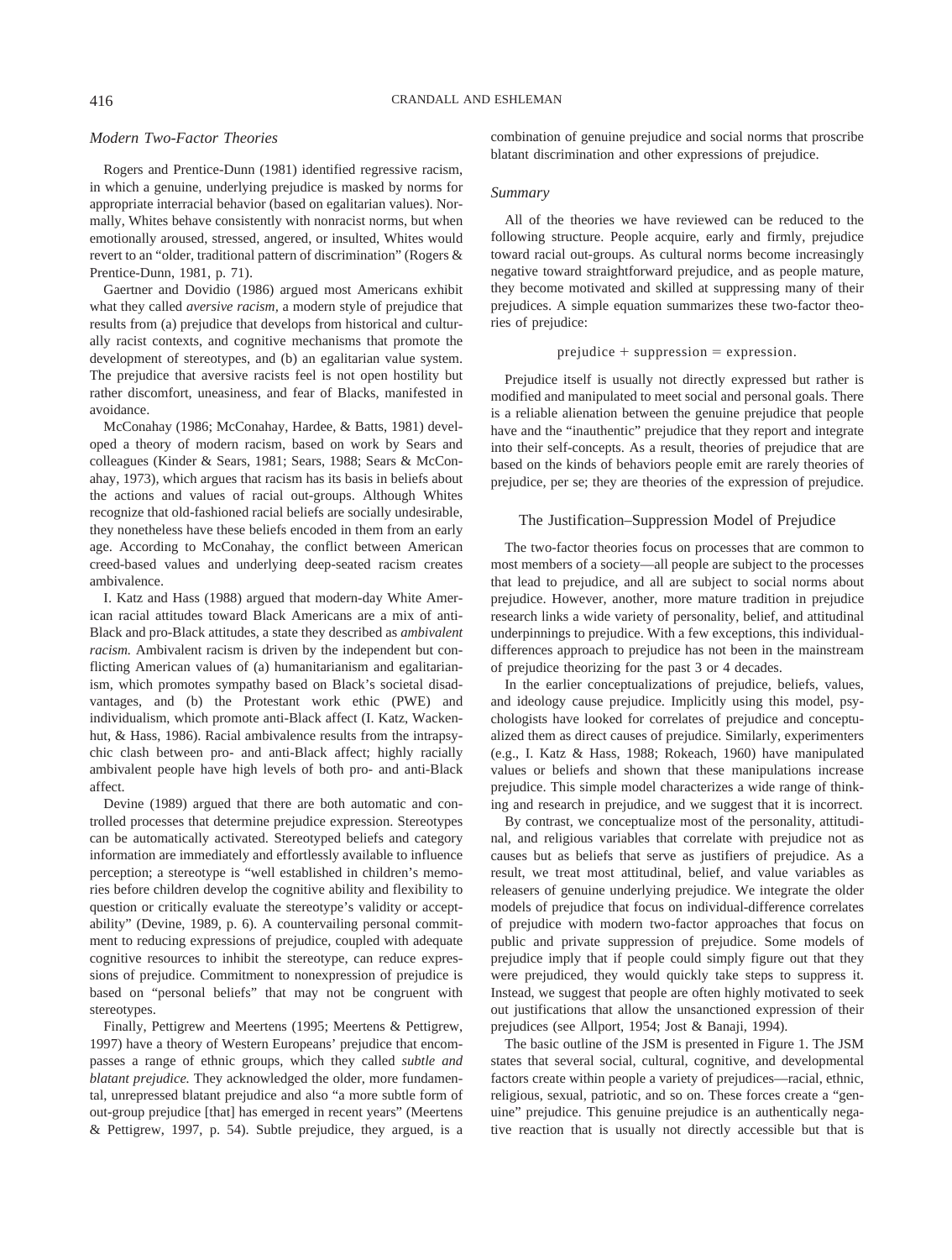### Modern Two-Factor Theories

Rogers and Prentice-Dunn (1981) identified regressive racism, in which a genuine, underlying prejudice is masked by norms for appropriate interracial behavior (based on egalitarian values). Normally, Whites behave consistently with nonracist norms, but when emotionally aroused, stressed, angered, or insulted, Whites would revert to an "older, traditional pattern of discrimination" (Rogers & Prentice-Dunn, 1981, p. 71).

Gaertner and Dovidio (1986) argued most Americans exhibit what they called *aversive racism,* a modern style of prejudice that results from (a) prejudice that develops from historical and culturally racist contexts, and cognitive mechanisms that promote the development of stereotypes, and (b) an egalitarian value system. The prejudice that aversive racists feel is not open hostility but rather discomfort, uneasiness, and fear of Blacks, manifested in avoidance.

McConahay (1986; McConahay, Hardee, & Batts, 1981) developed a theory of modern racism, based on work by Sears and colleagues (Kinder & Sears, 1981; Sears, 1988; Sears & McConahay, 1973), which argues that racism has its basis in beliefs about the actions and values of racial out-groups. Although Whites recognize that old-fashioned racial beliefs are socially undesirable, they nonetheless have these beliefs encoded in them from an early age. According to McConahay, the conflict between American creed-based values and underlying deep-seated racism creates ambivalence.

I. Katz and Hass (1988) argued that modern-day White American racial attitudes toward Black Americans are a mix of anti-Black and pro-Black attitudes, a state they described as *ambivalent racism.* Ambivalent racism is driven by the independent but conflicting American values of (a) humanitarianism and egalitarianism, which promotes sympathy based on Black's societal disadvantages, and (b) the Protestant work ethic (PWE) and individualism, which promote anti-Black affect (I. Katz, Wackenhut, & Hass, 1986). Racial ambivalence results from the intrapsychic clash between pro- and anti-Black affect; highly racially ambivalent people have high levels of both pro- and anti-Black affect.

Devine (1989) argued that there are both automatic and controlled processes that determine prejudice expression. Stereotypes can be automatically activated. Stereotyped beliefs and category information are immediately and effortlessly available to influence perception; a stereotype is "well established in children's memories before children develop the cognitive ability and flexibility to question or critically evaluate the stereotype's validity or acceptability" (Devine, 1989, p. 6). A countervailing personal commitment to reducing expressions of prejudice, coupled with adequate cognitive resources to inhibit the stereotype, can reduce expressions of prejudice. Commitment to nonexpression of prejudice is based on "personal beliefs" that may not be congruent with stereotypes.

Finally, Pettigrew and Meertens (1995; Meertens & Pettigrew, 1997) have a theory of Western Europeans' prejudice that encompasses a range of ethnic groups, which they called *subtle and blatant prejudice.* They acknowledged the older, more fundamental, unrepressed blatant prejudice and also "a more subtle form of out-group prejudice [that] has emerged in recent years" (Meertens & Pettigrew, 1997, p. 54). Subtle prejudice, they argued, is a combination of genuine prejudice and social norms that proscribe blatant discrimination and other expressions of prejudice.

### Summary

All of the theories we have reviewed can be reduced to the following structure. People acquire, early and firmly, prejudice toward racial out-groups. As cultural norms become increasingly negative toward straightforward prejudice, and as people mature, they become motivated and skilled at suppressing many of their prejudices. A simple equation summarizes these two-factor theories of prejudice:

$$\text{prejudice} + \text{suppression} = \text{expression}.$$

Prejudice itself is usually not directly expressed but rather is modified and manipulated to meet social and personal goals. There is a reliable alienation between the genuine prejudice that people have and the "inauthentic" prejudice that they report and integrate into their self-concepts. As a result, theories of prejudice that are based on the kinds of behaviors people emit are rarely theories of prejudice, per se; they are theories of the expression of prejudice.

## The Justification–Suppression Model of Prejudice

The two-factor theories focus on processes that are common to most members of a society—all people are subject to the processes that lead to prejudice, and all are subject to social norms about prejudice. However, another, more mature tradition in prejudice research links a wide variety of personality, belief, and attitudinal underpinnings to prejudice. With a few exceptions, this individual-differences approach to prejudice has not been in the mainstream of prejudice theorizing for the past 3 or 4 decades.

In the earlier conceptualizations of prejudice, beliefs, values, and ideology cause prejudice. Implicitly using this model, psychologists have looked for correlates of prejudice and conceptualized them as direct causes of prejudice. Similarly, experimenters (e.g., I. Katz & Hass, 1988; Rokeach, 1960) have manipulated values or beliefs and shown that these manipulations increase prejudice. This simple model characterizes a wide range of thinking and research in prejudice, and we suggest that it is incorrect.

By contrast, we conceptualize most of the personality, attitudinal, and religious variables that correlate with prejudice not as causes but as beliefs that serve as justifiers of prejudice. As a result, we treat most attitudinal, belief, and value variables as releasers of genuine underlying prejudice. We integrate the older models of prejudice that focus on individual-difference correlates of prejudice with modern two-factor approaches that focus on public and private suppression of prejudice. Some models of prejudice imply that if people could simply figure out that they were prejudiced, they would quickly take steps to suppress it. Instead, we suggest that people are often highly motivated to seek out justifications that allow the unsanctioned expression of their prejudices (see Allport, 1954; Jost & Banaji, 1994).

The basic outline of the JSM is presented in Figure 1. The JSM states that several social, cultural, cognitive, and developmental factors create within people a variety of prejudices—racial, ethnic, religious, sexual, patriotic, and so on. These forces create a "genuine" prejudice. This genuine prejudice is an authentically negative reaction that is usually not directly accessible but that is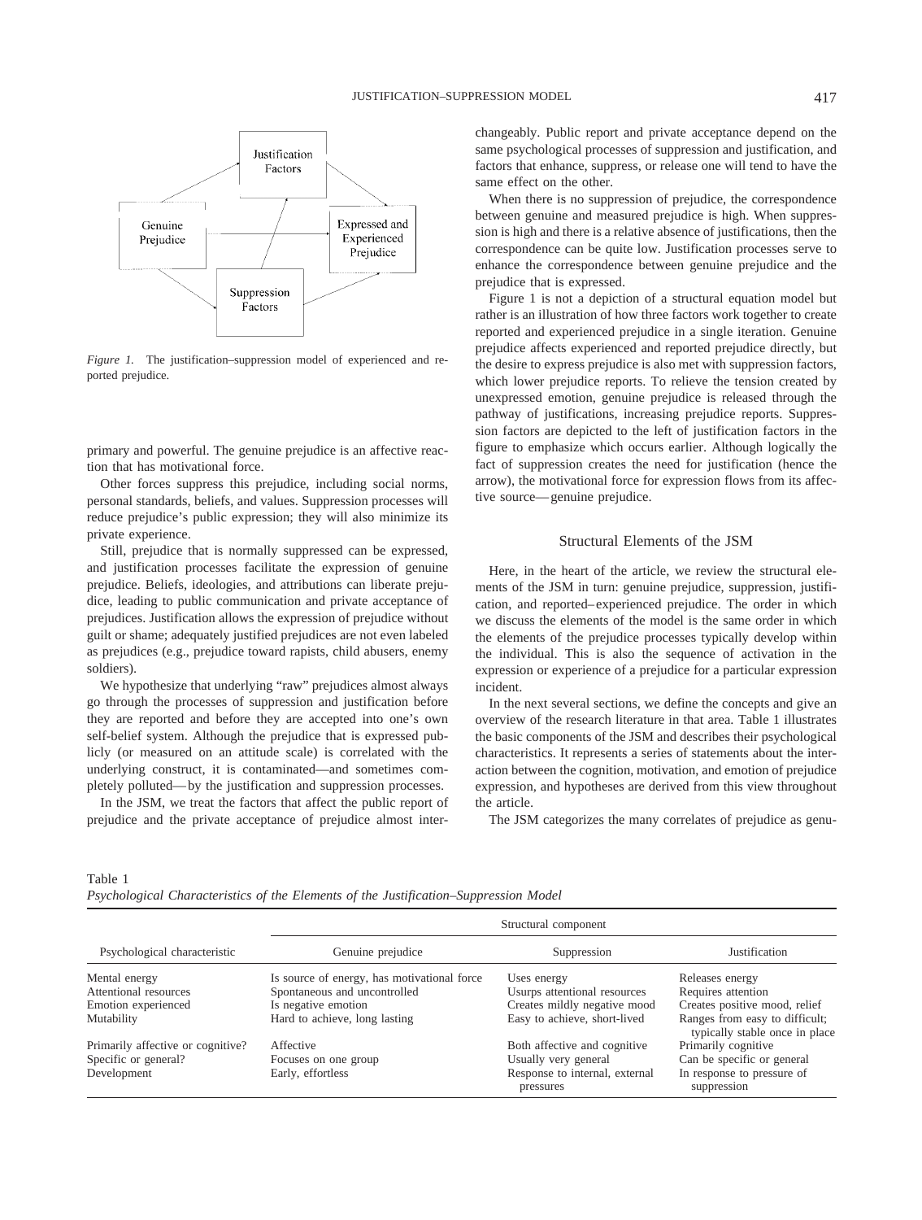Figure 1. The justification–suppression model of experienced and reported prejudice.

primary and powerful. The genuine prejudice is an affective reaction that has motivational force.

Other forces suppress this prejudice, including social norms, personal standards, beliefs, and values. Suppression processes will reduce prejudice's public expression; they will also minimize its private experience.

Still, prejudice that is normally suppressed can be expressed, and justification processes facilitate the expression of genuine prejudice. Beliefs, ideologies, and attributions can liberate prejudice, leading to public communication and private acceptance of prejudices. Justification allows the expression of prejudice without guilt or shame; adequately justified prejudices are not even labeled as prejudices (e.g., prejudice toward rapists, child abusers, enemy soldiers).

We hypothesize that underlying "raw" prejudices almost always go through the processes of suppression and justification before they are reported and before they are accepted into one's own self-belief system. Although the prejudice that is expressed publicly (or measured on an attitude scale) is correlated with the underlying construct, it is contaminated—and sometimes completely polluted—by the justification and suppression processes.

In the JSM, we treat the factors that affect the public report of prejudice and the private acceptance of prejudice almost interchangeably. Public report and private acceptance depend on the same psychological processes of suppression and justification, and factors that enhance, suppress, or release one will tend to have the same effect on the other.

When there is no suppression of prejudice, the correspondence between genuine and measured prejudice is high. When suppression is high and there is a relative absence of justifications, then the correspondence can be quite low. Justification processes serve to enhance the correspondence between genuine prejudice and the prejudice that is expressed.

Figure 1 is not a depiction of a structural equation model but rather is an illustration of how three factors work together to create reported and experienced prejudice in a single iteration. Genuine prejudice affects experienced and reported prejudice directly, but the desire to express prejudice is also met with suppression factors, which lower prejudice reports. To relieve the tension created by unexpressed emotion, genuine prejudice is released through the pathway of justifications, increasing prejudice reports. Suppression factors are depicted to the left of justification factors in the figure to emphasize which occurs earlier. Although logically the fact of suppression creates the need for justification (hence the arrow), the motivational force for expression flows from its affective source—genuine prejudice.

## Structural Elements of the JSM

Here, in the heart of the article, we review the structural elements of the JSM in turn: genuine prejudice, suppression, justification, and reported–experienced prejudice. The order in which we discuss the elements of the model is the same order in which the elements of the prejudice processes typically develop within the individual. This is also the sequence of activation in the expression or experience of a prejudice for a particular expression incident.

In the next several sections, we define the concepts and give an overview of the research literature in that area. Table 1 illustrates the basic components of the JSM and describes their psychological characteristics. It represents a series of statements about the interaction between the cognition, motivation, and emotion of prejudice expression, and hypotheses are derived from this view throughout the article.

The JSM categorizes the many correlates of prejudice as genu-

Table 1
*Psychological Characteristics of the Elements of the Justification–Suppression Model*

| Psychological characteristic | Structural component | | |
|---|---|---|---|
| | Genuine prejudice | Suppression | Justification |
| Mental energy | Is source of energy, has motivational force | Uses energy | Releases energy |
| Attentional resources | Spontaneous and uncontrolled | Usurps attentional resources | Requires attention |
| Emotion experienced | Is negative emotion | Creates mildly negative mood | Creates positive mood, relief |
| Mutability | Hard to achieve, long lasting | Easy to achieve, short-lived | Ranges from easy to difficult; typically stable once in place |
| Primarily affective or cognitive? | Affective | Both affective and cognitive | Primarily cognitive |
| Specific or general? | Focuses on one group | Usually very general | Can be specific or general |
| Development | Early, effortless | Response to internal, external pressures | In response to pressure of suppression |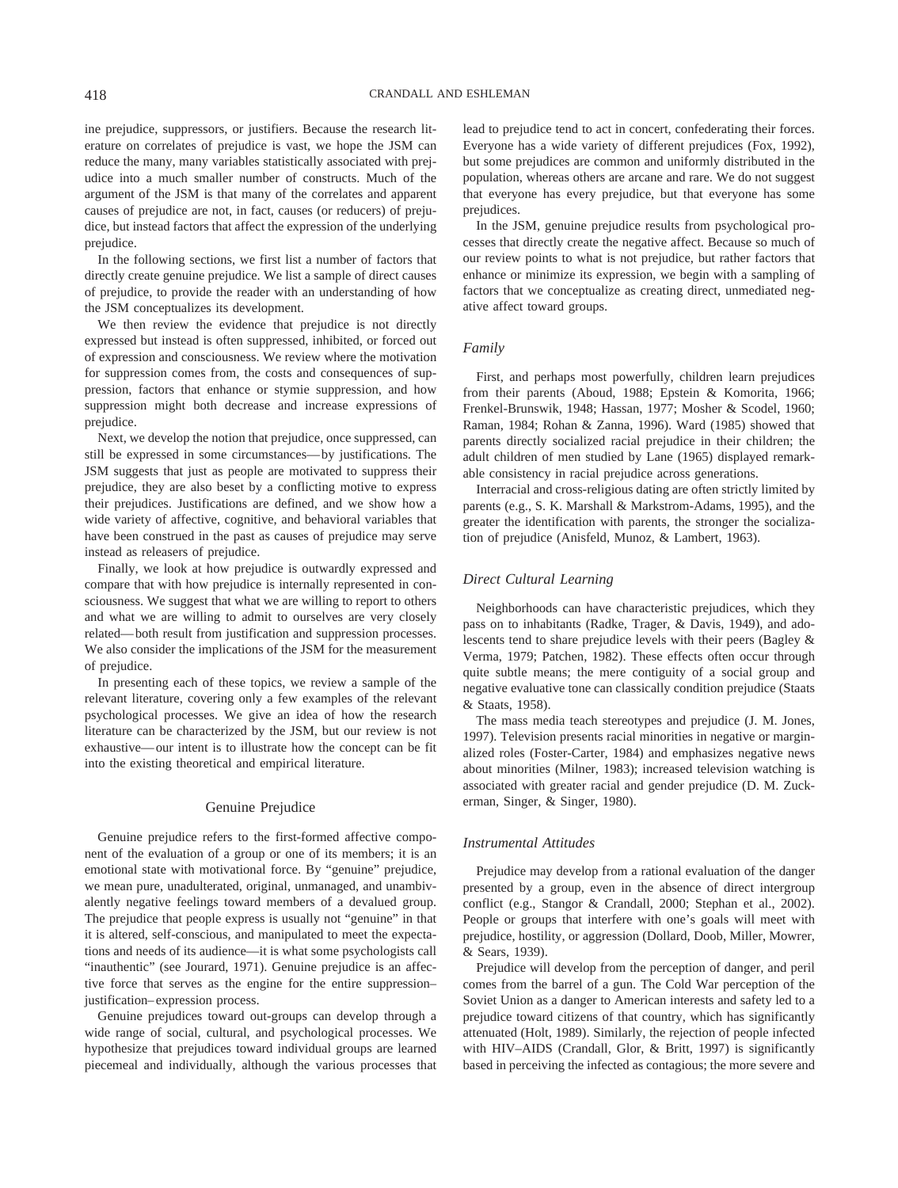ine prejudice, suppressors, or justifiers. Because the research literature on correlates of prejudice is vast, we hope the JSM can reduce the many, many variables statistically associated with prejudice into a much smaller number of constructs. Much of the argument of the JSM is that many of the correlates and apparent causes of prejudice are not, in fact, causes (or reducers) of prejudice, but instead factors that affect the expression of the underlying prejudice.

In the following sections, we first list a number of factors that directly create genuine prejudice. We list a sample of direct causes of prejudice, to provide the reader with an understanding of how the JSM conceptualizes its development.

We then review the evidence that prejudice is not directly expressed but instead is often suppressed, inhibited, or forced out of expression and consciousness. We review where the motivation for suppression comes from, the costs and consequences of suppression, factors that enhance or stymie suppression, and how suppression might both decrease and increase expressions of prejudice.

Next, we develop the notion that prejudice, once suppressed, can still be expressed in some circumstances—by justifications. The JSM suggests that just as people are motivated to suppress their prejudice, they are also beset by a conflicting motive to express their prejudices. Justifications are defined, and we show how a wide variety of affective, cognitive, and behavioral variables that have been construed in the past as causes of prejudice may serve instead as releasers of prejudice.

Finally, we look at how prejudice is outwardly expressed and compare that with how prejudice is internally represented in consciousness. We suggest that what we are willing to report to others and what we are willing to admit to ourselves are very closely related—both result from justification and suppression processes. We also consider the implications of the JSM for the measurement of prejudice.

In presenting each of these topics, we review a sample of the relevant literature, covering only a few examples of the relevant psychological processes. We give an idea of how the research literature can be characterized by the JSM, but our review is not exhaustive—our intent is to illustrate how the concept can be fit into the existing theoretical and empirical literature.

## Genuine Prejudice

Genuine prejudice refers to the first-formed affective component of the evaluation of a group or one of its members; it is an emotional state with motivational force. By "genuine" prejudice, we mean pure, unadulterated, original, unmanaged, and unambivalently negative feelings toward members of a devalued group. The prejudice that people express is usually not "genuine" in that it is altered, self-conscious, and manipulated to meet the expectations and needs of its audience—it is what some psychologists call "inauthentic" (see Jourard, 1971). Genuine prejudice is an affective force that serves as the engine for the entire suppression–justification–expression process.

Genuine prejudices toward out-groups can develop through a wide range of social, cultural, and psychological processes. We hypothesize that prejudices toward individual groups are learned piecemeal and individually, although the various processes that lead to prejudice tend to act in concert, confederating their forces. Everyone has a wide variety of different prejudices (Fox, 1992), but some prejudices are common and uniformly distributed in the population, whereas others are arcane and rare. We do not suggest that everyone has every prejudice, but that everyone has some prejudices.

In the JSM, genuine prejudice results from psychological processes that directly create the negative affect. Because so much of our review points to what is not prejudice, but rather factors that enhance or minimize its expression, we begin with a sampling of factors that we conceptualize as creating direct, unmediated negative affect toward groups.

### *Family*

First, and perhaps most powerfully, children learn prejudices from their parents (Aboud, 1988; Epstein & Komorita, 1966; Frenkel-Brunswik, 1948; Hassan, 1977; Mosher & Scodel, 1960; Raman, 1984; Rohan & Zanna, 1996). Ward (1985) showed that parents directly socialized racial prejudice in their children; the adult children of men studied by Lane (1965) displayed remarkable consistency in racial prejudice across generations.

Interracial and cross-religious dating are often strictly limited by parents (e.g., S. K. Marshall & Markstrom-Adams, 1995), and the greater the identification with parents, the stronger the socialization of prejudice (Anisfeld, Munoz, & Lambert, 1963).

### *Direct Cultural Learning*

Neighborhoods can have characteristic prejudices, which they pass on to inhabitants (Radke, Trager, & Davis, 1949), and adolescents tend to share prejudice levels with their peers (Bagley & Verma, 1979; Patchen, 1982). These effects often occur through quite subtle means; the mere contiguity of a social group and negative evaluative tone can classically condition prejudice (Staats & Staats, 1958).

The mass media teach stereotypes and prejudice (J. M. Jones, 1997). Television presents racial minorities in negative or marginalized roles (Foster-Carter, 1984) and emphasizes negative news about minorities (Milner, 1983); increased television watching is associated with greater racial and gender prejudice (D. M. Zuckerman, Singer, & Singer, 1980).

### *Instrumental Attitudes*

Prejudice may develop from a rational evaluation of the danger presented by a group, even in the absence of direct intergroup conflict (e.g., Stangor & Crandall, 2000; Stephan et al., 2002). People or groups that interfere with one's goals will meet with prejudice, hostility, or aggression (Dollard, Doob, Miller, Mowrer, & Sears, 1939).

Prejudice will develop from the perception of danger, and peril comes from the barrel of a gun. The Cold War perception of the Soviet Union as a danger to American interests and safety led to a prejudice toward citizens of that country, which has significantly attenuated (Holt, 1989). Similarly, the rejection of people infected with HIV–AIDS (Crandall, Glor, & Britt, 1997) is significantly based in perceiving the infected as contagious; the more severe and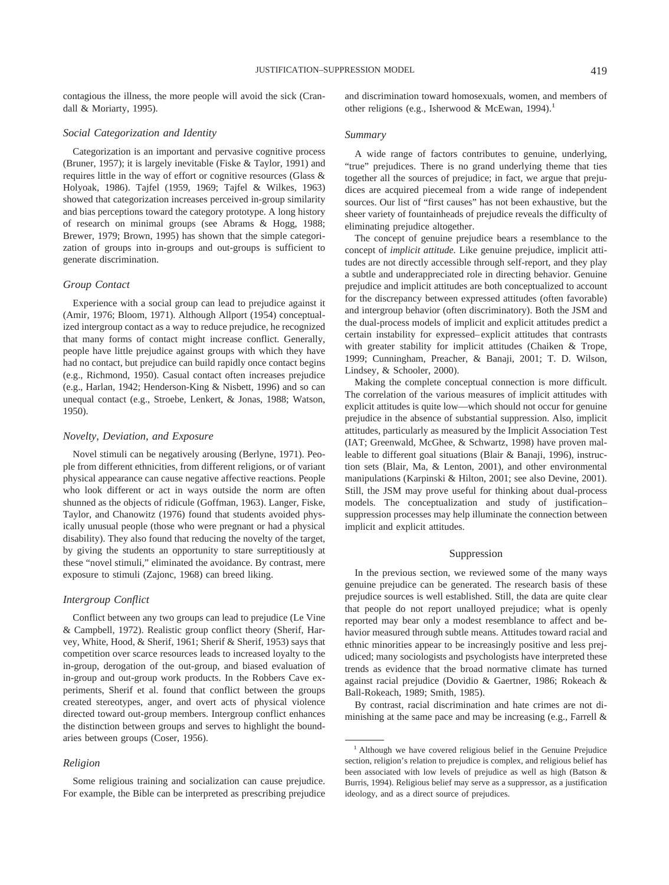contagious the illness, the more people will avoid the sick (Crandall & Moriarty, 1995).

### Social Categorization and Identity

Categorization is an important and pervasive cognitive process (Bruner, 1957); it is largely inevitable (Fiske & Taylor, 1991) and requires little in the way of effort or cognitive resources (Glass & Holyoak, 1986). Tajfel (1959, 1969; Tajfel & Wilkes, 1963) showed that categorization increases perceived in-group similarity and bias perceptions toward the category prototype. A long history of research on minimal groups (see Abrams & Hogg, 1988; Brewer, 1979; Brown, 1995) has shown that the simple categorization of groups into in-groups and out-groups is sufficient to generate discrimination.

### Group Contact

Experience with a social group can lead to prejudice against it (Amir, 1976; Bloom, 1971). Although Allport (1954) conceptualized intergroup contact as a way to reduce prejudice, he recognized that many forms of contact might increase conflict. Generally, people have little prejudice against groups with which they have had no contact, but prejudice can build rapidly once contact begins (e.g., Richmond, 1950). Casual contact often increases prejudice (e.g., Harlan, 1942; Henderson-King & Nisbett, 1996) and so can unequal contact (e.g., Stroebe, Lenkert, & Jonas, 1988; Watson, 1950).

### Novelty, Deviation, and Exposure

Novel stimuli can be negatively arousing (Berlyne, 1971). People from different ethnicities, from different religions, or of variant physical appearance can cause negative affective reactions. People who look different or act in ways outside the norm are often shunned as the objects of ridicule (Goffman, 1963). Langer, Fiske, Taylor, and Chanowitz (1976) found that students avoided physically unusual people (those who were pregnant or had a physical disability). They also found that reducing the novelty of the target, by giving the students an opportunity to stare surreptitiously at these "novel stimuli," eliminated the avoidance. By contrast, mere exposure to stimuli (Zajonc, 1968) can breed liking.

### Intergroup Conflict

Conflict between any two groups can lead to prejudice (Le Vine & Campbell, 1972). Realistic group conflict theory (Sherif, Harvey, White, Hood, & Sherif, 1961; Sherif & Sherif, 1953) says that competition over scarce resources leads to increased loyalty to the in-group, derogation of the out-group, and biased evaluation of in-group and out-group work products. In the Robbers Cave experiments, Sherif et al. found that conflict between the groups created stereotypes, anger, and overt acts of physical violence directed toward out-group members. Intergroup conflict enhances the distinction between groups and serves to highlight the boundaries between groups (Coser, 1956).

### Religion

Some religious training and socialization can cause prejudice. For example, the Bible can be interpreted as prescribing prejudice and discrimination toward homosexuals, women, and members of other religions (e.g., Isherwood & McEwan, 1994).[1]

### Summary

A wide range of factors contributes to genuine, underlying, "true" prejudices. There is no grand underlying theme that ties together all the sources of prejudice; in fact, we argue that prejudices are acquired piecemeal from a wide range of independent sources. Our list of "first causes" has not been exhaustive, but the sheer variety of fountainheads of prejudice reveals the difficulty of eliminating prejudice altogether.

The concept of genuine prejudice bears a resemblance to the concept of *implicit attitude.* Like genuine prejudice, implicit attitudes are not directly accessible through self-report, and they play a subtle and underappreciated role in directing behavior. Genuine prejudice and implicit attitudes are both conceptualized to account for the discrepancy between expressed attitudes (often favorable) and intergroup behavior (often discriminatory). Both the JSM and the dual-process models of implicit and explicit attitudes predict a certain instability for expressed–explicit attitudes that contrasts with greater stability for implicit attitudes (Chaiken & Trope, 1999; Cunningham, Preacher, & Banaji, 2001; T. D. Wilson, Lindsey, & Schooler, 2000).

Making the complete conceptual connection is more difficult. The correlation of the various measures of implicit attitudes with explicit attitudes is quite low—which should not occur for genuine prejudice in the absence of substantial suppression. Also, implicit attitudes, particularly as measured by the Implicit Association Test (IAT; Greenwald, McGhee, & Schwartz, 1998) have proven malleable to different goal situations (Blair & Banaji, 1996), instruction sets (Blair, Ma, & Lenton, 2001), and other environmental manipulations (Karpinski & Hilton, 2001; see also Devine, 2001). Still, the JSM may prove useful for thinking about dual-process models. The conceptualization and study of justification–suppression processes may help illuminate the connection between implicit and explicit attitudes.

## Suppression

In the previous section, we reviewed some of the many ways genuine prejudice can be generated. The research basis of these prejudice sources is well established. Still, the data are quite clear that people do not report unalloyed prejudice; what is openly reported may bear only a modest resemblance to affect and behavior measured through subtle means. Attitudes toward racial and ethnic minorities appear to be increasingly positive and less prejudiced; many sociologists and psychologists have interpreted these trends as evidence that the broad normative climate has turned against racial prejudice (Dovidio & Gaertner, 1986; Rokeach & Ball-Rokeach, 1989; Smith, 1985).

By contrast, racial discrimination and hate crimes are not diminishing at the same pace and may be increasing (e.g., Farrell &

[1] Although we have covered religious belief in the Genuine Prejudice section, religion's relation to prejudice is complex, and religious belief has been associated with low levels of prejudice as well as high (Batson & Burris, 1994). Religious belief may serve as a suppressor, as a justification ideology, and as a direct source of prejudices.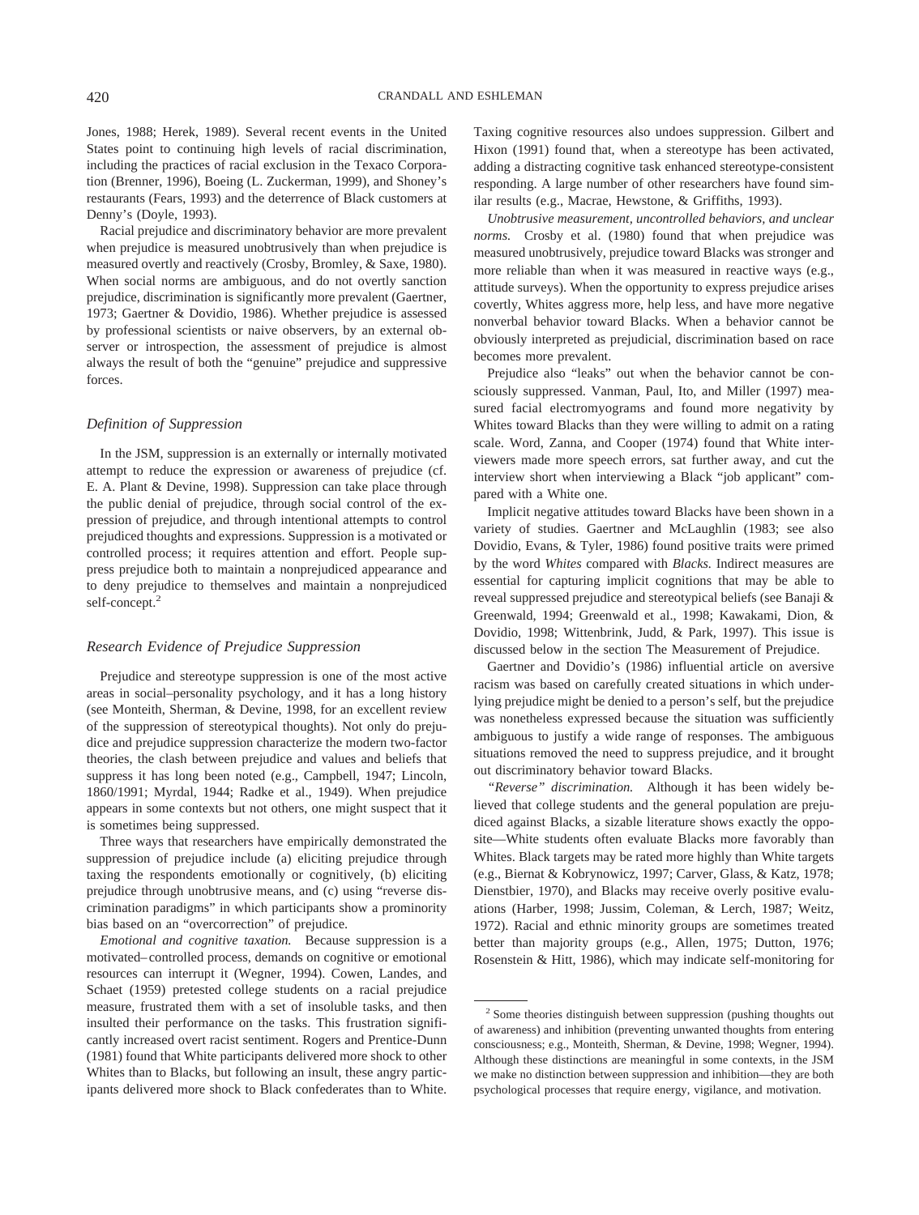Jones, 1988; Herek, 1989). Several recent events in the United States point to continuing high levels of racial discrimination, including the practices of racial exclusion in the Texaco Corporation (Brenner, 1996), Boeing (L. Zuckerman, 1999), and Shoney's restaurants (Fears, 1993) and the deterrence of Black customers at Denny's (Doyle, 1993).

Racial prejudice and discriminatory behavior are more prevalent when prejudice is measured unobtrusively than when prejudice is measured overtly and reactively (Crosby, Bromley, & Saxe, 1980). When social norms are ambiguous, and do not overtly sanction prejudice, discrimination is significantly more prevalent (Gaertner, 1973; Gaertner & Dovidio, 1986). Whether prejudice is assessed by professional scientists or naive observers, by an external observer or introspection, the assessment of prejudice is almost always the result of both the "genuine" prejudice and suppressive forces.

### Definition of Suppression

In the JSM, suppression is an externally or internally motivated attempt to reduce the expression or awareness of prejudice (cf. E. A. Plant & Devine, 1998). Suppression can take place through the public denial of prejudice, through social control of the expression of prejudice, and through intentional attempts to control prejudiced thoughts and expressions. Suppression is a motivated or controlled process; it requires attention and effort. People suppress prejudice both to maintain a nonprejudiced appearance and to deny prejudice to themselves and maintain a nonprejudiced self-concept.[2]

### Research Evidence of Prejudice Suppression

Prejudice and stereotype suppression is one of the most active areas in social–personality psychology, and it has a long history (see Monteith, Sherman, & Devine, 1998, for an excellent review of the suppression of stereotypical thoughts). Not only do prejudice and prejudice suppression characterize the modern two-factor theories, the clash between prejudice and values and beliefs that suppress it has long been noted (e.g., Campbell, 1947; Lincoln, 1860/1991; Myrdal, 1944; Radke et al., 1949). When prejudice appears in some contexts but not others, one might suspect that it is sometimes being suppressed.

Three ways that researchers have empirically demonstrated the suppression of prejudice include (a) eliciting prejudice through taxing the respondents emotionally or cognitively, (b) eliciting prejudice through unobtrusive means, and (c) using "reverse discrimination paradigms" in which participants show a prominority bias based on an "overcorrection" of prejudice.

*Emotional and cognitive taxation.* Because suppression is a motivated–controlled process, demands on cognitive or emotional resources can interrupt it (Wegner, 1994). Cowen, Landes, and Schaet (1959) pretested college students on a racial prejudice measure, frustrated them with a set of insoluble tasks, and then insulted their performance on the tasks. This frustration significantly increased overt racist sentiment. Rogers and Prentice-Dunn (1981) found that White participants delivered more shock to other Whites than to Blacks, but following an insult, these angry participants delivered more shock to Black confederates than to White. Taxing cognitive resources also undoes suppression. Gilbert and Hixon (1991) found that, when a stereotype has been activated, adding a distracting cognitive task enhanced stereotype-consistent responding. A large number of other researchers have found similar results (e.g., Macrae, Hewstone, & Griffiths, 1993).

*Unobtrusive measurement, uncontrolled behaviors, and unclear norms.* Crosby et al. (1980) found that when prejudice was measured unobtrusively, prejudice toward Blacks was stronger and more reliable than when it was measured in reactive ways (e.g., attitude surveys). When the opportunity to express prejudice arises covertly, Whites aggress more, help less, and have more negative nonverbal behavior toward Blacks. When a behavior cannot be obviously interpreted as prejudicial, discrimination based on race becomes more prevalent.

Prejudice also "leaks" out when the behavior cannot be consciously suppressed. Vanman, Paul, Ito, and Miller (1997) measured facial electromyograms and found more negativity by Whites toward Blacks than they were willing to admit on a rating scale. Word, Zanna, and Cooper (1974) found that White interviewers made more speech errors, sat further away, and cut the interview short when interviewing a Black "job applicant" compared with a White one.

Implicit negative attitudes toward Blacks have been shown in a variety of studies. Gaertner and McLaughlin (1983; see also Dovidio, Evans, & Tyler, 1986) found positive traits were primed by the word *Whites* compared with *Blacks.* Indirect measures are essential for capturing implicit cognitions that may be able to reveal suppressed prejudice and stereotypical beliefs (see Banaji & Greenwald, 1994; Greenwald et al., 1998; Kawakami, Dion, & Dovidio, 1998; Wittenbrink, Judd, & Park, 1997). This issue is discussed below in the section The Measurement of Prejudice.

Gaertner and Dovidio's (1986) influential article on aversive racism was based on carefully created situations in which underlying prejudice might be denied to a person's self, but the prejudice was nonetheless expressed because the situation was sufficiently ambiguous to justify a wide range of responses. The ambiguous situations removed the need to suppress prejudice, and it brought out discriminatory behavior toward Blacks.

*"Reverse" discrimination.* Although it has been widely believed that college students and the general population are prejudiced against Blacks, a sizable literature shows exactly the opposite—White students often evaluate Blacks more favorably than Whites. Black targets may be rated more highly than White targets (e.g., Biernat & Kobrynowicz, 1997; Carver, Glass, & Katz, 1978; Dienstbier, 1970), and Blacks may receive overly positive evaluations (Harber, 1998; Jussim, Coleman, & Lerch, 1987; Weitz, 1972). Racial and ethnic minority groups are sometimes treated better than majority groups (e.g., Allen, 1975; Dutton, 1976; Rosenstein & Hitt, 1986), which may indicate self-monitoring for

[2] Some theories distinguish between suppression (pushing thoughts out of awareness) and inhibition (preventing unwanted thoughts from entering consciousness; e.g., Monteith, Sherman, & Devine, 1998; Wegner, 1994). Although these distinctions are meaningful in some contexts, in the JSM we make no distinction between suppression and inhibition—they are both psychological processes that require energy, vigilance, and motivation.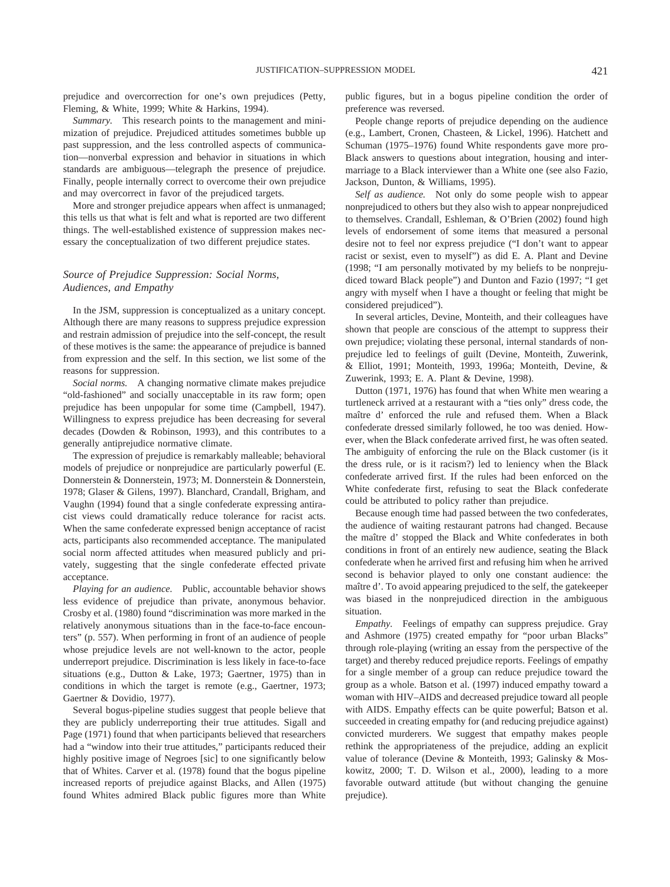prejudice and overcorrection for one's own prejudices (Petty, Fleming, & White, 1999; White & Harkins, 1994).

*Summary.* This research points to the management and minimization of prejudice. Prejudiced attitudes sometimes bubble up past suppression, and the less controlled aspects of communication—nonverbal expression and behavior in situations in which standards are ambiguous—telegraph the presence of prejudice. Finally, people internally correct to overcome their own prejudice and may overcorrect in favor of the prejudiced targets.

More and stronger prejudice appears when affect is unmanaged; this tells us that what is felt and what is reported are two different things. The well-established existence of suppression makes necessary the conceptualization of two different prejudice states.

### Source of Prejudice Suppression: Social Norms, Audiences, and Empathy

In the JSM, suppression is conceptualized as a unitary concept. Although there are many reasons to suppress prejudice expression and restrain admission of prejudice into the self-concept, the result of these motives is the same: the appearance of prejudice is banned from expression and the self. In this section, we list some of the reasons for suppression.

*Social norms.* A changing normative climate makes prejudice "old-fashioned" and socially unacceptable in its raw form; open prejudice has been unpopular for some time (Campbell, 1947). Willingness to express prejudice has been decreasing for several decades (Dowden & Robinson, 1993), and this contributes to a generally antiprejudice normative climate.

The expression of prejudice is remarkably malleable; behavioral models of prejudice or nonprejudice are particularly powerful (E. Donnerstein & Donnerstein, 1973; M. Donnerstein & Donnerstein, 1978; Glaser & Gilens, 1997). Blanchard, Crandall, Brigham, and Vaughn (1994) found that a single confederate expressing antiracist views could dramatically reduce tolerance for racist acts. When the same confederate expressed benign acceptance of racist acts, participants also recommended acceptance. The manipulated social norm affected attitudes when measured publicly and privately, suggesting that the single confederate effected private acceptance.

*Playing for an audience.* Public, accountable behavior shows less evidence of prejudice than private, anonymous behavior. Crosby et al. (1980) found "discrimination was more marked in the relatively anonymous situations than in the face-to-face encounters" (p. 557). When performing in front of an audience of people whose prejudice levels are not well-known to the actor, people underreport prejudice. Discrimination is less likely in face-to-face situations (e.g., Dutton & Lake, 1973; Gaertner, 1975) than in conditions in which the target is remote (e.g., Gaertner, 1973; Gaertner & Dovidio, 1977).

Several bogus-pipeline studies suggest that people believe that they are publicly underreporting their true attitudes. Sigall and Page (1971) found that when participants believed that researchers had a "window into their true attitudes," participants reduced their highly positive image of Negroes [sic] to one significantly below that of Whites. Carver et al. (1978) found that the bogus pipeline increased reports of prejudice against Blacks, and Allen (1975) found Whites admired Black public figures more than White public figures, but in a bogus pipeline condition the order of preference was reversed.

People change reports of prejudice depending on the audience (e.g., Lambert, Cronen, Chasteen, & Lickel, 1996). Hatchett and Schuman (1975–1976) found White respondents gave more pro-Black answers to questions about integration, housing and intermarriage to a Black interviewer than a White one (see also Fazio, Jackson, Dunton, & Williams, 1995).

*Self as audience.* Not only do some people wish to appear nonprejudiced to others but they also wish to appear nonprejudiced to themselves. Crandall, Eshleman, & O'Brien (2002) found high levels of endorsement of some items that measured a personal desire not to feel nor express prejudice ("I don't want to appear racist or sexist, even to myself") as did E. A. Plant and Devine (1998; "I am personally motivated by my beliefs to be nonprejudiced toward Black people") and Dunton and Fazio (1997; "I get angry with myself when I have a thought or feeling that might be considered prejudiced").

In several articles, Devine, Monteith, and their colleagues have shown that people are conscious of the attempt to suppress their own prejudice; violating these personal, internal standards of nonprejudice led to feelings of guilt (Devine, Monteith, Zuwerink, & Elliot, 1991; Monteith, 1993, 1996a; Monteith, Devine, & Zuwerink, 1993; E. A. Plant & Devine, 1998).

Dutton (1971, 1976) has found that when White men wearing a turtleneck arrived at a restaurant with a "ties only" dress code, the maître d' enforced the rule and refused them. When a Black confederate dressed similarly followed, he too was denied. However, when the Black confederate arrived first, he was often seated. The ambiguity of enforcing the rule on the Black customer (is it the dress rule, or is it racism?) led to leniency when the Black confederate arrived first. If the rules had been enforced on the White confederate first, refusing to seat the Black confederate could be attributed to policy rather than prejudice.

Because enough time had passed between the two confederates, the audience of waiting restaurant patrons had changed. Because the maître d' stopped the Black and White confederates in both conditions in front of an entirely new audience, seating the Black confederate when he arrived first and refusing him when he arrived second is behavior played to only one constant audience: the maître d'. To avoid appearing prejudiced to the self, the gatekeeper was biased in the nonprejudiced direction in the ambiguous situation.

*Empathy.* Feelings of empathy can suppress prejudice. Gray and Ashmore (1975) created empathy for "poor urban Blacks" through role-playing (writing an essay from the perspective of the target) and thereby reduced prejudice reports. Feelings of empathy for a single member of a group can reduce prejudice toward the group as a whole. Batson et al. (1997) induced empathy toward a woman with HIV–AIDS and decreased prejudice toward all people with AIDS. Empathy effects can be quite powerful; Batson et al. succeeded in creating empathy for (and reducing prejudice against) convicted murderers. We suggest that empathy makes people rethink the appropriateness of the prejudice, adding an explicit value of tolerance (Devine & Monteith, 1993; Galinsky & Moskowitz, 2000; T. D. Wilson et al., 2000), leading to a more favorable outward attitude (but without changing the genuine prejudice).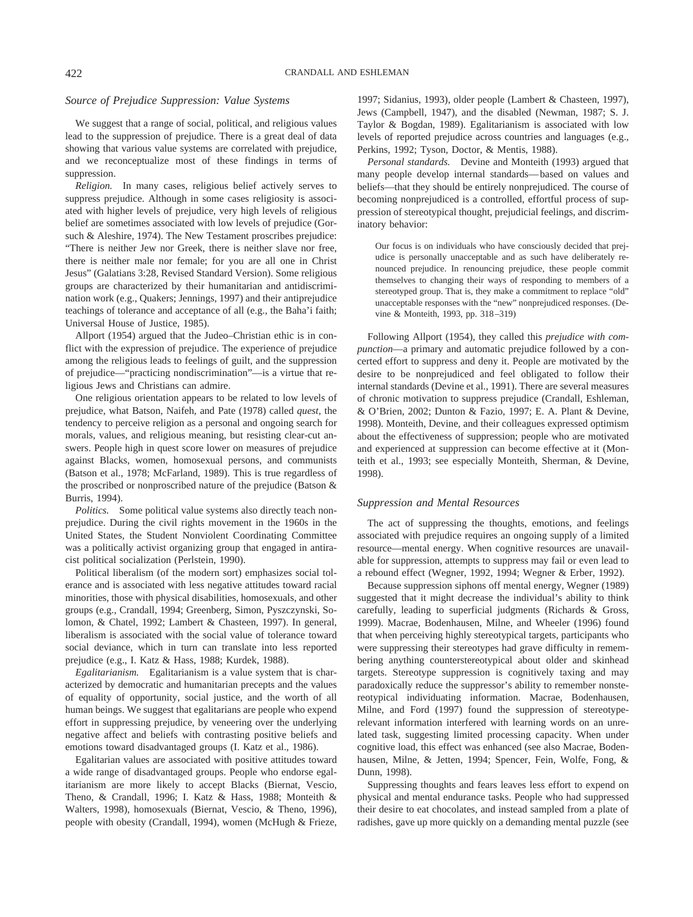### Source of Prejudice Suppression: Value Systems

We suggest that a range of social, political, and religious values lead to the suppression of prejudice. There is a great deal of data showing that various value systems are correlated with prejudice, and we reconceptualize most of these findings in terms of suppression.

*Religion.* In many cases, religious belief actively serves to suppress prejudice. Although in some cases religiosity is associated with higher levels of prejudice, very high levels of religious belief are sometimes associated with low levels of prejudice (Gorsuch & Aleshire, 1974). The New Testament proscribes prejudice: "There is neither Jew nor Greek, there is neither slave nor free, there is neither male nor female; for you are all one in Christ Jesus" (Galatians 3:28, Revised Standard Version). Some religious groups are characterized by their humanitarian and antidiscrimination work (e.g., Quakers; Jennings, 1997) and their antiprejudice teachings of tolerance and acceptance of all (e.g., the Baha'i faith; Universal House of Justice, 1985).

Allport (1954) argued that the Judeo–Christian ethic is in conflict with the expression of prejudice. The experience of prejudice among the religious leads to feelings of guilt, and the suppression of prejudice—"practicing nondiscrimination"—is a virtue that religious Jews and Christians can admire.

One religious orientation appears to be related to low levels of prejudice, what Batson, Naifeh, and Pate (1978) called *quest*, the tendency to perceive religion as a personal and ongoing search for morals, values, and religious meaning, but resisting clear-cut answers. People high in quest score lower on measures of prejudice against Blacks, women, homosexual persons, and communists (Batson et al., 1978; McFarland, 1989). This is true regardless of the proscribed or nonproscribed nature of the prejudice (Batson & Burris, 1994).

*Politics.* Some political value systems also directly teach nonprejudice. During the civil rights movement in the 1960s in the United States, the Student Nonviolent Coordinating Committee was a politically activist organizing group that engaged in antiracist political socialization (Perlstein, 1990).

Political liberalism (of the modern sort) emphasizes social tolerance and is associated with less negative attitudes toward racial minorities, those with physical disabilities, homosexuals, and other groups (e.g., Crandall, 1994; Greenberg, Simon, Pyszczynski, Solomon, & Chatel, 1992; Lambert & Chasteen, 1997). In general, liberalism is associated with the social value of tolerance toward social deviance, which in turn can translate into less reported prejudice (e.g., I. Katz & Hass, 1988; Kurdek, 1988).

*Egalitarianism.* Egalitarianism is a value system that is characterized by democratic and humanitarian precepts and the values of equality of opportunity, social justice, and the worth of all human beings. We suggest that egalitarians are people who expend effort in suppressing prejudice, by veneering over the underlying negative affect and beliefs with contrasting positive beliefs and emotions toward disadvantaged groups (I. Katz et al., 1986).

Egalitarian values are associated with positive attitudes toward a wide range of disadvantaged groups. People who endorse egalitarianism are more likely to accept Blacks (Biernat, Vescio, Theno, & Crandall, 1996; I. Katz & Hass, 1988; Monteith & Walters, 1998), homosexuals (Biernat, Vescio, & Theno, 1996), people with obesity (Crandall, 1994), women (McHugh & Frieze, 1997; Sidanius, 1993), older people (Lambert & Chasteen, 1997), Jews (Campbell, 1947), and the disabled (Newman, 1987; S. J. Taylor & Bogdan, 1989). Egalitarianism is associated with low levels of reported prejudice across countries and languages (e.g., Perkins, 1992; Tyson, Doctor, & Mentis, 1988).

*Personal standards.* Devine and Monteith (1993) argued that many people develop internal standards—based on values and beliefs—that they should be entirely nonprejudiced. The course of becoming nonprejudiced is a controlled, effortful process of suppression of stereotypical thought, prejudicial feelings, and discriminatory behavior:

> Our focus is on individuals who have consciously decided that prejudice is personally unacceptable and as such have deliberately renounced prejudice. In renouncing prejudice, these people commit themselves to changing their ways of responding to members of a stereotyped group. That is, they make a commitment to replace "old" unacceptable responses with the "new" nonprejudiced responses. (Devine & Monteith, 1993, pp. 318–319)

Following Allport (1954), they called this *prejudice with compunction*—a primary and automatic prejudice followed by a concerted effort to suppress and deny it. People are motivated by the desire to be nonprejudiced and feel obligated to follow their internal standards (Devine et al., 1991). There are several measures of chronic motivation to suppress prejudice (Crandall, Eshleman, & O'Brien, 2002; Dunton & Fazio, 1997; E. A. Plant & Devine, 1998). Monteith, Devine, and their colleagues expressed optimism about the effectiveness of suppression; people who are motivated and experienced at suppression can become effective at it (Monteith et al., 1993; see especially Monteith, Sherman, & Devine, 1998).

### Suppression and Mental Resources

The act of suppressing the thoughts, emotions, and feelings associated with prejudice requires an ongoing supply of a limited resource—mental energy. When cognitive resources are unavailable for suppression, attempts to suppress may fail or even lead to a rebound effect (Wegner, 1992, 1994; Wegner & Erber, 1992).

Because suppression siphons off mental energy, Wegner (1989) suggested that it might decrease the individual's ability to think carefully, leading to superficial judgments (Richards & Gross, 1999). Macrae, Bodenhausen, Milne, and Wheeler (1996) found that when perceiving highly stereotypical targets, participants who were suppressing their stereotypes had grave difficulty in remembering anything counterstereotypical about older and skinhead targets. Stereotype suppression is cognitively taxing and may paradoxically reduce the suppressor's ability to remember nonstereotypical individuating information. Macrae, Bodenhausen, Milne, and Ford (1997) found the suppression of stereotype-relevant information interfered with learning words on an unrelated task, suggesting limited processing capacity. When under cognitive load, this effect was enhanced (see also Macrae, Bodenhausen, Milne, & Jetten, 1994; Spencer, Fein, Wolfe, Fong, & Dunn, 1998).

Suppressing thoughts and fears leaves less effort to expend on physical and mental endurance tasks. People who had suppressed their desire to eat chocolates, and instead sampled from a plate of radishes, gave up more quickly on a demanding mental puzzle (see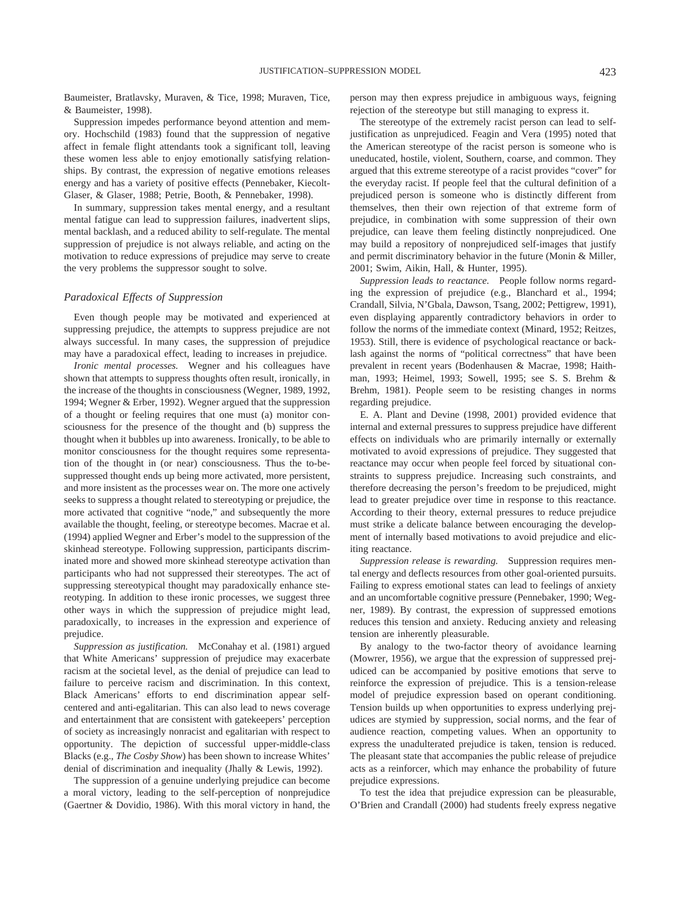Baumeister, Bratlavsky, Muraven, & Tice, 1998; Muraven, Tice, & Baumeister, 1998).

Suppression impedes performance beyond attention and memory. Hochschild (1983) found that the suppression of negative affect in female flight attendants took a significant toll, leaving these women less able to enjoy emotionally satisfying relationships. By contrast, the expression of negative emotions releases energy and has a variety of positive effects (Pennebaker, Kiecolt-Glaser, & Glaser, 1988; Petrie, Booth, & Pennebaker, 1998).

In summary, suppression takes mental energy, and a resultant mental fatigue can lead to suppression failures, inadvertent slips, mental backlash, and a reduced ability to self-regulate. The mental suppression of prejudice is not always reliable, and acting on the motivation to reduce expressions of prejudice may serve to create the very problems the suppressor sought to solve.

### *Paradoxical Effects of Suppression*

Even though people may be motivated and experienced at suppressing prejudice, the attempts to suppress prejudice are not always successful. In many cases, the suppression of prejudice may have a paradoxical effect, leading to increases in prejudice.

*Ironic mental processes.* Wegner and his colleagues have shown that attempts to suppress thoughts often result, ironically, in the increase of the thoughts in consciousness (Wegner, 1989, 1992, 1994; Wegner & Erber, 1992). Wegner argued that the suppression of a thought or feeling requires that one must (a) monitor consciousness for the presence of the thought and (b) suppress the thought when it bubbles up into awareness. Ironically, to be able to monitor consciousness for the thought requires some representation of the thought in (or near) consciousness. Thus the to-be-suppressed thought ends up being more activated, more persistent, and more insistent as the processes wear on. The more one actively seeks to suppress a thought related to stereotyping or prejudice, the more activated that cognitive "node," and subsequently the more available the thought, feeling, or stereotype becomes. Macrae et al. (1994) applied Wegner and Erber's model to the suppression of the skinhead stereotype. Following suppression, participants discriminated more and showed more skinhead stereotype activation than participants who had not suppressed their stereotypes. The act of suppressing stereotypical thought may paradoxically enhance stereotyping. In addition to these ironic processes, we suggest three other ways in which the suppression of prejudice might lead, paradoxically, to increases in the expression and experience of prejudice.

*Suppression as justification.* McConahay et al. (1981) argued that White Americans' suppression of prejudice may exacerbate racism at the societal level, as the denial of prejudice can lead to failure to perceive racism and discrimination. In this context, Black Americans' efforts to end discrimination appear self-centered and anti-egalitarian. This can also lead to news coverage and entertainment that are consistent with gatekeepers' perception of society as increasingly nonracist and egalitarian with respect to opportunity. The depiction of successful upper-middle-class Blacks (e.g., *The Cosby Show*) has been shown to increase Whites' denial of discrimination and inequality (Jhally & Lewis, 1992).

The suppression of a genuine underlying prejudice can become a moral victory, leading to the self-perception of nonprejudice (Gaertner & Dovidio, 1986). With this moral victory in hand, the person may then express prejudice in ambiguous ways, feigning rejection of the stereotype but still managing to express it.

The stereotype of the extremely racist person can lead to self-justification as unprejudiced. Feagin and Vera (1995) noted that the American stereotype of the racist person is someone who is uneducated, hostile, violent, Southern, coarse, and common. They argued that this extreme stereotype of a racist provides "cover" for the everyday racist. If people feel that the cultural definition of a prejudiced person is someone who is distinctly different from themselves, then their own rejection of that extreme form of prejudice, in combination with some suppression of their own prejudice, can leave them feeling distinctly nonprejudiced. One may build a repository of nonprejudiced self-images that justify and permit discriminatory behavior in the future (Monin & Miller, 2001; Swim, Aikin, Hall, & Hunter, 1995).

*Suppression leads to reactance.* People follow norms regarding the expression of prejudice (e.g., Blanchard et al., 1994; Crandall, Silvia, N'Gbala, Dawson, Tsang, 2002; Pettigrew, 1991), even displaying apparently contradictory behaviors in order to follow the norms of the immediate context (Minard, 1952; Reitzes, 1953). Still, there is evidence of psychological reactance or backlash against the norms of "political correctness" that have been prevalent in recent years (Bodenhausen & Macrae, 1998; Haithman, 1993; Heimel, 1993; Sowell, 1995; see S. S. Brehm & Brehm, 1981). People seem to be resisting changes in norms regarding prejudice.

E. A. Plant and Devine (1998, 2001) provided evidence that internal and external pressures to suppress prejudice have different effects on individuals who are primarily internally or externally motivated to avoid expressions of prejudice. They suggested that reactance may occur when people feel forced by situational constraints to suppress prejudice. Increasing such constraints, and therefore decreasing the person's freedom to be prejudiced, might lead to greater prejudice over time in response to this reactance. According to their theory, external pressures to reduce prejudice must strike a delicate balance between encouraging the development of internally based motivations to avoid prejudice and eliciting reactance.

*Suppression release is rewarding.* Suppression requires mental energy and deflects resources from other goal-oriented pursuits. Failing to express emotional states can lead to feelings of anxiety and an uncomfortable cognitive pressure (Pennebaker, 1990; Wegner, 1989). By contrast, the expression of suppressed emotions reduces this tension and anxiety. Reducing anxiety and releasing tension are inherently pleasurable.

By analogy to the two-factor theory of avoidance learning (Mowrer, 1956), we argue that the expression of suppressed prejudiced can be accompanied by positive emotions that serve to reinforce the expression of prejudice. This is a tension-release model of prejudice expression based on operant conditioning. Tension builds up when opportunities to express underlying prejudices are stymied by suppression, social norms, and the fear of audience reaction, competing values. When an opportunity to express the unadulterated prejudice is taken, tension is reduced. The pleasant state that accompanies the public release of prejudice acts as a reinforcer, which may enhance the probability of future prejudice expressions.

To test the idea that prejudice expression can be pleasurable, O'Brien and Crandall (2000) had students freely express negative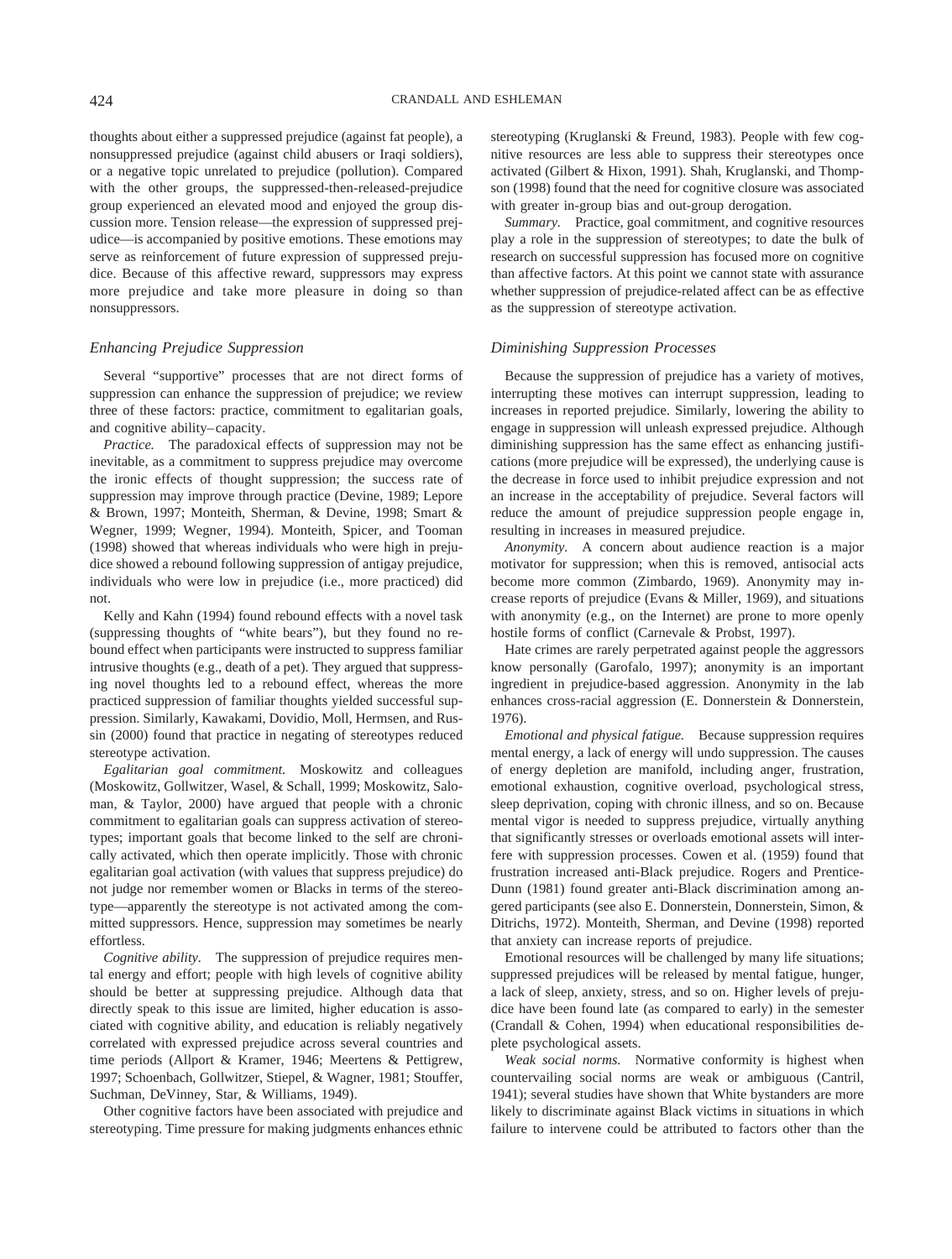thoughts about either a suppressed prejudice (against fat people), a nonsuppressed prejudice (against child abusers or Iraqi soldiers), or a negative topic unrelated to prejudice (pollution). Compared with the other groups, the suppressed-then-released-prejudice group experienced an elevated mood and enjoyed the group discussion more. Tension release—the expression of suppressed prejudice—is accompanied by positive emotions. These emotions may serve as reinforcement of future expression of suppressed prejudice. Because of this affective reward, suppressors may express more prejudice and take more pleasure in doing so than nonsuppressors.

### Enhancing Prejudice Suppression

Several "supportive" processes that are not direct forms of suppression can enhance the suppression of prejudice; we review three of these factors: practice, commitment to egalitarian goals, and cognitive ability–capacity.

*Practice.* The paradoxical effects of suppression may not be inevitable, as a commitment to suppress prejudice may overcome the ironic effects of thought suppression; the success rate of suppression may improve through practice (Devine, 1989; Lepore & Brown, 1997; Monteith, Sherman, & Devine, 1998; Smart & Wegner, 1999; Wegner, 1994). Monteith, Spicer, and Tooman (1998) showed that whereas individuals who were high in prejudice showed a rebound following suppression of antigay prejudice, individuals who were low in prejudice (i.e., more practiced) did not.

Kelly and Kahn (1994) found rebound effects with a novel task (suppressing thoughts of "white bears"), but they found no rebound effect when participants were instructed to suppress familiar intrusive thoughts (e.g., death of a pet). They argued that suppressing novel thoughts led to a rebound effect, whereas the more practiced suppression of familiar thoughts yielded successful suppression. Similarly, Kawakami, Dovidio, Moll, Hermsen, and Russin (2000) found that practice in negating of stereotypes reduced stereotype activation.

*Egalitarian goal commitment.* Moskowitz and colleagues (Moskowitz, Gollwitzer, Wasel, & Schall, 1999; Moskowitz, Saloman, & Taylor, 2000) have argued that people with a chronic commitment to egalitarian goals can suppress activation of stereotypes; important goals that become linked to the self are chronically activated, which then operate implicitly. Those with chronic egalitarian goal activation (with values that suppress prejudice) do not judge nor remember women or Blacks in terms of the stereotype—apparently the stereotype is not activated among the committed suppressors. Hence, suppression may sometimes be nearly effortless.

*Cognitive ability.* The suppression of prejudice requires mental energy and effort; people with high levels of cognitive ability should be better at suppressing prejudice. Although data that directly speak to this issue are limited, higher education is associated with cognitive ability, and education is reliably negatively correlated with expressed prejudice across several countries and time periods (Allport & Kramer, 1946; Meertens & Pettigrew, 1997; Schoenbach, Gollwitzer, Stiepel, & Wagner, 1981; Stouffer, Suchman, DeVinney, Star, & Williams, 1949).

Other cognitive factors have been associated with prejudice and stereotyping. Time pressure for making judgments enhances ethnic stereotyping (Kruglanski & Freund, 1983). People with few cognitive resources are less able to suppress their stereotypes once activated (Gilbert & Hixon, 1991). Shah, Kruglanski, and Thompson (1998) found that the need for cognitive closure was associated with greater in-group bias and out-group derogation.

*Summary.* Practice, goal commitment, and cognitive resources play a role in the suppression of stereotypes; to date the bulk of research on successful suppression has focused more on cognitive than affective factors. At this point we cannot state with assurance whether suppression of prejudice-related affect can be as effective as the suppression of stereotype activation.

### Diminishing Suppression Processes

Because the suppression of prejudice has a variety of motives, interrupting these motives can interrupt suppression, leading to increases in reported prejudice. Similarly, lowering the ability to engage in suppression will unleash expressed prejudice. Although diminishing suppression has the same effect as enhancing justifications (more prejudice will be expressed), the underlying cause is the decrease in force used to inhibit prejudice expression and not an increase in the acceptability of prejudice. Several factors will reduce the amount of prejudice suppression people engage in, resulting in increases in measured prejudice.

*Anonymity.* A concern about audience reaction is a major motivator for suppression; when this is removed, antisocial acts become more common (Zimbardo, 1969). Anonymity may increase reports of prejudice (Evans & Miller, 1969), and situations with anonymity (e.g., on the Internet) are prone to more openly hostile forms of conflict (Carnevale & Probst, 1997).

Hate crimes are rarely perpetrated against people the aggressors know personally (Garofalo, 1997); anonymity is an important ingredient in prejudice-based aggression. Anonymity in the lab enhances cross-racial aggression (E. Donnerstein & Donnerstein, 1976).

*Emotional and physical fatigue.* Because suppression requires mental energy, a lack of energy will undo suppression. The causes of energy depletion are manifold, including anger, frustration, emotional exhaustion, cognitive overload, psychological stress, sleep deprivation, coping with chronic illness, and so on. Because mental vigor is needed to suppress prejudice, virtually anything that significantly stresses or overloads emotional assets will interfere with suppression processes. Cowen et al. (1959) found that frustration increased anti-Black prejudice. Rogers and Prentice-Dunn (1981) found greater anti-Black discrimination among angered participants (see also E. Donnerstein, Donnerstein, Simon, & Ditrichs, 1972). Monteith, Sherman, and Devine (1998) reported that anxiety can increase reports of prejudice.

Emotional resources will be challenged by many life situations; suppressed prejudices will be released by mental fatigue, hunger, a lack of sleep, anxiety, stress, and so on. Higher levels of prejudice have been found late (as compared to early) in the semester (Crandall & Cohen, 1994) when educational responsibilities deplete psychological assets.

*Weak social norms.* Normative conformity is highest when countervailing social norms are weak or ambiguous (Cantril, 1941); several studies have shown that White bystanders are more likely to discriminate against Black victims in situations in which failure to intervene could be attributed to factors other than the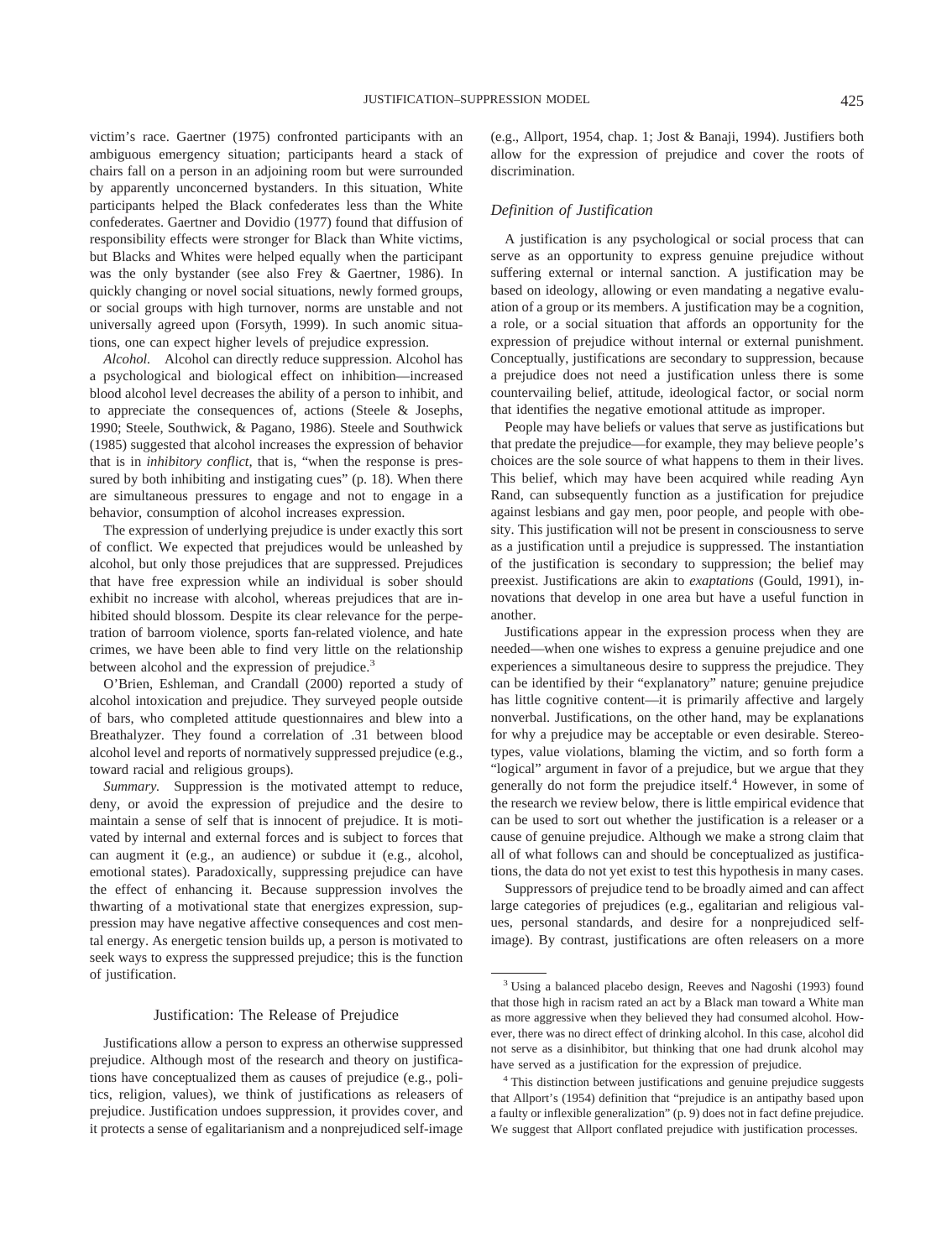victim's race. Gaertner (1975) confronted participants with an ambiguous emergency situation; participants heard a stack of chairs fall on a person in an adjoining room but were surrounded by apparently unconcerned bystanders. In this situation, White participants helped the Black confederates less than the White confederates. Gaertner and Dovidio (1977) found that diffusion of responsibility effects were stronger for Black than White victims, but Blacks and Whites were helped equally when the participant was the only bystander (see also Frey & Gaertner, 1986). In quickly changing or novel social situations, newly formed groups, or social groups with high turnover, norms are unstable and not universally agreed upon (Forsyth, 1999). In such anomic situations, one can expect higher levels of prejudice expression.

*Alcohol.* Alcohol can directly reduce suppression. Alcohol has a psychological and biological effect on inhibition—increased blood alcohol level decreases the ability of a person to inhibit, and to appreciate the consequences of, actions (Steele & Josephs, 1990; Steele, Southwick, & Pagano, 1986). Steele and Southwick (1985) suggested that alcohol increases the expression of behavior that is in *inhibitory conflict*, that is, "when the response is pressured by both inhibiting and instigating cues" (p. 18). When there are simultaneous pressures to engage and not to engage in a behavior, consumption of alcohol increases expression.

The expression of underlying prejudice is under exactly this sort of conflict. We expected that prejudices would be unleashed by alcohol, but only those prejudices that are suppressed. Prejudices that have free expression while an individual is sober should exhibit no increase with alcohol, whereas prejudices that are inhibited should blossom. Despite its clear relevance for the perpetration of barroom violence, sports fan-related violence, and hate crimes, we have been able to find very little on the relationship between alcohol and the expression of prejudice.[3]

O'Brien, Eshleman, and Crandall (2000) reported a study of alcohol intoxication and prejudice. They surveyed people outside of bars, who completed attitude questionnaires and blew into a Breathalyzer. They found a correlation of .31 between blood alcohol level and reports of normatively suppressed prejudice (e.g., toward racial and religious groups).

*Summary.* Suppression is the motivated attempt to reduce, deny, or avoid the expression of prejudice and the desire to maintain a sense of self that is innocent of prejudice. It is motivated by internal and external forces and is subject to forces that can augment it (e.g., an audience) or subdue it (e.g., alcohol, emotional states). Paradoxically, suppressing prejudice can have the effect of enhancing it. Because suppression involves the thwarting of a motivational state that energizes expression, suppression may have negative affective consequences and cost mental energy. As energetic tension builds up, a person is motivated to seek ways to express the suppressed prejudice; this is the function of justification.

## Justification: The Release of Prejudice

Justifications allow a person to express an otherwise suppressed prejudice. Although most of the research and theory on justifications have conceptualized them as causes of prejudice (e.g., politics, religion, values), we think of justifications as releasers of prejudice. Justification undoes suppression, it provides cover, and it protects a sense of egalitarianism and a nonprejudiced self-image (e.g., Allport, 1954, chap. 1; Jost & Banaji, 1994). Justifiers both allow for the expression of prejudice and cover the roots of discrimination.

### *Definition of Justification*

A justification is any psychological or social process that can serve as an opportunity to express genuine prejudice without suffering external or internal sanction. A justification may be based on ideology, allowing or even mandating a negative evaluation of a group or its members. A justification may be a cognition, a role, or a social situation that affords an opportunity for the expression of prejudice without internal or external punishment. Conceptually, justifications are secondary to suppression, because a prejudice does not need a justification unless there is some countervailing belief, attitude, ideological factor, or social norm that identifies the negative emotional attitude as improper.

People may have beliefs or values that serve as justifications but that predate the prejudice—for example, they may believe people's choices are the sole source of what happens to them in their lives. This belief, which may have been acquired while reading Ayn Rand, can subsequently function as a justification for prejudice against lesbians and gay men, poor people, and people with obesity. This justification will not be present in consciousness to serve as a justification until a prejudice is suppressed. The instantiation of the justification is secondary to suppression; the belief may preexist. Justifications are akin to *exaptations* (Gould, 1991), innovations that develop in one area but have a useful function in another.

Justifications appear in the expression process when they are needed—when one wishes to express a genuine prejudice and one experiences a simultaneous desire to suppress the prejudice. They can be identified by their "explanatory" nature; genuine prejudice has little cognitive content—it is primarily affective and largely nonverbal. Justifications, on the other hand, may be explanations for why a prejudice may be acceptable or even desirable. Stereotypes, value violations, blaming the victim, and so forth form a "logical" argument in favor of a prejudice, but we argue that they generally do not form the prejudice itself.[4] However, in some of the research we review below, there is little empirical evidence that can be used to sort out whether the justification is a releaser or a cause of genuine prejudice. Although we make a strong claim that all of what follows can and should be conceptualized as justifications, the data do not yet exist to test this hypothesis in many cases.

Suppressors of prejudice tend to be broadly aimed and can affect large categories of prejudices (e.g., egalitarian and religious values, personal standards, and desire for a nonprejudiced self-image). By contrast, justifications are often releasers on a more

[3] Using a balanced placebo design, Reeves and Nagoshi (1993) found that those high in racism rated an act by a Black man toward a White man as more aggressive when they believed they had consumed alcohol. However, there was no direct effect of drinking alcohol. In this case, alcohol did not serve as a disinhibitor, but thinking that one had drunk alcohol may have served as a justification for the expression of prejudice.

[4] This distinction between justifications and genuine prejudice suggests that Allport's (1954) definition that "prejudice is an antipathy based upon a faulty or inflexible generalization" (p. 9) does not in fact define prejudice. We suggest that Allport conflated prejudice with justification processes.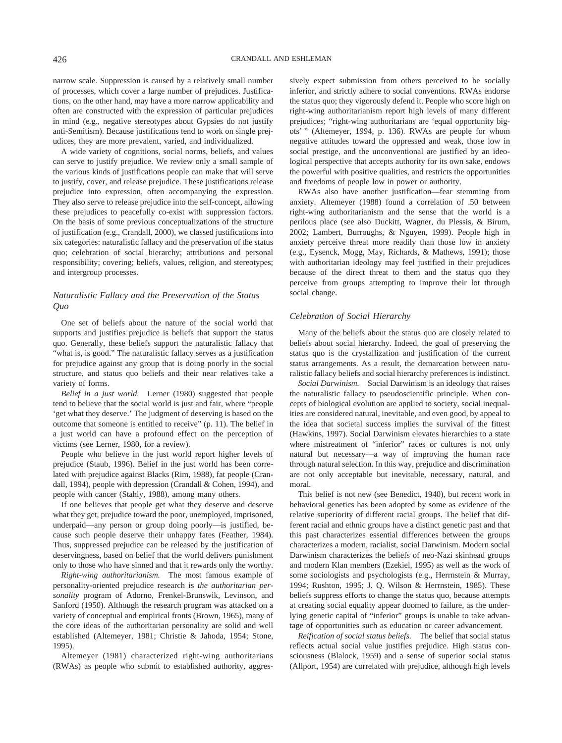narrow scale. Suppression is caused by a relatively small number of processes, which cover a large number of prejudices. Justifications, on the other hand, may have a more narrow applicability and often are constructed with the expression of particular prejudices in mind (e.g., negative stereotypes about Gypsies do not justify anti-Semitism). Because justifications tend to work on single prejudices, they are more prevalent, varied, and individualized.

A wide variety of cognitions, social norms, beliefs, and values can serve to justify prejudice. We review only a small sample of the various kinds of justifications people can make that will serve to justify, cover, and release prejudice. These justifications release prejudice into expression, often accompanying the expression. They also serve to release prejudice into the self-concept, allowing these prejudices to peacefully co-exist with suppression factors. On the basis of some previous conceptualizations of the structure of justification (e.g., Crandall, 2000), we classed justifications into six categories: naturalistic fallacy and the preservation of the status quo; celebration of social hierarchy; attributions and personal responsibility; covering; beliefs, values, religion, and stereotypes; and intergroup processes.

### *Naturalistic Fallacy and the Preservation of the Status Quo*

One set of beliefs about the nature of the social world that supports and justifies prejudice is beliefs that support the status quo. Generally, these beliefs support the naturalistic fallacy that "what is, is good." The naturalistic fallacy serves as a justification for prejudice against any group that is doing poorly in the social structure, and status quo beliefs and their near relatives take a variety of forms.

*Belief in a just world.* Lerner (1980) suggested that people tend to believe that the social world is just and fair, where "people 'get what they deserve.' The judgment of deserving is based on the outcome that someone is entitled to receive" (p. 11). The belief in a just world can have a profound effect on the perception of victims (see Lerner, 1980, for a review).

People who believe in the just world report higher levels of prejudice (Staub, 1996). Belief in the just world has been correlated with prejudice against Blacks (Rim, 1988), fat people (Crandall, 1994), people with depression (Crandall & Cohen, 1994), and people with cancer (Stahly, 1988), among many others.

If one believes that people get what they deserve and deserve what they get, prejudice toward the poor, unemployed, imprisoned, underpaid—any person or group doing poorly—is justified, because such people deserve their unhappy fates (Feather, 1984). Thus, suppressed prejudice can be released by the justification of deservingness, based on belief that the world delivers punishment only to those who have sinned and that it rewards only the worthy.

*Right-wing authoritarianism.* The most famous example of personality-oriented prejudice research is *the authoritarian personality* program of Adorno, Frenkel-Brunswik, Levinson, and Sanford (1950). Although the research program was attacked on a variety of conceptual and empirical fronts (Brown, 1965), many of the core ideas of the authoritarian personality are solid and well established (Altemeyer, 1981; Christie & Jahoda, 1954; Stone, 1995).

Altemeyer (1981) characterized right-wing authoritarians (RWAs) as people who submit to established authority, aggressively expect submission from others perceived to be socially inferior, and strictly adhere to social conventions. RWAs endorse the status quo; they vigorously defend it. People who score high on right-wing authoritarianism report high levels of many different prejudices; "right-wing authoritarians are 'equal opportunity bigots' " (Altemeyer, 1994, p. 136). RWAs are people for whom negative attitudes toward the oppressed and weak, those low in social prestige, and the unconventional are justified by an ideological perspective that accepts authority for its own sake, endows the powerful with positive qualities, and restricts the opportunities and freedoms of people low in power or authority.

RWAs also have another justification—fear stemming from anxiety. Altemeyer (1988) found a correlation of .50 between right-wing authoritarianism and the sense that the world is a perilous place (see also Duckitt, Wagner, du Plessis, & Birum, 2002; Lambert, Burroughs, & Nguyen, 1999). People high in anxiety perceive threat more readily than those low in anxiety (e.g., Eysenck, Mogg, May, Richards, & Mathews, 1991); those with authoritarian ideology may feel justified in their prejudices because of the direct threat to them and the status quo they perceive from groups attempting to improve their lot through social change.

### *Celebration of Social Hierarchy*

Many of the beliefs about the status quo are closely related to beliefs about social hierarchy. Indeed, the goal of preserving the status quo is the crystallization and justification of the current status arrangements. As a result, the demarcation between naturalistic fallacy beliefs and social hierarchy preferences is indistinct.

*Social Darwinism.* Social Darwinism is an ideology that raises the naturalistic fallacy to pseudoscientific principle. When concepts of biological evolution are applied to society, social inequalities are considered natural, inevitable, and even good, by appeal to the idea that societal success implies the survival of the fittest (Hawkins, 1997). Social Darwinism elevates hierarchies to a state where mistreatment of "inferior" races or cultures is not only natural but necessary—a way of improving the human race through natural selection. In this way, prejudice and discrimination are not only acceptable but inevitable, necessary, natural, and moral.

This belief is not new (see Benedict, 1940), but recent work in behavioral genetics has been adopted by some as evidence of the relative superiority of different racial groups. The belief that different racial and ethnic groups have a distinct genetic past and that this past characterizes essential differences between the groups characterizes a modern, racialist, social Darwinism. Modern social Darwinism characterizes the beliefs of neo-Nazi skinhead groups and modern Klan members (Ezekiel, 1995) as well as the work of some sociologists and psychologists (e.g., Herrnstein & Murray, 1994; Rushton, 1995; J. Q. Wilson & Herrnstein, 1985). These beliefs suppress efforts to change the status quo, because attempts at creating social equality appear doomed to failure, as the underlying genetic capital of "inferior" groups is unable to take advantage of opportunities such as education or career advancement.

*Reification of social status beliefs.* The belief that social status reflects actual social value justifies prejudice. High status consciousness (Blalock, 1959) and a sense of superior social status (Allport, 1954) are correlated with prejudice, although high levels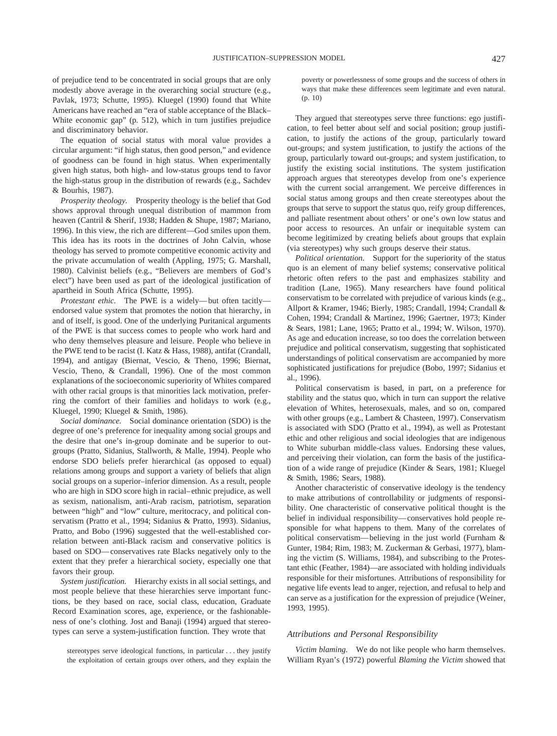of prejudice tend to be concentrated in social groups that are only modestly above average in the overarching social structure (e.g., Pavlak, 1973; Schutte, 1995). Kluegel (1990) found that White Americans have reached an "era of stable acceptance of the Black–White economic gap" (p. 512), which in turn justifies prejudice and discriminatory behavior.

The equation of social status with moral value provides a circular argument: "if high status, then good person," and evidence of goodness can be found in high status. When experimentally given high status, both high- and low-status groups tend to favor the high-status group in the distribution of rewards (e.g., Sachdev & Bourhis, 1987).

*Prosperity theology.* Prosperity theology is the belief that God shows approval through unequal distribution of mammon from heaven (Cantril & Sherif, 1938; Hadden & Shupe, 1987; Mariano, 1996). In this view, the rich are different—God smiles upon them. This idea has its roots in the doctrines of John Calvin, whose theology has served to promote competitive economic activity and the private accumulation of wealth (Appling, 1975; G. Marshall, 1980). Calvinist beliefs (e.g., "Believers are members of God's elect") have been used as part of the ideological justification of apartheid in South Africa (Schutte, 1995).

*Protestant ethic.* The PWE is a widely—but often tacitly—endorsed value system that promotes the notion that hierarchy, in and of itself, is good. One of the underlying Puritanical arguments of the PWE is that success comes to people who work hard and who deny themselves pleasure and leisure. People who believe in the PWE tend to be racist (I. Katz & Hass, 1988), antifat (Crandall, 1994), and antigay (Biernat, Vescio, & Theno, 1996; Biernat, Vescio, Theno, & Crandall, 1996). One of the most common explanations of the socioeconomic superiority of Whites compared with other racial groups is that minorities lack motivation, preferring the comfort of their families and holidays to work (e.g., Kluegel, 1990; Kluegel & Smith, 1986).

*Social dominance.* Social dominance orientation (SDO) is the degree of one's preference for inequality among social groups and the desire that one's in-group dominate and be superior to out-groups (Pratto, Sidanius, Stallworth, & Malle, 1994). People who endorse SDO beliefs prefer hierarchical (as opposed to equal) relations among groups and support a variety of beliefs that align social groups on a superior–inferior dimension. As a result, people who are high in SDO score high in racial–ethnic prejudice, as well as sexism, nationalism, anti-Arab racism, patriotism, separation between "high" and "low" culture, meritocracy, and political conservatism (Pratto et al., 1994; Sidanius & Pratto, 1993). Sidanius, Pratto, and Bobo (1996) suggested that the well-established correlation between anti-Black racism and conservative politics is based on SDO—conservatives rate Blacks negatively only to the extent that they prefer a hierarchical society, especially one that favors their group.

*System justification.* Hierarchy exists in all social settings, and most people believe that these hierarchies serve important functions, be they based on race, social class, education, Graduate Record Examination scores, age, experience, or the fashionableness of one's clothing. Jost and Banaji (1994) argued that stereotypes can serve a system-justification function. They wrote that

> stereotypes serve ideological functions, in particular . . . they justify the exploitation of certain groups over others, and they explain the poverty or powerlessness of some groups and the success of others in ways that make these differences seem legitimate and even natural. (p. 10)

They argued that stereotypes serve three functions: ego justification, to feel better about self and social position; group justification, to justify the actions of the group, particularly toward out-groups; and system justification, to justify the actions of the group, particularly toward out-groups; and system justification, to justify the existing social institutions. The system justification approach argues that stereotypes develop from one's experience with the current social arrangement. We perceive differences in social status among groups and then create stereotypes about the groups that serve to support the status quo, reify group differences, and palliate resentment about others' or one's own low status and poor access to resources. An unfair or inequitable system can become legitimized by creating beliefs about groups that explain (via stereotypes) why such groups deserve their status.

*Political orientation.* Support for the superiority of the status quo is an element of many belief systems; conservative political rhetoric often refers to the past and emphasizes stability and tradition (Lane, 1965). Many researchers have found political conservatism to be correlated with prejudice of various kinds (e.g., Allport & Kramer, 1946; Bierly, 1985; Crandall, 1994; Crandall & Cohen, 1994; Crandall & Martinez, 1996; Gaertner, 1973; Kinder & Sears, 1981; Lane, 1965; Pratto et al., 1994; W. Wilson, 1970). As age and education increase, so too does the correlation between prejudice and political conservatism, suggesting that sophisticated understandings of political conservatism are accompanied by more sophisticated justifications for prejudice (Bobo, 1997; Sidanius et al., 1996).

Political conservatism is based, in part, on a preference for stability and the status quo, which in turn can support the relative elevation of Whites, heterosexuals, males, and so on, compared with other groups (e.g., Lambert & Chasteen, 1997). Conservatism is associated with SDO (Pratto et al., 1994), as well as Protestant ethic and other religious and social ideologies that are indigenous to White suburban middle-class values. Endorsing these values, and perceiving their violation, can form the basis of the justification of a wide range of prejudice (Kinder & Sears, 1981; Kluegel & Smith, 1986; Sears, 1988).

Another characteristic of conservative ideology is the tendency to make attributions of controllability or judgments of responsibility. One characteristic of conservative political thought is the belief in individual responsibility—conservatives hold people responsible for what happens to them. Many of the correlates of political conservatism—believing in the just world (Furnham & Gunter, 1984; Rim, 1983; M. Zuckerman & Gerbasi, 1977), blaming the victim (S. Williams, 1984), and subscribing to the Protestant ethic (Feather, 1984)—are associated with holding individuals responsible for their misfortunes. Attributions of responsibility for negative life events lead to anger, rejection, and refusal to help and can serve as a justification for the expression of prejudice (Weiner, 1993, 1995).

### Attributions and Personal Responsibility

*Victim blaming.* We do not like people who harm themselves. William Ryan's (1972) powerful *Blaming the Victim* showed that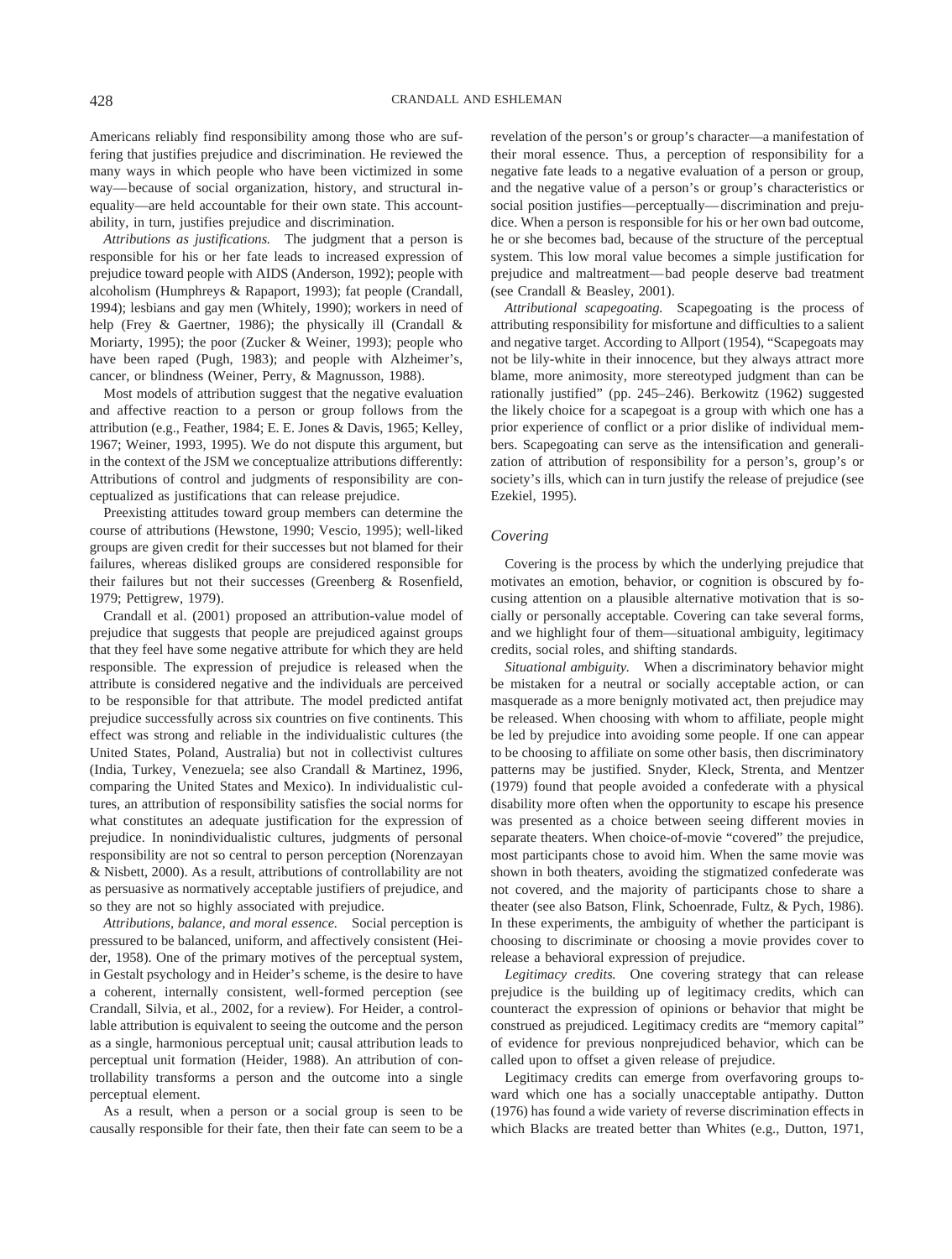Americans reliably find responsibility among those who are suffering that justifies prejudice and discrimination. He reviewed the many ways in which people who have been victimized in some way—because of social organization, history, and structural inequality—are held accountable for their own state. This accountability, in turn, justifies prejudice and discrimination.

*Attributions as justifications.* The judgment that a person is responsible for his or her fate leads to increased expression of prejudice toward people with AIDS (Anderson, 1992); people with alcoholism (Humphreys & Rapaport, 1993); fat people (Crandall, 1994); lesbians and gay men (Whitely, 1990); workers in need of help (Frey & Gaertner, 1986); the physically ill (Crandall & Moriarty, 1995); the poor (Zucker & Weiner, 1993); people who have been raped (Pugh, 1983); and people with Alzheimer's, cancer, or blindness (Weiner, Perry, & Magnusson, 1988).

Most models of attribution suggest that the negative evaluation and affective reaction to a person or group follows from the attribution (e.g., Feather, 1984; E. E. Jones & Davis, 1965; Kelley, 1967; Weiner, 1993, 1995). We do not dispute this argument, but in the context of the JSM we conceptualize attributions differently: Attributions of control and judgments of responsibility are conceptualized as justifications that can release prejudice.

Preexisting attitudes toward group members can determine the course of attributions (Hewstone, 1990; Vescio, 1995); well-liked groups are given credit for their successes but not blamed for their failures, whereas disliked groups are considered responsible for their failures but not their successes (Greenberg & Rosenfield, 1979; Pettigrew, 1979).

Crandall et al. (2001) proposed an attribution-value model of prejudice that suggests that people are prejudiced against groups that they feel have some negative attribute for which they are held responsible. The expression of prejudice is released when the attribute is considered negative and the individuals are perceived to be responsible for that attribute. The model predicted antifat prejudice successfully across six countries on five continents. This effect was strong and reliable in the individualistic cultures (the United States, Poland, Australia) but not in collectivist cultures (India, Turkey, Venezuela; see also Crandall & Martinez, 1996, comparing the United States and Mexico). In individualistic cultures, an attribution of responsibility satisfies the social norms for what constitutes an adequate justification for the expression of prejudice. In nonindividualistic cultures, judgments of personal responsibility are not so central to person perception (Norenzayan & Nisbett, 2000). As a result, attributions of controllability are not as persuasive as normatively acceptable justifiers of prejudice, and so they are not so highly associated with prejudice.

*Attributions, balance, and moral essence.* Social perception is pressured to be balanced, uniform, and affectively consistent (Heider, 1958). One of the primary motives of the perceptual system, in Gestalt psychology and in Heider's scheme, is the desire to have a coherent, internally consistent, well-formed perception (see Crandall, Silvia, et al., 2002, for a review). For Heider, a controllable attribution is equivalent to seeing the outcome and the person as a single, harmonious perceptual unit; causal attribution leads to perceptual unit formation (Heider, 1988). An attribution of controllability transforms a person and the outcome into a single perceptual element.

As a result, when a person or a social group is seen to be causally responsible for their fate, then their fate can seem to be a revelation of the person's or group's character—a manifestation of their moral essence. Thus, a perception of responsibility for a negative fate leads to a negative evaluation of a person or group, and the negative value of a person's or group's characteristics or social position justifies—perceptually—discrimination and prejudice. When a person is responsible for his or her own bad outcome, he or she becomes bad, because of the structure of the perceptual system. This low moral value becomes a simple justification for prejudice and maltreatment—bad people deserve bad treatment (see Crandall & Beasley, 2001).

*Attributional scapegoating.* Scapegoating is the process of attributing responsibility for misfortune and difficulties to a salient and negative target. According to Allport (1954), "Scapegoats may not be lily-white in their innocence, but they always attract more blame, more animosity, more stereotyped judgment than can be rationally justified" (pp. 245–246). Berkowitz (1962) suggested the likely choice for a scapegoat is a group with which one has a prior experience of conflict or a prior dislike of individual members. Scapegoating can serve as the intensification and generalization of attribution of responsibility for a person's, group's or society's ills, which can in turn justify the release of prejudice (see Ezekiel, 1995).

### *Covering*

Covering is the process by which the underlying prejudice that motivates an emotion, behavior, or cognition is obscured by focusing attention on a plausible alternative motivation that is socially or personally acceptable. Covering can take several forms, and we highlight four of them—situational ambiguity, legitimacy credits, social roles, and shifting standards.

*Situational ambiguity.* When a discriminatory behavior might be mistaken for a neutral or socially acceptable action, or can masquerade as a more benignly motivated act, then prejudice may be released. When choosing with whom to affiliate, people might be led by prejudice into avoiding some people. If one can appear to be choosing to affiliate on some other basis, then discriminatory patterns may be justified. Snyder, Kleck, Strenta, and Mentzer (1979) found that people avoided a confederate with a physical disability more often when the opportunity to escape his presence was presented as a choice between seeing different movies in separate theaters. When choice-of-movie "covered" the prejudice, most participants chose to avoid him. When the same movie was shown in both theaters, avoiding the stigmatized confederate was not covered, and the majority of participants chose to share a theater (see also Batson, Flink, Schoenrade, Fultz, & Pych, 1986). In these experiments, the ambiguity of whether the participant is choosing to discriminate or choosing a movie provides cover to release a behavioral expression of prejudice.

*Legitimacy credits.* One covering strategy that can release prejudice is the building up of legitimacy credits, which can counteract the expression of opinions or behavior that might be construed as prejudiced. Legitimacy credits are "memory capital" of evidence for previous nonprejudiced behavior, which can be called upon to offset a given release of prejudice.

Legitimacy credits can emerge from overfavoring groups toward which one has a socially unacceptable antipathy. Dutton (1976) has found a wide variety of reverse discrimination effects in which Blacks are treated better than Whites (e.g., Dutton, 1971,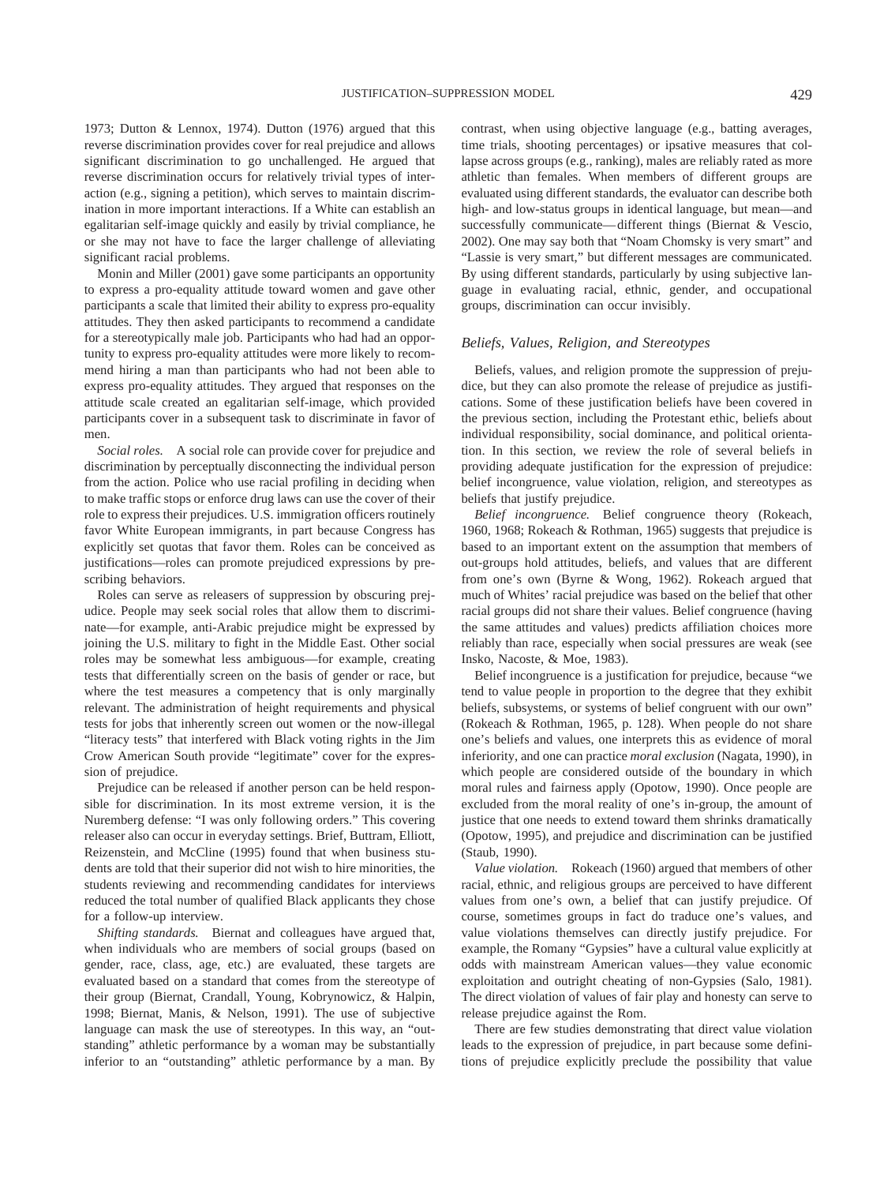1973; Dutton & Lennox, 1974). Dutton (1976) argued that this reverse discrimination provides cover for real prejudice and allows significant discrimination to go unchallenged. He argued that reverse discrimination occurs for relatively trivial types of interaction (e.g., signing a petition), which serves to maintain discrimination in more important interactions. If a White can establish an egalitarian self-image quickly and easily by trivial compliance, he or she may not have to face the larger challenge of alleviating significant racial problems.

Monin and Miller (2001) gave some participants an opportunity to express a pro-equality attitude toward women and gave other participants a scale that limited their ability to express pro-equality attitudes. They then asked participants to recommend a candidate for a stereotypically male job. Participants who had had an opportunity to express pro-equality attitudes were more likely to recommend hiring a man than participants who had not been able to express pro-equality attitudes. They argued that responses on the attitude scale created an egalitarian self-image, which provided participants cover in a subsequent task to discriminate in favor of men.

*Social roles.* A social role can provide cover for prejudice and discrimination by perceptually disconnecting the individual person from the action. Police who use racial profiling in deciding when to make traffic stops or enforce drug laws can use the cover of their role to express their prejudices. U.S. immigration officers routinely favor White European immigrants, in part because Congress has explicitly set quotas that favor them. Roles can be conceived as justifications—roles can promote prejudiced expressions by prescribing behaviors.

Roles can serve as releasers of suppression by obscuring prejudice. People may seek social roles that allow them to discriminate—for example, anti-Arabic prejudice might be expressed by joining the U.S. military to fight in the Middle East. Other social roles may be somewhat less ambiguous—for example, creating tests that differentially screen on the basis of gender or race, but where the test measures a competency that is only marginally relevant. The administration of height requirements and physical tests for jobs that inherently screen out women or the now-illegal "literacy tests" that interfered with Black voting rights in the Jim Crow American South provide "legitimate" cover for the expression of prejudice.

Prejudice can be released if another person can be held responsible for discrimination. In its most extreme version, it is the Nuremberg defense: "I was only following orders." This covering releaser also can occur in everyday settings. Brief, Buttram, Elliott, Reizenstein, and McCline (1995) found that when business students are told that their superior did not wish to hire minorities, the students reviewing and recommending candidates for interviews reduced the total number of qualified Black applicants they chose for a follow-up interview.

*Shifting standards.* Biernat and colleagues have argued that, when individuals who are members of social groups (based on gender, race, class, age, etc.) are evaluated, these targets are evaluated based on a standard that comes from the stereotype of their group (Biernat, Crandall, Young, Kobrynowicz, & Halpin, 1998; Biernat, Manis, & Nelson, 1991). The use of subjective language can mask the use of stereotypes. In this way, an "outstanding" athletic performance by a woman may be substantially inferior to an "outstanding" athletic performance by a man. By contrast, when using objective language (e.g., batting averages, time trials, shooting percentages) or ipsative measures that collapse across groups (e.g., ranking), males are reliably rated as more athletic than females. When members of different groups are evaluated using different standards, the evaluator can describe both high- and low-status groups in identical language, but mean—and successfully communicate—different things (Biernat & Vescio, 2002). One may say both that "Noam Chomsky is very smart" and "Lassie is very smart," but different messages are communicated. By using different standards, particularly by using subjective language in evaluating racial, ethnic, gender, and occupational groups, discrimination can occur invisibly.

### *Beliefs, Values, Religion, and Stereotypes*

Beliefs, values, and religion promote the suppression of prejudice, but they can also promote the release of prejudice as justifications. Some of these justification beliefs have been covered in the previous section, including the Protestant ethic, beliefs about individual responsibility, social dominance, and political orientation. In this section, we review the role of several beliefs in providing adequate justification for the expression of prejudice: belief incongruence, value violation, religion, and stereotypes as beliefs that justify prejudice.

*Belief incongruence.* Belief congruence theory (Rokeach, 1960, 1968; Rokeach & Rothman, 1965) suggests that prejudice is based to an important extent on the assumption that members of out-groups hold attitudes, beliefs, and values that are different from one's own (Byrne & Wong, 1962). Rokeach argued that much of Whites' racial prejudice was based on the belief that other racial groups did not share their values. Belief congruence (having the same attitudes and values) predicts affiliation choices more reliably than race, especially when social pressures are weak (see Insko, Nacoste, & Moe, 1983).

Belief incongruence is a justification for prejudice, because "we tend to value people in proportion to the degree that they exhibit beliefs, subsystems, or systems of belief congruent with our own" (Rokeach & Rothman, 1965, p. 128). When people do not share one's beliefs and values, one interprets this as evidence of moral inferiority, and one can practice *moral exclusion* (Nagata, 1990), in which people are considered outside of the boundary in which moral rules and fairness apply (Opotow, 1990). Once people are excluded from the moral reality of one's in-group, the amount of justice that one needs to extend toward them shrinks dramatically (Opotow, 1995), and prejudice and discrimination can be justified (Staub, 1990).

*Value violation.* Rokeach (1960) argued that members of other racial, ethnic, and religious groups are perceived to have different values from one's own, a belief that can justify prejudice. Of course, sometimes groups in fact do traduce one's values, and value violations themselves can directly justify prejudice. For example, the Romany "Gypsies" have a cultural value explicitly at odds with mainstream American values—they value economic exploitation and outright cheating of non-Gypsies (Salo, 1981). The direct violation of values of fair play and honesty can serve to release prejudice against the Rom.

There are few studies demonstrating that direct value violation leads to the expression of prejudice, in part because some definitions of prejudice explicitly preclude the possibility that value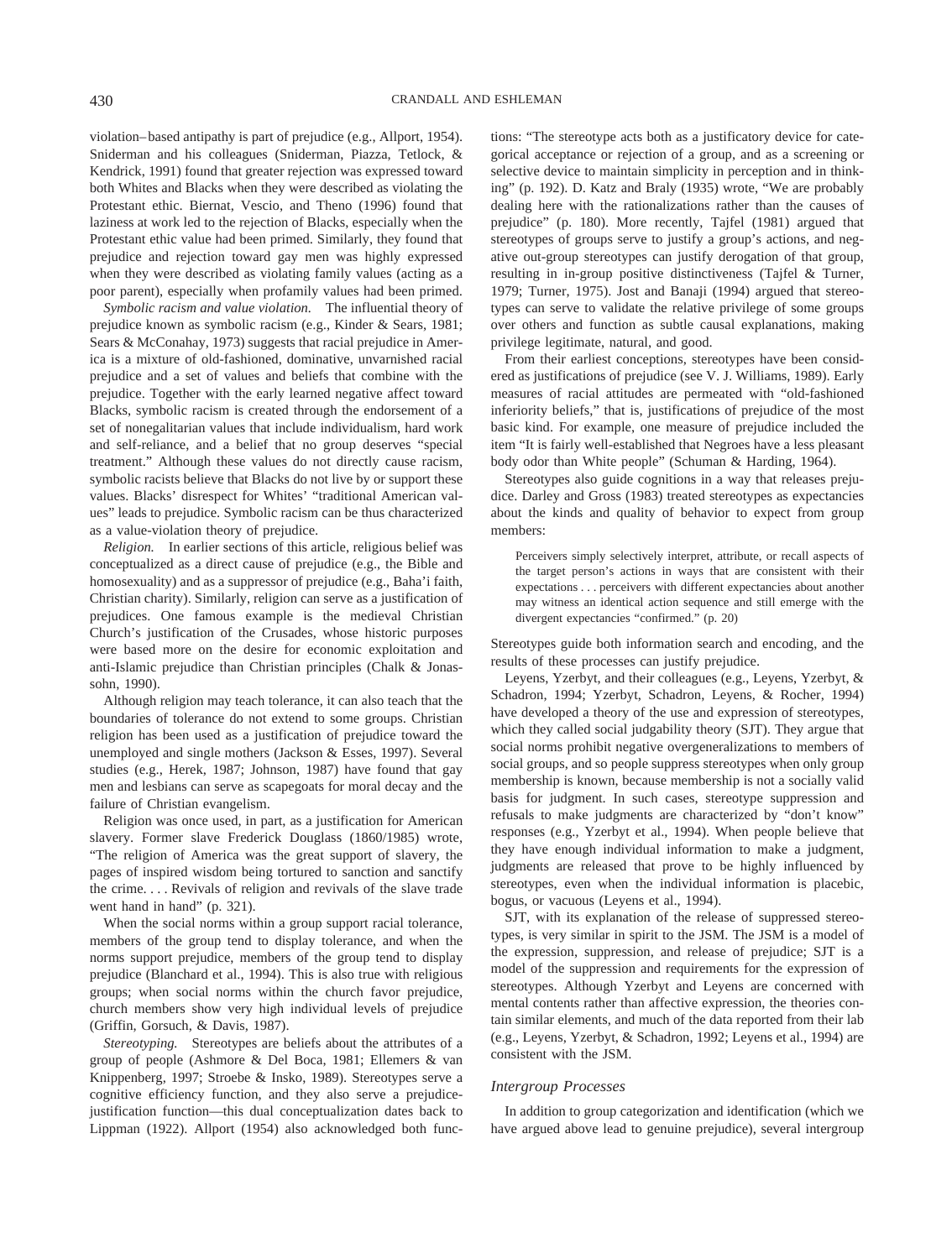violation–based antipathy is part of prejudice (e.g., Allport, 1954). Sniderman and his colleagues (Sniderman, Piazza, Tetlock, & Kendrick, 1991) found that greater rejection was expressed toward both Whites and Blacks when they were described as violating the Protestant ethic. Biernat, Vescio, and Theno (1996) found that laziness at work led to the rejection of Blacks, especially when the Protestant ethic value had been primed. Similarly, they found that prejudice and rejection toward gay men was highly expressed when they were described as violating family values (acting as a poor parent), especially when profamily values had been primed.

*Symbolic racism and value violation.* The influential theory of prejudice known as symbolic racism (e.g., Kinder & Sears, 1981; Sears & McConahay, 1973) suggests that racial prejudice in America is a mixture of old-fashioned, dominative, unvarnished racial prejudice and a set of values and beliefs that combine with the prejudice. Together with the early learned negative affect toward Blacks, symbolic racism is created through the endorsement of a set of nonegalitarian values that include individualism, hard work and self-reliance, and a belief that no group deserves "special treatment." Although these values do not directly cause racism, symbolic racists believe that Blacks do not live by or support these values. Blacks' disrespect for Whites' "traditional American values" leads to prejudice. Symbolic racism can be thus characterized as a value-violation theory of prejudice.

*Religion.* In earlier sections of this article, religious belief was conceptualized as a direct cause of prejudice (e.g., the Bible and homosexuality) and as a suppressor of prejudice (e.g., Baha'i faith, Christian charity). Similarly, religion can serve as a justification of prejudices. One famous example is the medieval Christian Church's justification of the Crusades, whose historic purposes were based more on the desire for economic exploitation and anti-Islamic prejudice than Christian principles (Chalk & Jonassohn, 1990).

Although religion may teach tolerance, it can also teach that the boundaries of tolerance do not extend to some groups. Christian religion has been used as a justification of prejudice toward the unemployed and single mothers (Jackson & Esses, 1997). Several studies (e.g., Herek, 1987; Johnson, 1987) have found that gay men and lesbians can serve as scapegoats for moral decay and the failure of Christian evangelism.

Religion was once used, in part, as a justification for American slavery. Former slave Frederick Douglass (1860/1985) wrote, "The religion of America was the great support of slavery, the pages of inspired wisdom being tortured to sanction and sanctify the crime. . . . Revivals of religion and revivals of the slave trade went hand in hand" (p. 321).

When the social norms within a group support racial tolerance, members of the group tend to display tolerance, and when the norms support prejudice, members of the group tend to display prejudice (Blanchard et al., 1994). This is also true with religious groups; when social norms within the church favor prejudice, church members show very high individual levels of prejudice (Griffin, Gorsuch, & Davis, 1987).

*Stereotyping.* Stereotypes are beliefs about the attributes of a group of people (Ashmore & Del Boca, 1981; Ellemers & van Knippenberg, 1997; Stroebe & Insko, 1989). Stereotypes serve a cognitive efficiency function, and they also serve a prejudice-justification function—this dual conceptualization dates back to Lippman (1922). Allport (1954) also acknowledged both functions: "The stereotype acts both as a justificatory device for categorical acceptance or rejection of a group, and as a screening or selective device to maintain simplicity in perception and in thinking" (p. 192). D. Katz and Braly (1935) wrote, "We are probably dealing here with the rationalizations rather than the causes of prejudice" (p. 180). More recently, Tajfel (1981) argued that stereotypes of groups serve to justify a group's actions, and negative out-group stereotypes can justify derogation of that group, resulting in in-group positive distinctiveness (Tajfel & Turner, 1979; Turner, 1975). Jost and Banaji (1994) argued that stereotypes can serve to validate the relative privilege of some groups over others and function as subtle causal explanations, making privilege legitimate, natural, and good.

From their earliest conceptions, stereotypes have been considered as justifications of prejudice (see V. J. Williams, 1989). Early measures of racial attitudes are permeated with "old-fashioned inferiority beliefs," that is, justifications of prejudice of the most basic kind. For example, one measure of prejudice included the item "It is fairly well-established that Negroes have a less pleasant body odor than White people" (Schuman & Harding, 1964).

Stereotypes also guide cognitions in a way that releases prejudice. Darley and Gross (1983) treated stereotypes as expectancies about the kinds and quality of behavior to expect from group members:

> Perceivers simply selectively interpret, attribute, or recall aspects of the target person's actions in ways that are consistent with their expectations . . . perceivers with different expectancies about another may witness an identical action sequence and still emerge with the divergent expectancies "confirmed." (p. 20)

Stereotypes guide both information search and encoding, and the results of these processes can justify prejudice.

Leyens, Yzerbyt, and their colleagues (e.g., Leyens, Yzerbyt, & Schadron, 1994; Yzerbyt, Schadron, Leyens, & Rocher, 1994) have developed a theory of the use and expression of stereotypes, which they called social judgability theory (SJT). They argue that social norms prohibit negative overgeneralizations to members of social groups, and so people suppress stereotypes when only group membership is known, because membership is not a socially valid basis for judgment. In such cases, stereotype suppression and refusals to make judgments are characterized by "don't know" responses (e.g., Yzerbyt et al., 1994). When people believe that they have enough individual information to make a judgment, judgments are released that prove to be highly influenced by stereotypes, even when the individual information is placebic, bogus, or vacuous (Leyens et al., 1994).

SJT, with its explanation of the release of suppressed stereotypes, is very similar in spirit to the JSM. The JSM is a model of the expression, suppression, and release of prejudice; SJT is a model of the suppression and requirements for the expression of stereotypes. Although Yzerbyt and Leyens are concerned with mental contents rather than affective expression, the theories contain similar elements, and much of the data reported from their lab (e.g., Leyens, Yzerbyt, & Schadron, 1992; Leyens et al., 1994) are consistent with the JSM.

### *Intergroup Processes*

In addition to group categorization and identification (which we have argued above lead to genuine prejudice), several intergroup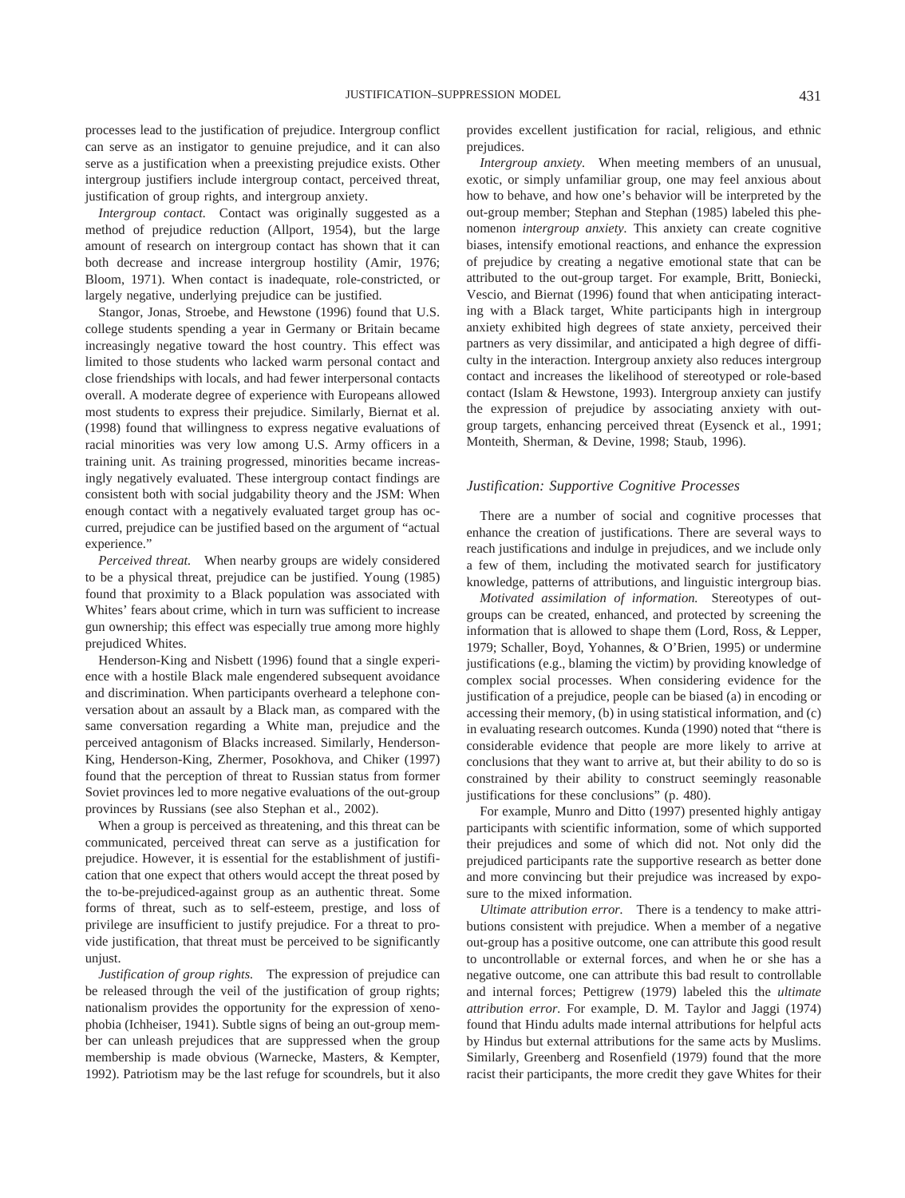processes lead to the justification of prejudice. Intergroup conflict can serve as an instigator to genuine prejudice, and it can also serve as a justification when a preexisting prejudice exists. Other intergroup justifiers include intergroup contact, perceived threat, justification of group rights, and intergroup anxiety.

*Intergroup contact.* Contact was originally suggested as a method of prejudice reduction (Allport, 1954), but the large amount of research on intergroup contact has shown that it can both decrease and increase intergroup hostility (Amir, 1976; Bloom, 1971). When contact is inadequate, role-constricted, or largely negative, underlying prejudice can be justified.

Stangor, Jonas, Stroebe, and Hewstone (1996) found that U.S. college students spending a year in Germany or Britain became increasingly negative toward the host country. This effect was limited to those students who lacked warm personal contact and close friendships with locals, and had fewer interpersonal contacts overall. A moderate degree of experience with Europeans allowed most students to express their prejudice. Similarly, Biernat et al. (1998) found that willingness to express negative evaluations of racial minorities was very low among U.S. Army officers in a training unit. As training progressed, minorities became increasingly negatively evaluated. These intergroup contact findings are consistent both with social judgability theory and the JSM: When enough contact with a negatively evaluated target group has occurred, prejudice can be justified based on the argument of "actual experience."

*Perceived threat.* When nearby groups are widely considered to be a physical threat, prejudice can be justified. Young (1985) found that proximity to a Black population was associated with Whites' fears about crime, which in turn was sufficient to increase gun ownership; this effect was especially true among more highly prejudiced Whites.

Henderson-King and Nisbett (1996) found that a single experience with a hostile Black male engendered subsequent avoidance and discrimination. When participants overheard a telephone conversation about an assault by a Black man, as compared with the same conversation regarding a White man, prejudice and the perceived antagonism of Blacks increased. Similarly, Henderson-King, Henderson-King, Zhermer, Posokhova, and Chiker (1997) found that the perception of threat to Russian status from former Soviet provinces led to more negative evaluations of the out-group provinces by Russians (see also Stephan et al., 2002).

When a group is perceived as threatening, and this threat can be communicated, perceived threat can serve as a justification for prejudice. However, it is essential for the establishment of justification that one expect that others would accept the threat posed by the to-be-prejudiced-against group as an authentic threat. Some forms of threat, such as to self-esteem, prestige, and loss of privilege are insufficient to justify prejudice. For a threat to provide justification, that threat must be perceived to be significantly unjust.

*Justification of group rights.* The expression of prejudice can be released through the veil of the justification of group rights; nationalism provides the opportunity for the expression of xenophobia (Ichheiser, 1941). Subtle signs of being an out-group member can unleash prejudices that are suppressed when the group membership is made obvious (Warnecke, Masters, & Kempter, 1992). Patriotism may be the last refuge for scoundrels, but it also provides excellent justification for racial, religious, and ethnic prejudices.

*Intergroup anxiety.* When meeting members of an unusual, exotic, or simply unfamiliar group, one may feel anxious about how to behave, and how one's behavior will be interpreted by the out-group member; Stephan and Stephan (1985) labeled this phenomenon *intergroup anxiety.* This anxiety can create cognitive biases, intensify emotional reactions, and enhance the expression of prejudice by creating a negative emotional state that can be attributed to the out-group target. For example, Britt, Boniecki, Vescio, and Biernat (1996) found that when anticipating interacting with a Black target, White participants high in intergroup anxiety exhibited high degrees of state anxiety, perceived their partners as very dissimilar, and anticipated a high degree of difficulty in the interaction. Intergroup anxiety also reduces intergroup contact and increases the likelihood of stereotyped or role-based contact (Islam & Hewstone, 1993). Intergroup anxiety can justify the expression of prejudice by associating anxiety with out-group targets, enhancing perceived threat (Eysenck et al., 1991; Monteith, Sherman, & Devine, 1998; Staub, 1996).

### *Justification: Supportive Cognitive Processes*

There are a number of social and cognitive processes that enhance the creation of justifications. There are several ways to reach justifications and indulge in prejudices, and we include only a few of them, including the motivated search for justificatory knowledge, patterns of attributions, and linguistic intergroup bias.

*Motivated assimilation of information.* Stereotypes of out-groups can be created, enhanced, and protected by screening the information that is allowed to shape them (Lord, Ross, & Lepper, 1979; Schaller, Boyd, Yohannes, & O'Brien, 1995) or undermine justifications (e.g., blaming the victim) by providing knowledge of complex social processes. When considering evidence for the justification of a prejudice, people can be biased (a) in encoding or accessing their memory, (b) in using statistical information, and (c) in evaluating research outcomes. Kunda (1990) noted that "there is considerable evidence that people are more likely to arrive at conclusions that they want to arrive at, but their ability to do so is constrained by their ability to construct seemingly reasonable justifications for these conclusions" (p. 480).

For example, Munro and Ditto (1997) presented highly antigay participants with scientific information, some of which supported their prejudices and some of which did not. Not only did the prejudiced participants rate the supportive research as better done and more convincing but their prejudice was increased by exposure to the mixed information.

*Ultimate attribution error.* There is a tendency to make attributions consistent with prejudice. When a member of a negative out-group has a positive outcome, one can attribute this good result to uncontrollable or external forces, and when he or she has a negative outcome, one can attribute this bad result to controllable and internal forces; Pettigrew (1979) labeled this the *ultimate attribution error.* For example, D. M. Taylor and Jaggi (1974) found that Hindu adults made internal attributions for helpful acts by Hindus but external attributions for the same acts by Muslims. Similarly, Greenberg and Rosenfield (1979) found that the more racist their participants, the more credit they gave Whites for their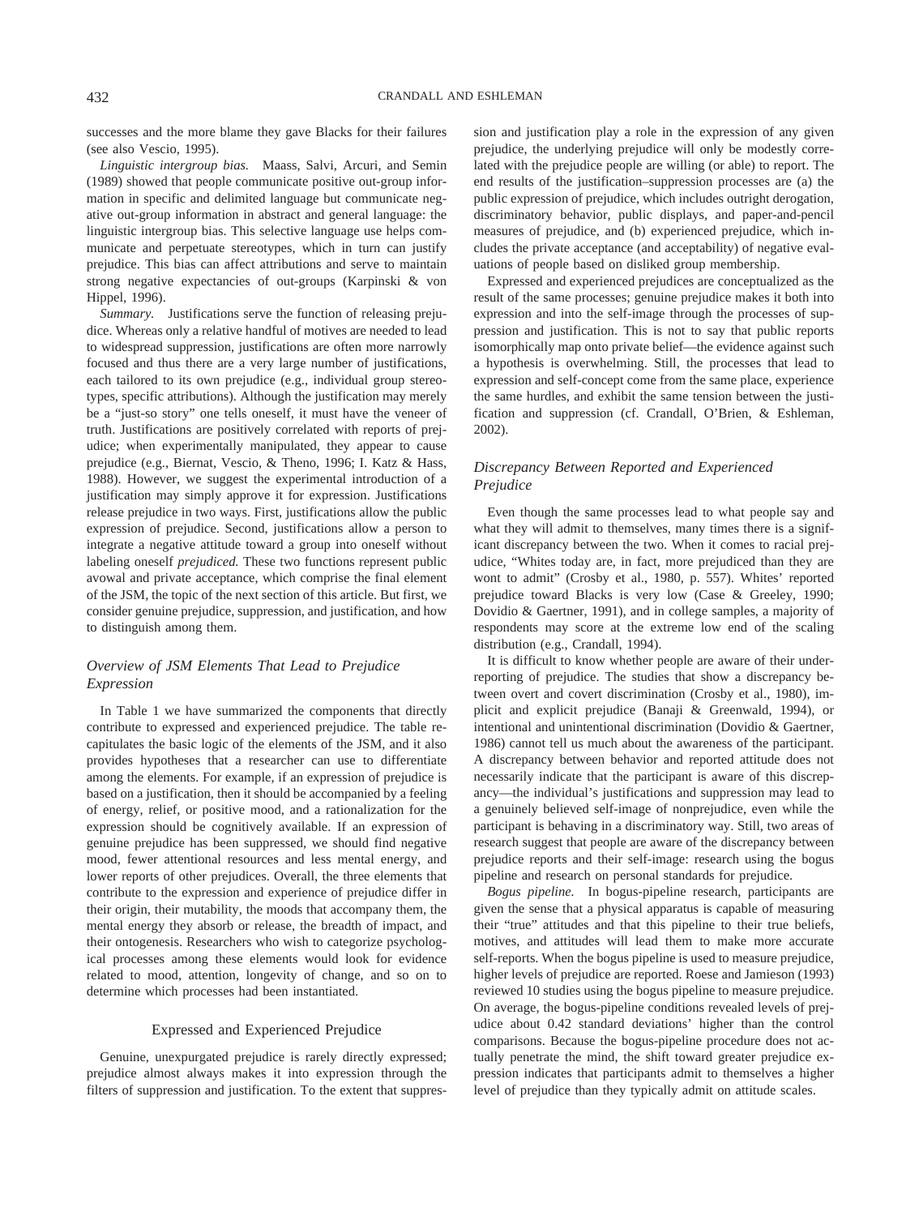successes and the more blame they gave Blacks for their failures (see also Vescio, 1995).

*Linguistic intergroup bias.* Maass, Salvi, Arcuri, and Semin (1989) showed that people communicate positive out-group information in specific and delimited language but communicate negative out-group information in abstract and general language: the linguistic intergroup bias. This selective language use helps communicate and perpetuate stereotypes, which in turn can justify prejudice. This bias can affect attributions and serve to maintain strong negative expectancies of out-groups (Karpinski & von Hippel, 1996).

*Summary.* Justifications serve the function of releasing prejudice. Whereas only a relative handful of motives are needed to lead to widespread suppression, justifications are often more narrowly focused and thus there are a very large number of justifications, each tailored to its own prejudice (e.g., individual group stereotypes, specific attributions). Although the justification may merely be a "just-so story" one tells oneself, it must have the veneer of truth. Justifications are positively correlated with reports of prejudice; when experimentally manipulated, they appear to cause prejudice (e.g., Biernat, Vescio, & Theno, 1996; I. Katz & Hass, 1988). However, we suggest the experimental introduction of a justification may simply approve it for expression. Justifications release prejudice in two ways. First, justifications allow the public expression of prejudice. Second, justifications allow a person to integrate a negative attitude toward a group into oneself without labeling oneself *prejudiced.* These two functions represent public avowal and private acceptance, which comprise the final element of the JSM, the topic of the next section of this article. But first, we consider genuine prejudice, suppression, and justification, and how to distinguish among them.

### *Overview of JSM Elements That Lead to Prejudice Expression*

In Table 1 we have summarized the components that directly contribute to expressed and experienced prejudice. The table recapitulates the basic logic of the elements of the JSM, and it also provides hypotheses that a researcher can use to differentiate among the elements. For example, if an expression of prejudice is based on a justification, then it should be accompanied by a feeling of energy, relief, or positive mood, and a rationalization for the expression should be cognitively available. If an expression of genuine prejudice has been suppressed, we should find negative mood, fewer attentional resources and less mental energy, and lower reports of other prejudices. Overall, the three elements that contribute to the expression and experience of prejudice differ in their origin, their mutability, the moods that accompany them, the mental energy they absorb or release, the breadth of impact, and their ontogenesis. Researchers who wish to categorize psychological processes among these elements would look for evidence related to mood, attention, longevity of change, and so on to determine which processes had been instantiated.

## Expressed and Experienced Prejudice

Genuine, unexpurgated prejudice is rarely directly expressed; prejudice almost always makes it into expression through the filters of suppression and justification. To the extent that suppression and justification play a role in the expression of any given prejudice, the underlying prejudice will only be modestly correlated with the prejudice people are willing (or able) to report. The end results of the justification–suppression processes are (a) the public expression of prejudice, which includes outright derogation, discriminatory behavior, public displays, and paper-and-pencil measures of prejudice, and (b) experienced prejudice, which includes the private acceptance (and acceptability) of negative evaluations of people based on disliked group membership.

Expressed and experienced prejudices are conceptualized as the result of the same processes; genuine prejudice makes it both into expression and into the self-image through the processes of suppression and justification. This is not to say that public reports isomorphically map onto private belief—the evidence against such a hypothesis is overwhelming. Still, the processes that lead to expression and self-concept come from the same place, experience the same hurdles, and exhibit the same tension between the justification and suppression (cf. Crandall, O'Brien, & Eshleman, 2002).

### *Discrepancy Between Reported and Experienced Prejudice*

Even though the same processes lead to what people say and what they will admit to themselves, many times there is a significant discrepancy between the two. When it comes to racial prejudice, "Whites today are, in fact, more prejudiced than they are wont to admit" (Crosby et al., 1980, p. 557). Whites' reported prejudice toward Blacks is very low (Case & Greeley, 1990; Dovidio & Gaertner, 1991), and in college samples, a majority of respondents may score at the extreme low end of the scaling distribution (e.g., Crandall, 1994).

It is difficult to know whether people are aware of their underreporting of prejudice. The studies that show a discrepancy between overt and covert discrimination (Crosby et al., 1980), implicit and explicit prejudice (Banaji & Greenwald, 1994), or intentional and unintentional discrimination (Dovidio & Gaertner, 1986) cannot tell us much about the awareness of the participant. A discrepancy between behavior and reported attitude does not necessarily indicate that the participant is aware of this discrepancy—the individual's justifications and suppression may lead to a genuinely believed self-image of nonprejudice, even while the participant is behaving in a discriminatory way. Still, two areas of research suggest that people are aware of the discrepancy between prejudice reports and their self-image: research using the bogus pipeline and research on personal standards for prejudice.

*Bogus pipeline.* In bogus-pipeline research, participants are given the sense that a physical apparatus is capable of measuring their "true" attitudes and that this pipeline to their true beliefs, motives, and attitudes will lead them to make more accurate self-reports. When the bogus pipeline is used to measure prejudice, higher levels of prejudice are reported. Roese and Jamieson (1993) reviewed 10 studies using the bogus pipeline to measure prejudice. On average, the bogus-pipeline conditions revealed levels of prejudice about 0.42 standard deviations' higher than the control comparisons. Because the bogus-pipeline procedure does not actually penetrate the mind, the shift toward greater prejudice expression indicates that participants admit to themselves a higher level of prejudice than they typically admit on attitude scales.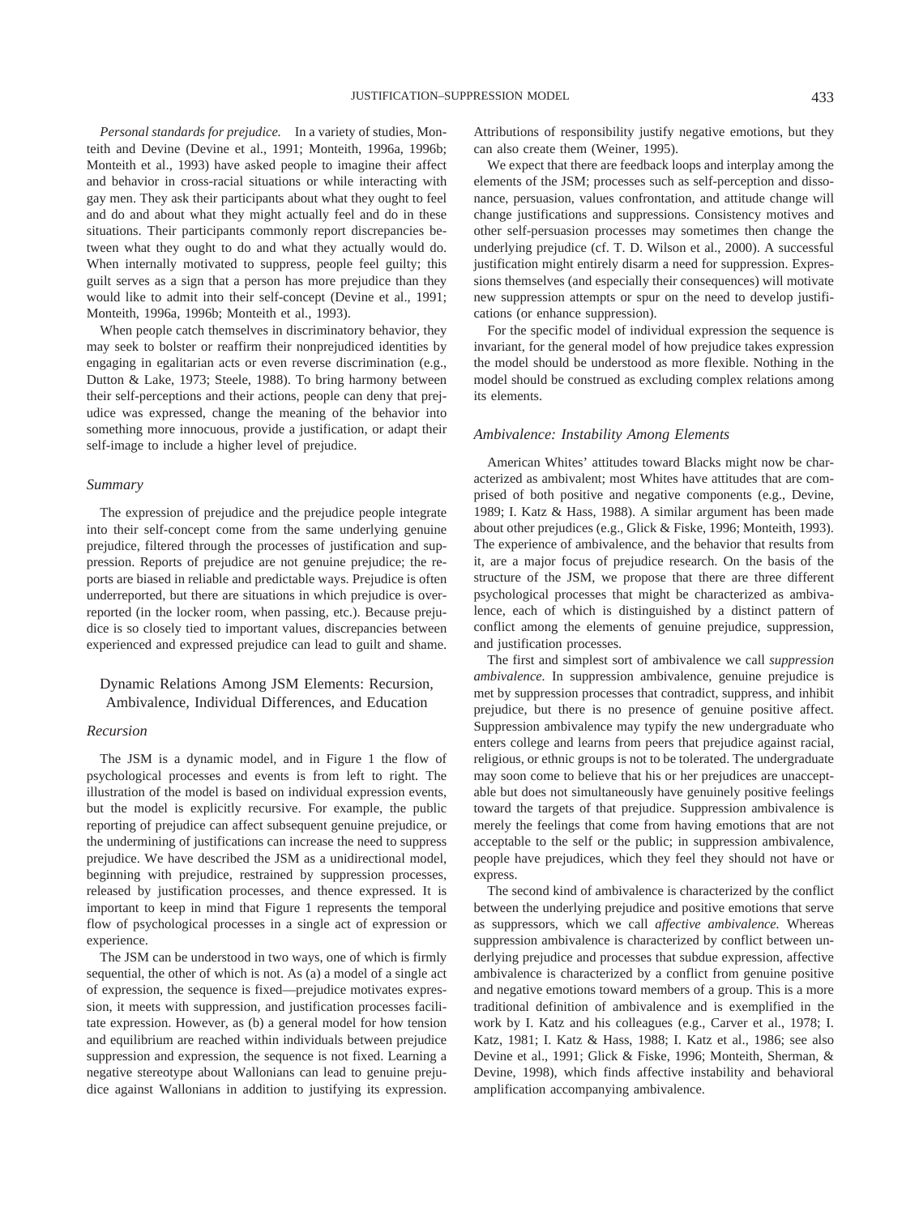*Personal standards for prejudice.* In a variety of studies, Monteith and Devine (Devine et al., 1991; Monteith, 1996a, 1996b; Monteith et al., 1993) have asked people to imagine their affect and behavior in cross-racial situations or while interacting with gay men. They ask their participants about what they ought to feel and do and about what they might actually feel and do in these situations. Their participants commonly report discrepancies between what they ought to do and what they actually would do. When internally motivated to suppress, people feel guilty; this guilt serves as a sign that a person has more prejudice than they would like to admit into their self-concept (Devine et al., 1991; Monteith, 1996a, 1996b; Monteith et al., 1993).

When people catch themselves in discriminatory behavior, they may seek to bolster or reaffirm their nonprejudiced identities by engaging in egalitarian acts or even reverse discrimination (e.g., Dutton & Lake, 1973; Steele, 1988). To bring harmony between their self-perceptions and their actions, people can deny that prejudice was expressed, change the meaning of the behavior into something more innocuous, provide a justification, or adapt their self-image to include a higher level of prejudice.

### Summary

The expression of prejudice and the prejudice people integrate into their self-concept come from the same underlying genuine prejudice, filtered through the processes of justification and suppression. Reports of prejudice are not genuine prejudice; the reports are biased in reliable and predictable ways. Prejudice is often underreported, but there are situations in which prejudice is overreported (in the locker room, when passing, etc.). Because prejudice is so closely tied to important values, discrepancies between experienced and expressed prejudice can lead to guilt and shame.

## Dynamic Relations Among JSM Elements: Recursion, Ambivalence, Individual Differences, and Education

### Recursion

The JSM is a dynamic model, and in Figure 1 the flow of psychological processes and events is from left to right. The illustration of the model is based on individual expression events, but the model is explicitly recursive. For example, the public reporting of prejudice can affect subsequent genuine prejudice, or the undermining of justifications can increase the need to suppress prejudice. We have described the JSM as a unidirectional model, beginning with prejudice, restrained by suppression processes, released by justification processes, and thence expressed. It is important to keep in mind that Figure 1 represents the temporal flow of psychological processes in a single act of expression or experience.

The JSM can be understood in two ways, one of which is firmly sequential, the other of which is not. As (a) a model of a single act of expression, the sequence is fixed—prejudice motivates expression, it meets with suppression, and justification processes facilitate expression. However, as (b) a general model for how tension and equilibrium are reached within individuals between prejudice suppression and expression, the sequence is not fixed. Learning a negative stereotype about Wallonians can lead to genuine prejudice against Wallonians in addition to justifying its expression. Attributions of responsibility justify negative emotions, but they can also create them (Weiner, 1995).

We expect that there are feedback loops and interplay among the elements of the JSM; processes such as self-perception and dissonance, persuasion, values confrontation, and attitude change will change justifications and suppressions. Consistency motives and other self-persuasion processes may sometimes then change the underlying prejudice (cf. T. D. Wilson et al., 2000). A successful justification might entirely disarm a need for suppression. Expressions themselves (and especially their consequences) will motivate new suppression attempts or spur on the need to develop justifications (or enhance suppression).

For the specific model of individual expression the sequence is invariant, for the general model of how prejudice takes expression the model should be understood as more flexible. Nothing in the model should be construed as excluding complex relations among its elements.

### Ambivalence: Instability Among Elements

American Whites' attitudes toward Blacks might now be characterized as ambivalent; most Whites have attitudes that are comprised of both positive and negative components (e.g., Devine, 1989; I. Katz & Hass, 1988). A similar argument has been made about other prejudices (e.g., Glick & Fiske, 1996; Monteith, 1993). The experience of ambivalence, and the behavior that results from it, are a major focus of prejudice research. On the basis of the structure of the JSM, we propose that there are three different psychological processes that might be characterized as ambivalence, each of which is distinguished by a distinct pattern of conflict among the elements of genuine prejudice, suppression, and justification processes.

The first and simplest sort of ambivalence we call *suppression ambivalence.* In suppression ambivalence, genuine prejudice is met by suppression processes that contradict, suppress, and inhibit prejudice, but there is no presence of genuine positive affect. Suppression ambivalence may typify the new undergraduate who enters college and learns from peers that prejudice against racial, religious, or ethnic groups is not to be tolerated. The undergraduate may soon come to believe that his or her prejudices are unacceptable but does not simultaneously have genuinely positive feelings toward the targets of that prejudice. Suppression ambivalence is merely the feelings that come from having emotions that are not acceptable to the self or the public; in suppression ambivalence, people have prejudices, which they feel they should not have or express.

The second kind of ambivalence is characterized by the conflict between the underlying prejudice and positive emotions that serve as suppressors, which we call *affective ambivalence.* Whereas suppression ambivalence is characterized by conflict between underlying prejudice and processes that subdue expression, affective ambivalence is characterized by a conflict from genuine positive and negative emotions toward members of a group. This is a more traditional definition of ambivalence and is exemplified in the work by I. Katz and his colleagues (e.g., Carver et al., 1978; I. Katz, 1981; I. Katz & Hass, 1988; I. Katz et al., 1986; see also Devine et al., 1991; Glick & Fiske, 1996; Monteith, Sherman, & Devine, 1998), which finds affective instability and behavioral amplification accompanying ambivalence.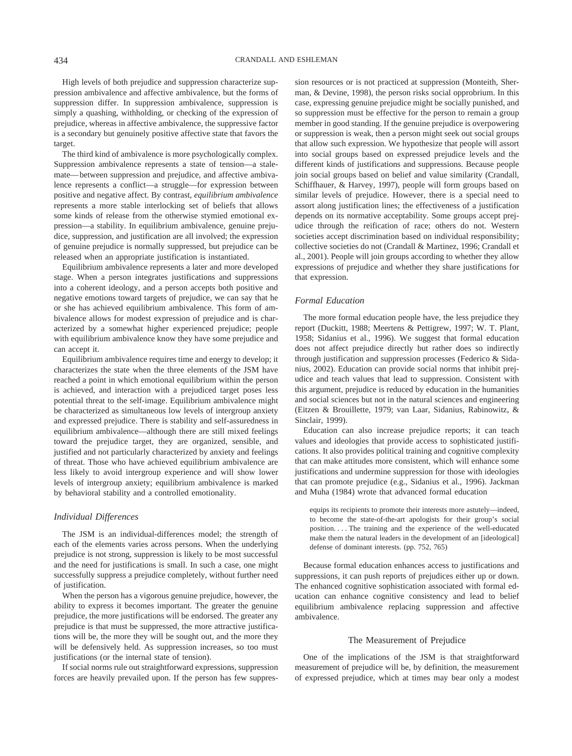High levels of both prejudice and suppression characterize suppression ambivalence and affective ambivalence, but the forms of suppression differ. In suppression ambivalence, suppression is simply a quashing, withholding, or checking of the expression of prejudice, whereas in affective ambivalence, the suppressive factor is a secondary but genuinely positive affective state that favors the target.

The third kind of ambivalence is more psychologically complex. Suppression ambivalence represents a state of tension—a stalemate—between suppression and prejudice, and affective ambivalence represents a conflict—a struggle—for expression between positive and negative affect. By contrast, *equilibrium ambivalence* represents a more stable interlocking set of beliefs that allows some kinds of release from the otherwise stymied emotional expression—a stability. In equilibrium ambivalence, genuine prejudice, suppression, and justification are all involved; the expression of genuine prejudice is normally suppressed, but prejudice can be released when an appropriate justification is instantiated.

Equilibrium ambivalence represents a later and more developed stage. When a person integrates justifications and suppressions into a coherent ideology, and a person accepts both positive and negative emotions toward targets of prejudice, we can say that he or she has achieved equilibrium ambivalence. This form of ambivalence allows for modest expression of prejudice and is characterized by a somewhat higher experienced prejudice; people with equilibrium ambivalence know they have some prejudice and can accept it.

Equilibrium ambivalence requires time and energy to develop; it characterizes the state when the three elements of the JSM have reached a point in which emotional equilibrium within the person is achieved, and interaction with a prejudiced target poses less potential threat to the self-image. Equilibrium ambivalence might be characterized as simultaneous low levels of intergroup anxiety and expressed prejudice. There is stability and self-assuredness in equilibrium ambivalence—although there are still mixed feelings toward the prejudice target, they are organized, sensible, and justified and not particularly characterized by anxiety and feelings of threat. Those who have achieved equilibrium ambivalence are less likely to avoid intergroup experience and will show lower levels of intergroup anxiety; equilibrium ambivalence is marked by behavioral stability and a controlled emotionality.

### *Individual Differences*

The JSM is an individual-differences model; the strength of each of the elements varies across persons. When the underlying prejudice is not strong, suppression is likely to be most successful and the need for justifications is small. In such a case, one might successfully suppress a prejudice completely, without further need of justification.

When the person has a vigorous genuine prejudice, however, the ability to express it becomes important. The greater the genuine prejudice, the more justifications will be endorsed. The greater any prejudice is that must be suppressed, the more attractive justifications will be, the more they will be sought out, and the more they will be defensively held. As suppression increases, so too must justifications (or the internal state of tension).

If social norms rule out straightforward expressions, suppression forces are heavily prevailed upon. If the person has few suppression resources or is not practiced at suppression (Monteith, Sherman, & Devine, 1998), the person risks social opprobrium. In this case, expressing genuine prejudice might be socially punished, and so suppression must be effective for the person to remain a group member in good standing. If the genuine prejudice is overpowering or suppression is weak, then a person might seek out social groups that allow such expression. We hypothesize that people will assort into social groups based on expressed prejudice levels and the different kinds of justifications and suppressions. Because people join social groups based on belief and value similarity (Crandall, Schiffhauer, & Harvey, 1997), people will form groups based on similar levels of prejudice. However, there is a special need to assort along justification lines; the effectiveness of a justification depends on its normative acceptability. Some groups accept prejudice through the reification of race; others do not. Western societies accept discrimination based on individual responsibility; collective societies do not (Crandall & Martinez, 1996; Crandall et al., 2001). People will join groups according to whether they allow expressions of prejudice and whether they share justifications for that expression.

### *Formal Education*

The more formal education people have, the less prejudice they report (Duckitt, 1988; Meertens & Pettigrew, 1997; W. T. Plant, 1958; Sidanius et al., 1996). We suggest that formal education does not affect prejudice directly but rather does so indirectly through justification and suppression processes (Federico & Sidanius, 2002). Education can provide social norms that inhibit prejudice and teach values that lead to suppression. Consistent with this argument, prejudice is reduced by education in the humanities and social sciences but not in the natural sciences and engineering (Eitzen & Brouillette, 1979; van Laar, Sidanius, Rabinowitz, & Sinclair, 1999).

Education can also increase prejudice reports; it can teach values and ideologies that provide access to sophisticated justifications. It also provides political training and cognitive complexity that can make attitudes more consistent, which will enhance some justifications and undermine suppression for those with ideologies that can promote prejudice (e.g., Sidanius et al., 1996). Jackman and Muha (1984) wrote that advanced formal education

> equips its recipients to promote their interests more astutely—indeed, to become the state-of-the-art apologists for their group's social position. . . . The training and the experience of the well-educated make them the natural leaders in the development of an [ideological] defense of dominant interests. (pp. 752, 765)

Because formal education enhances access to justifications and suppressions, it can push reports of prejudices either up or down. The enhanced cognitive sophistication associated with formal education can enhance cognitive consistency and lead to belief equilibrium ambivalence replacing suppression and affective ambivalence.

## The Measurement of Prejudice

One of the implications of the JSM is that straightforward measurement of prejudice will be, by definition, the measurement of expressed prejudice, which at times may bear only a modest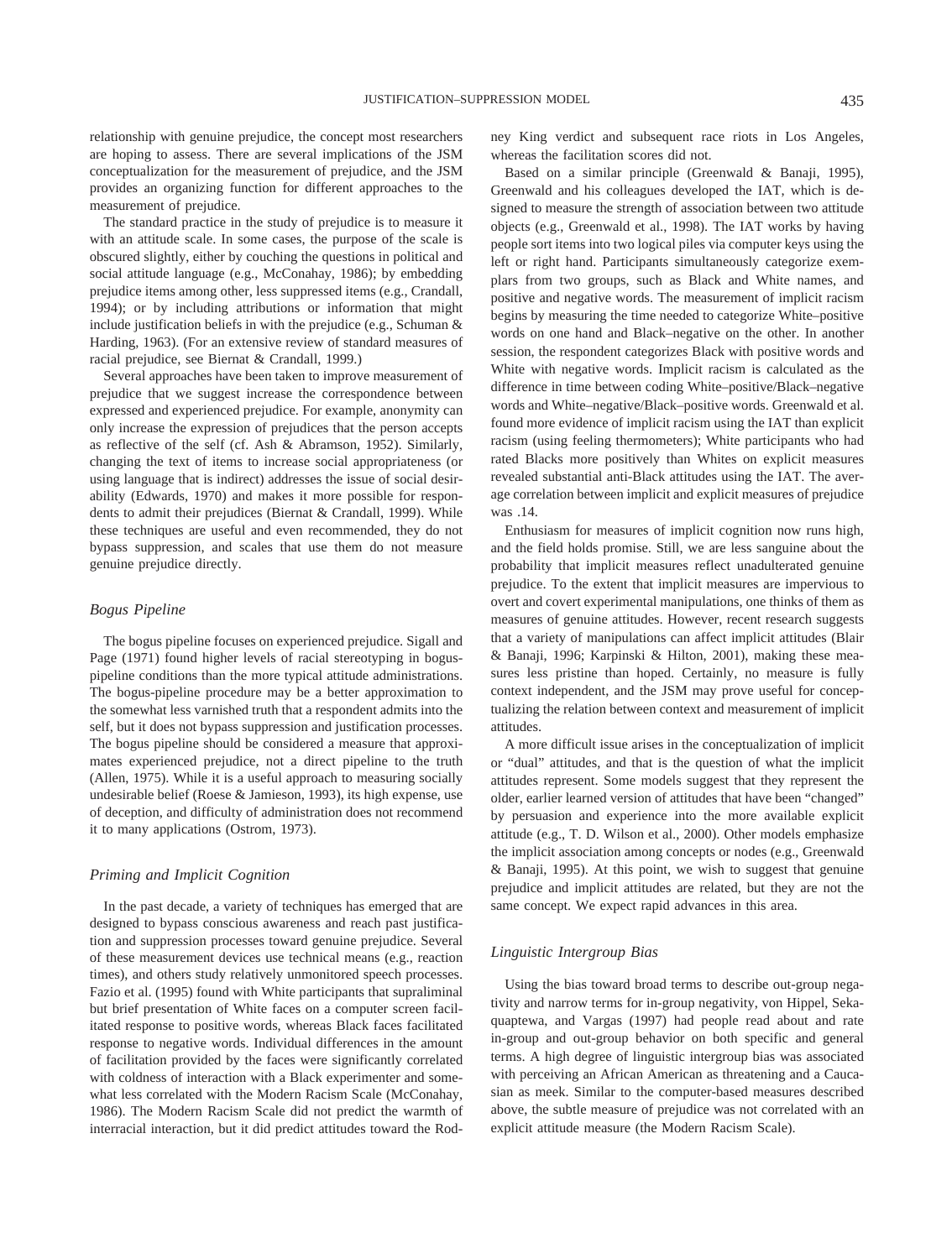relationship with genuine prejudice, the concept most researchers are hoping to assess. There are several implications of the JSM conceptualization for the measurement of prejudice, and the JSM provides an organizing function for different approaches to the measurement of prejudice.

The standard practice in the study of prejudice is to measure it with an attitude scale. In some cases, the purpose of the scale is obscured slightly, either by couching the questions in political and social attitude language (e.g., McConahay, 1986); by embedding prejudice items among other, less suppressed items (e.g., Crandall, 1994); or by including attributions or information that might include justification beliefs in with the prejudice (e.g., Schuman & Harding, 1963). (For an extensive review of standard measures of racial prejudice, see Biernat & Crandall, 1999.)

Several approaches have been taken to improve measurement of prejudice that we suggest increase the correspondence between expressed and experienced prejudice. For example, anonymity can only increase the expression of prejudices that the person accepts as reflective of the self (cf. Ash & Abramson, 1952). Similarly, changing the text of items to increase social appropriateness (or using language that is indirect) addresses the issue of social desirability (Edwards, 1970) and makes it more possible for respondents to admit their prejudices (Biernat & Crandall, 1999). While these techniques are useful and even recommended, they do not bypass suppression, and scales that use them do not measure genuine prejudice directly.

### *Bogus Pipeline*

The bogus pipeline focuses on experienced prejudice. Sigall and Page (1971) found higher levels of racial stereotyping in bogus-pipeline conditions than the more typical attitude administrations. The bogus-pipeline procedure may be a better approximation to the somewhat less varnished truth that a respondent admits into the self, but it does not bypass suppression and justification processes. The bogus pipeline should be considered a measure that approximates experienced prejudice, not a direct pipeline to the truth (Allen, 1975). While it is a useful approach to measuring socially undesirable belief (Roese & Jamieson, 1993), its high expense, use of deception, and difficulty of administration does not recommend it to many applications (Ostrom, 1973).

### *Priming and Implicit Cognition*

In the past decade, a variety of techniques has emerged that are designed to bypass conscious awareness and reach past justification and suppression processes toward genuine prejudice. Several of these measurement devices use technical means (e.g., reaction times), and others study relatively unmonitored speech processes. Fazio et al. (1995) found with White participants that supraliminal but brief presentation of White faces on a computer screen facilitated response to positive words, whereas Black faces facilitated response to negative words. Individual differences in the amount of facilitation provided by the faces were significantly correlated with coldness of interaction with a Black experimenter and somewhat less correlated with the Modern Racism Scale (McConahay, 1986). The Modern Racism Scale did not predict the warmth of interracial interaction, but it did predict attitudes toward the Rodney King verdict and subsequent race riots in Los Angeles, whereas the facilitation scores did not.

Based on a similar principle (Greenwald & Banaji, 1995), Greenwald and his colleagues developed the IAT, which is designed to measure the strength of association between two attitude objects (e.g., Greenwald et al., 1998). The IAT works by having people sort items into two logical piles via computer keys using the left or right hand. Participants simultaneously categorize exemplars from two groups, such as Black and White names, and positive and negative words. The measurement of implicit racism begins by measuring the time needed to categorize White–positive words on one hand and Black–negative on the other. In another session, the respondent categorizes Black with positive words and White with negative words. Implicit racism is calculated as the difference in time between coding White–positive/Black–negative words and White–negative/Black–positive words. Greenwald et al. found more evidence of implicit racism using the IAT than explicit racism (using feeling thermometers); White participants who had rated Blacks more positively than Whites on explicit measures revealed substantial anti-Black attitudes using the IAT. The average correlation between implicit and explicit measures of prejudice was .14.

Enthusiasm for measures of implicit cognition now runs high, and the field holds promise. Still, we are less sanguine about the probability that implicit measures reflect unadulterated genuine prejudice. To the extent that implicit measures are impervious to overt and covert experimental manipulations, one thinks of them as measures of genuine attitudes. However, recent research suggests that a variety of manipulations can affect implicit attitudes (Blair & Banaji, 1996; Karpinski & Hilton, 2001), making these measures less pristine than hoped. Certainly, no measure is fully context independent, and the JSM may prove useful for conceptualizing the relation between context and measurement of implicit attitudes.

A more difficult issue arises in the conceptualization of implicit or "dual" attitudes, and that is the question of what the implicit attitudes represent. Some models suggest that they represent the older, earlier learned version of attitudes that have been "changed" by persuasion and experience into the more available explicit attitude (e.g., T. D. Wilson et al., 2000). Other models emphasize the implicit association among concepts or nodes (e.g., Greenwald & Banaji, 1995). At this point, we wish to suggest that genuine prejudice and implicit attitudes are related, but they are not the same concept. We expect rapid advances in this area.

### *Linguistic Intergroup Bias*

Using the bias toward broad terms to describe out-group negativity and narrow terms for in-group negativity, von Hippel, Sekaquaptewa, and Vargas (1997) had people read about and rate in-group and out-group behavior on both specific and general terms. A high degree of linguistic intergroup bias was associated with perceiving an African American as threatening and a Caucasian as meek. Similar to the computer-based measures described above, the subtle measure of prejudice was not correlated with an explicit attitude measure (the Modern Racism Scale).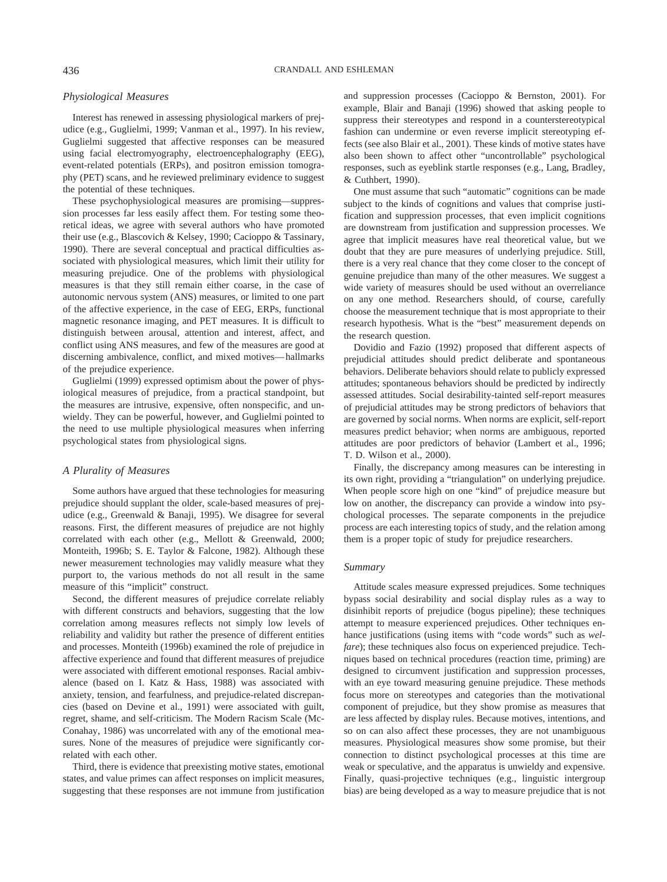### *Physiological Measures*

Interest has renewed in assessing physiological markers of prejudice (e.g., Guglielmi, 1999; Vanman et al., 1997). In his review, Guglielmi suggested that affective responses can be measured using facial electromyography, electroencephalography (EEG), event-related potentials (ERPs), and positron emission tomography (PET) scans, and he reviewed preliminary evidence to suggest the potential of these techniques.

These psychophysiological measures are promising—suppression processes far less easily affect them. For testing some theoretical ideas, we agree with several authors who have promoted their use (e.g., Blascovich & Kelsey, 1990; Cacioppo & Tassinary, 1990). There are several conceptual and practical difficulties associated with physiological measures, which limit their utility for measuring prejudice. One of the problems with physiological measures is that they still remain either coarse, in the case of autonomic nervous system (ANS) measures, or limited to one part of the affective experience, in the case of EEG, ERPs, functional magnetic resonance imaging, and PET measures. It is difficult to distinguish between arousal, attention and interest, affect, and conflict using ANS measures, and few of the measures are good at discerning ambivalence, conflict, and mixed motives—hallmarks of the prejudice experience.

Guglielmi (1999) expressed optimism about the power of physiological measures of prejudice, from a practical standpoint, but the measures are intrusive, expensive, often nonspecific, and unwieldy. They can be powerful, however, and Guglielmi pointed to the need to use multiple physiological measures when inferring psychological states from physiological signs.

### *A Plurality of Measures*

Some authors have argued that these technologies for measuring prejudice should supplant the older, scale-based measures of prejudice (e.g., Greenwald & Banaji, 1995). We disagree for several reasons. First, the different measures of prejudice are not highly correlated with each other (e.g., Mellott & Greenwald, 2000; Monteith, 1996b; S. E. Taylor & Falcone, 1982). Although these newer measurement technologies may validly measure what they purport to, the various methods do not all result in the same measure of this "implicit" construct.

Second, the different measures of prejudice correlate reliably with different constructs and behaviors, suggesting that the low correlation among measures reflects not simply low levels of reliability and validity but rather the presence of different entities and processes. Monteith (1996b) examined the role of prejudice in affective experience and found that different measures of prejudice were associated with different emotional responses. Racial ambivalence (based on I. Katz & Hass, 1988) was associated with anxiety, tension, and fearfulness, and prejudice-related discrepancies (based on Devine et al., 1991) were associated with guilt, regret, shame, and self-criticism. The Modern Racism Scale (McConahay, 1986) was uncorrelated with any of the emotional measures. None of the measures of prejudice were significantly correlated with each other.

Third, there is evidence that preexisting motive states, emotional states, and value primes can affect responses on implicit measures, suggesting that these responses are not immune from justification and suppression processes (Cacioppo & Bernston, 2001). For example, Blair and Banaji (1996) showed that asking people to suppress their stereotypes and respond in a counterstereotypical fashion can undermine or even reverse implicit stereotyping effects (see also Blair et al., 2001). These kinds of motive states have also been shown to affect other "uncontrollable" psychological responses, such as eyeblink startle responses (e.g., Lang, Bradley, & Cuthbert, 1990).

One must assume that such "automatic" cognitions can be made subject to the kinds of cognitions and values that comprise justification and suppression processes, that even implicit cognitions are downstream from justification and suppression processes. We agree that implicit measures have real theoretical value, but we doubt that they are pure measures of underlying prejudice. Still, there is a very real chance that they come closer to the concept of genuine prejudice than many of the other measures. We suggest a wide variety of measures should be used without an overreliance on any one method. Researchers should, of course, carefully choose the measurement technique that is most appropriate to their research hypothesis. What is the "best" measurement depends on the research question.

Dovidio and Fazio (1992) proposed that different aspects of prejudicial attitudes should predict deliberate and spontaneous behaviors. Deliberate behaviors should relate to publicly expressed attitudes; spontaneous behaviors should be predicted by indirectly assessed attitudes. Social desirability-tainted self-report measures of prejudicial attitudes may be strong predictors of behaviors that are governed by social norms. When norms are explicit, self-report measures predict behavior; when norms are ambiguous, reported attitudes are poor predictors of behavior (Lambert et al., 1996; T. D. Wilson et al., 2000).

Finally, the discrepancy among measures can be interesting in its own right, providing a "triangulation" on underlying prejudice. When people score high on one "kind" of prejudice measure but low on another, the discrepancy can provide a window into psychological processes. The separate components in the prejudice process are each interesting topics of study, and the relation among them is a proper topic of study for prejudice researchers.

### *Summary*

Attitude scales measure expressed prejudices. Some techniques bypass social desirability and social display rules as a way to disinhibit reports of prejudice (bogus pipeline); these techniques attempt to measure experienced prejudices. Other techniques enhance justifications (using items with "code words" such as *welfare*); these techniques also focus on experienced prejudice. Techniques based on technical procedures (reaction time, priming) are designed to circumvent justification and suppression processes, with an eye toward measuring genuine prejudice. These methods focus more on stereotypes and categories than the motivational component of prejudice, but they show promise as measures that are less affected by display rules. Because motives, intentions, and so on can also affect these processes, they are not unambiguous measures. Physiological measures show some promise, but their connection to distinct psychological processes at this time are weak or speculative, and the apparatus is unwieldy and expensive. Finally, quasi-projective techniques (e.g., linguistic intergroup bias) are being developed as a way to measure prejudice that is not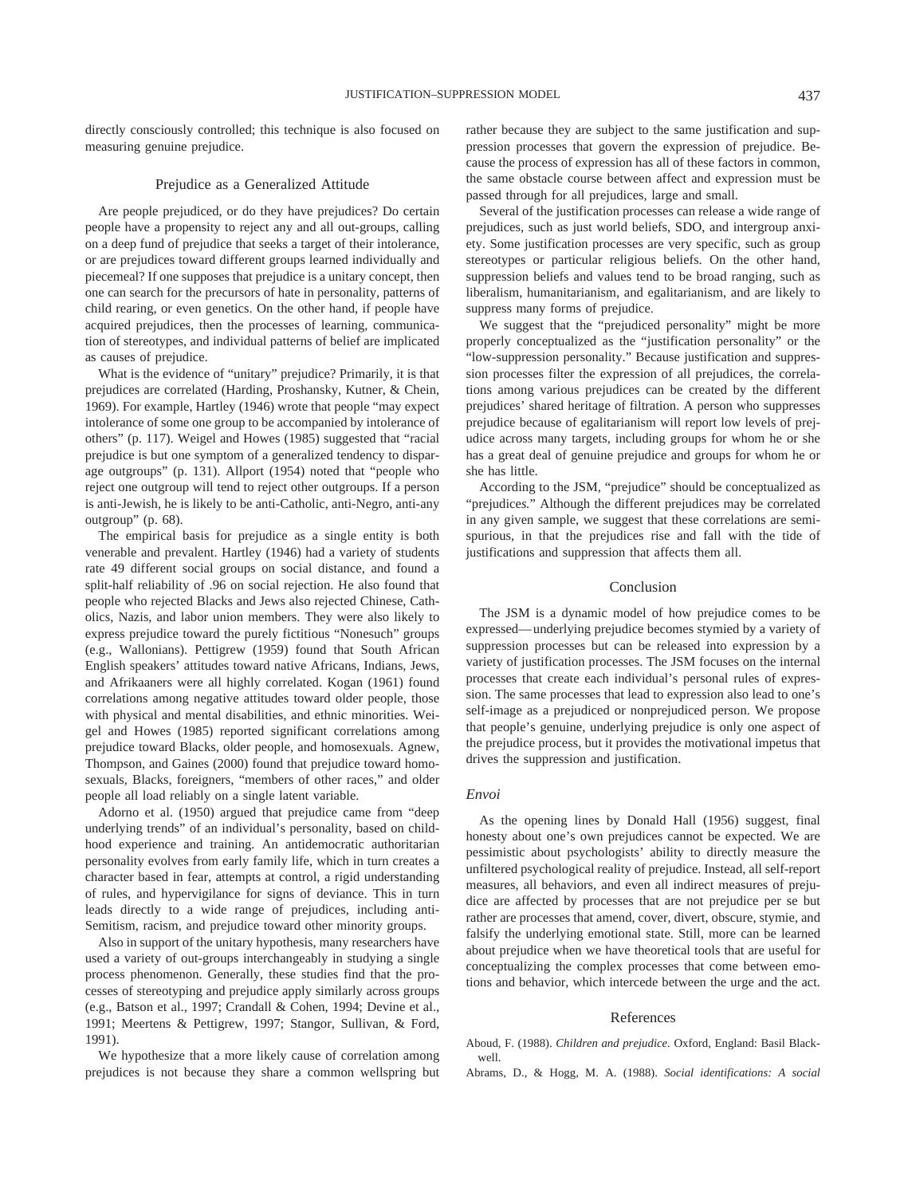directly consciously controlled; this technique is also focused on measuring genuine prejudice.

## Prejudice as a Generalized Attitude

Are people prejudiced, or do they have prejudices? Do certain people have a propensity to reject any and all out-groups, calling on a deep fund of prejudice that seeks a target of their intolerance, or are prejudices toward different groups learned individually and piecemeal? If one supposes that prejudice is a unitary concept, then one can search for the precursors of hate in personality, patterns of child rearing, or even genetics. On the other hand, if people have acquired prejudices, then the processes of learning, communication of stereotypes, and individual patterns of belief are implicated as causes of prejudice.

What is the evidence of "unitary" prejudice? Primarily, it is that prejudices are correlated (Harding, Proshansky, Kutner, & Chein, 1969). For example, Hartley (1946) wrote that people "may expect intolerance of some one group to be accompanied by intolerance of others" (p. 117). Weigel and Howes (1985) suggested that "racial prejudice is but one symptom of a generalized tendency to disparage outgroups" (p. 131). Allport (1954) noted that "people who reject one outgroup will tend to reject other outgroups. If a person is anti-Jewish, he is likely to be anti-Catholic, anti-Negro, anti-any outgroup" (p. 68).

The empirical basis for prejudice as a single entity is both venerable and prevalent. Hartley (1946) had a variety of students rate 49 different social groups on social distance, and found a split-half reliability of .96 on social rejection. He also found that people who rejected Blacks and Jews also rejected Chinese, Catholics, Nazis, and labor union members. They were also likely to express prejudice toward the purely fictitious "Nonesuch" groups (e.g., Wallonians). Pettigrew (1959) found that South African English speakers' attitudes toward native Africans, Indians, Jews, and Afrikaaners were all highly correlated. Kogan (1961) found correlations among negative attitudes toward older people, those with physical and mental disabilities, and ethnic minorities. Weigel and Howes (1985) reported significant correlations among prejudice toward Blacks, older people, and homosexuals. Agnew, Thompson, and Gaines (2000) found that prejudice toward homosexuals, Blacks, foreigners, "members of other races," and older people all load reliably on a single latent variable.

Adorno et al. (1950) argued that prejudice came from "deep underlying trends" of an individual's personality, based on childhood experience and training. An antidemocratic authoritarian personality evolves from early family life, which in turn creates a character based in fear, attempts at control, a rigid understanding of rules, and hypervigilance for signs of deviance. This in turn leads directly to a wide range of prejudices, including anti-Semitism, racism, and prejudice toward other minority groups.

Also in support of the unitary hypothesis, many researchers have used a variety of out-groups interchangeably in studying a single process phenomenon. Generally, these studies find that the processes of stereotyping and prejudice apply similarly across groups (e.g., Batson et al., 1997; Crandall & Cohen, 1994; Devine et al., 1991; Meertens & Pettigrew, 1997; Stangor, Sullivan, & Ford, 1991).

We hypothesize that a more likely cause of correlation among prejudices is not because they share a common wellspring but rather because they are subject to the same justification and suppression processes that govern the expression of prejudice. Because the process of expression has all of these factors in common, the same obstacle course between affect and expression must be passed through for all prejudices, large and small.

Several of the justification processes can release a wide range of prejudices, such as just world beliefs, SDO, and intergroup anxiety. Some justification processes are very specific, such as group stereotypes or particular religious beliefs. On the other hand, suppression beliefs and values tend to be broad ranging, such as liberalism, humanitarianism, and egalitarianism, and are likely to suppress many forms of prejudice.

We suggest that the "prejudiced personality" might be more properly conceptualized as the "justification personality" or the "low-suppression personality." Because justification and suppression processes filter the expression of all prejudices, the correlations among various prejudices can be created by the different prejudices' shared heritage of filtration. A person who suppresses prejudice because of egalitarianism will report low levels of prejudice across many targets, including groups for whom he or she has a great deal of genuine prejudice and groups for whom he or she has little.

According to the JSM, "prejudice" should be conceptualized as "prejudices." Although the different prejudices may be correlated in any given sample, we suggest that these correlations are semispurious, in that the prejudices rise and fall with the tide of justifications and suppression that affects them all.

## Conclusion

The JSM is a dynamic model of how prejudice comes to be expressed—underlying prejudice becomes stymied by a variety of suppression processes but can be released into expression by a variety of justification processes. The JSM focuses on the internal processes that create each individual's personal rules of expression. The same processes that lead to expression also lead to one's self-image as a prejudiced or nonprejudiced person. We propose that people's genuine, underlying prejudice is only one aspect of the prejudice process, but it provides the motivational impetus that drives the suppression and justification.

### *Envoi*

As the opening lines by Donald Hall (1956) suggest, final honesty about one's own prejudices cannot be expected. We are pessimistic about psychologists' ability to directly measure the unfiltered psychological reality of prejudice. Instead, all self-report measures, all behaviors, and even all indirect measures of prejudice are affected by processes that are not prejudice per se but rather are processes that amend, cover, divert, obscure, stymie, and falsify the underlying emotional state. Still, more can be learned about prejudice when we have theoretical tools that are useful for conceptualizing the complex processes that come between emotions and behavior, which intercede between the urge and the act.

## References

Aboud, F. (1988). *Children and prejudice.* Oxford, England: Basil Blackwell.

Abrams, D., & Hogg, M. A. (1988). *Social identifications: A social*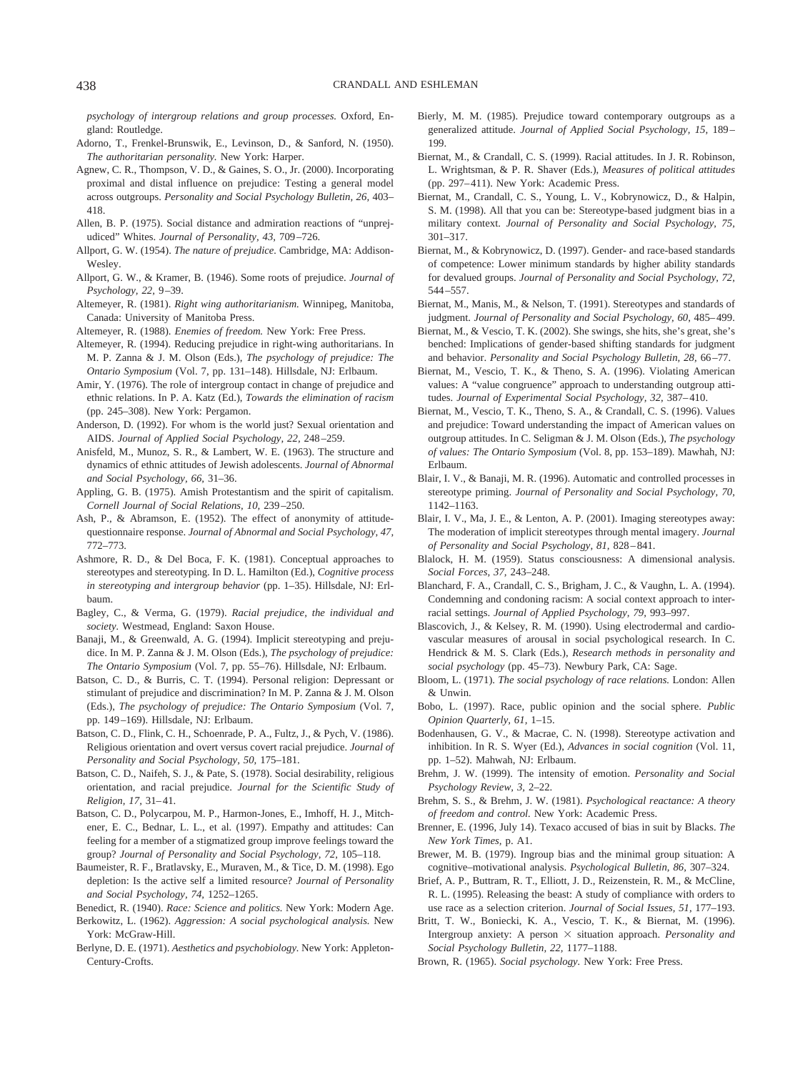*psychology of intergroup relations and group processes.* Oxford, England: Routledge.

Adorno, T., Frenkel-Brunswik, E., Levinson, D., & Sanford, N. (1950). *The authoritarian personality.* New York: Harper.

Agnew, C. R., Thompson, V. D., & Gaines, S. O., Jr. (2000). Incorporating proximal and distal influence on prejudice: Testing a general model across outgroups. *Personality and Social Psychology Bulletin, 26,* 403–418.

Allen, B. P. (1975). Social distance and admiration reactions of "unprejudiced" Whites. *Journal of Personality, 43,* 709–726.

Allport, G. W. (1954). *The nature of prejudice.* Cambridge, MA: Addison-Wesley.

Allport, G. W., & Kramer, B. (1946). Some roots of prejudice. *Journal of Psychology, 22,* 9–39.

Altemeyer, R. (1981). *Right wing authoritarianism.* Winnipeg, Manitoba, Canada: University of Manitoba Press.

Altemeyer, R. (1988). *Enemies of freedom.* New York: Free Press.

Altemeyer, R. (1994). Reducing prejudice in right-wing authoritarians. In M. P. Zanna & J. M. Olson (Eds.), *The psychology of prejudice: The Ontario Symposium* (Vol. 7, pp. 131–148). Hillsdale, NJ: Erlbaum.

Amir, Y. (1976). The role of intergroup contact in change of prejudice and ethnic relations. In P. A. Katz (Ed.), *Towards the elimination of racism* (pp. 245–308). New York: Pergamon.

Anderson, D. (1992). For whom is the world just? Sexual orientation and AIDS. *Journal of Applied Social Psychology, 22,* 248–259.

Anisfeld, M., Munoz, S. R., & Lambert, W. E. (1963). The structure and dynamics of ethnic attitudes of Jewish adolescents. *Journal of Abnormal and Social Psychology, 66,* 31–36.

Appling, G. B. (1975). Amish Protestantism and the spirit of capitalism. *Cornell Journal of Social Relations, 10,* 239–250.

Ash, P., & Abramson, E. (1952). The effect of anonymity of attitude-questionnaire response. *Journal of Abnormal and Social Psychology, 47,* 772–773.

Ashmore, R. D., & Del Boca, F. K. (1981). Conceptual approaches to stereotypes and stereotyping. In D. L. Hamilton (Ed.), *Cognitive process in stereotyping and intergroup behavior* (pp. 1–35). Hillsdale, NJ: Erlbaum.

Bagley, C., & Verma, G. (1979). *Racial prejudice, the individual and society.* Westmead, England: Saxon House.

Banaji, M., & Greenwald, A. G. (1994). Implicit stereotyping and prejudice. In M. P. Zanna & J. M. Olson (Eds.), *The psychology of prejudice: The Ontario Symposium* (Vol. 7, pp. 55–76). Hillsdale, NJ: Erlbaum.

Batson, C. D., & Burris, C. T. (1994). Personal religion: Depressant or stimulant of prejudice and discrimination? In M. P. Zanna & J. M. Olson (Eds.), *The psychology of prejudice: The Ontario Symposium* (Vol. 7, pp. 149–169). Hillsdale, NJ: Erlbaum.

Batson, C. D., Flink, C. H., Schoenrade, P. A., Fultz, J., & Pych, V. (1986). Religious orientation and overt versus covert racial prejudice. *Journal of Personality and Social Psychology, 50,* 175–181.

Batson, C. D., Naifeh, S. J., & Pate, S. (1978). Social desirability, religious orientation, and racial prejudice. *Journal for the Scientific Study of Religion, 17,* 31–41.

Batson, C. D., Polycarpou, M. P., Harmon-Jones, E., Imhoff, H. J., Mitchener, E. C., Bednar, L. L., et al. (1997). Empathy and attitudes: Can feeling for a member of a stigmatized group improve feelings toward the group? *Journal of Personality and Social Psychology, 72,* 105–118.

Baumeister, R. F., Bratlavsky, E., Muraven, M., & Tice, D. M. (1998). Ego depletion: Is the active self a limited resource? *Journal of Personality and Social Psychology, 74,* 1252–1265.

Benedict, R. (1940). *Race: Science and politics.* New York: Modern Age.

Berkowitz, L. (1962). *Aggression: A social psychological analysis.* New York: McGraw-Hill.

Berlyne, D. E. (1971). *Aesthetics and psychobiology.* New York: Appleton-Century-Crofts.

Bierly, M. M. (1985). Prejudice toward contemporary outgroups as a generalized attitude. *Journal of Applied Social Psychology, 15,* 189–199.

Biernat, M., & Crandall, C. S. (1999). Racial attitudes. In J. R. Robinson, L. Wrightsman, & P. R. Shaver (Eds.), *Measures of political attitudes* (pp. 297–411). New York: Academic Press.

Biernat, M., Crandall, C. S., Young, L. V., Kobrynowicz, D., & Halpin, S. M. (1998). All that you can be: Stereotype-based judgment bias in a military context. *Journal of Personality and Social Psychology, 75,* 301–317.

Biernat, M., & Kobrynowicz, D. (1997). Gender- and race-based standards of competence: Lower minimum standards by higher ability standards for devalued groups. *Journal of Personality and Social Psychology, 72,* 544–557.

Biernat, M., Manis, M., & Nelson, T. (1991). Stereotypes and standards of judgment. *Journal of Personality and Social Psychology, 60,* 485–499.

Biernat, M., & Vescio, T. K. (2002). She swings, she hits, she's great, she's benched: Implications of gender-based shifting standards for judgment and behavior. *Personality and Social Psychology Bulletin, 28,* 66–77.

Biernat, M., Vescio, T. K., & Theno, S. A. (1996). Violating American values: A "value congruence" approach to understanding outgroup attitudes. *Journal of Experimental Social Psychology, 32,* 387–410.

Biernat, M., Vescio, T. K., Theno, S. A., & Crandall, C. S. (1996). Values and prejudice: Toward understanding the impact of American values on outgroup attitudes. In C. Seligman & J. M. Olson (Eds.), *The psychology of values: The Ontario Symposium* (Vol. 8, pp. 153–189). Mawhah, NJ: Erlbaum.

Blair, I. V., & Banaji, M. R. (1996). Automatic and controlled processes in stereotype priming. *Journal of Personality and Social Psychology, 70,* 1142–1163.

Blair, I. V., Ma, J. E., & Lenton, A. P. (2001). Imaging stereotypes away: The moderation of implicit stereotypes through mental imagery. *Journal of Personality and Social Psychology, 81,* 828–841.

Blalock, H. M. (1959). Status consciousness: A dimensional analysis. *Social Forces, 37,* 243–248.

Blanchard, F. A., Crandall, C. S., Brigham, J. C., & Vaughn, L. A. (1994). Condemning and condoning racism: A social context approach to interracial settings. *Journal of Applied Psychology, 79,* 993–997.

Blascovich, J., & Kelsey, R. M. (1990). Using electrodermal and cardiovascular measures of arousal in social psychological research. In C. Hendrick & M. S. Clark (Eds.), *Research methods in personality and social psychology* (pp. 45–73). Newbury Park, CA: Sage.

Bloom, L. (1971). *The social psychology of race relations.* London: Allen & Unwin.

Bobo, L. (1997). Race, public opinion and the social sphere. *Public Opinion Quarterly, 61,* 1–15.

Bodenhausen, G. V., & Macrae, C. N. (1998). Stereotype activation and inhibition. In R. S. Wyer (Ed.), *Advances in social cognition* (Vol. 11, pp. 1–52). Mahwah, NJ: Erlbaum.

Brehm, J. W. (1999). The intensity of emotion. *Personality and Social Psychology Review, 3,* 2–22.

Brehm, S. S., & Brehm, J. W. (1981). *Psychological reactance: A theory of freedom and control.* New York: Academic Press.

Brenner, E. (1996, July 14). Texaco accused of bias in suit by Blacks. *The New York Times,* p. A1.

Brewer, M. B. (1979). Ingroup bias and the minimal group situation: A cognitive–motivational analysis. *Psychological Bulletin, 86,* 307–324.

Brief, A. P., Buttram, R. T., Elliott, J. D., Reizenstein, R. M., & McCline, R. L. (1995). Releasing the beast: A study of compliance with orders to use race as a selection criterion. *Journal of Social Issues, 51,* 177–193.

Britt, T. W., Boniecki, K. A., Vescio, T. K., & Biernat, M. (1996). Intergroup anxiety: A person × situation approach. *Personality and Social Psychology Bulletin, 22,* 1177–1188.

Brown, R. (1965). *Social psychology.* New York: Free Press.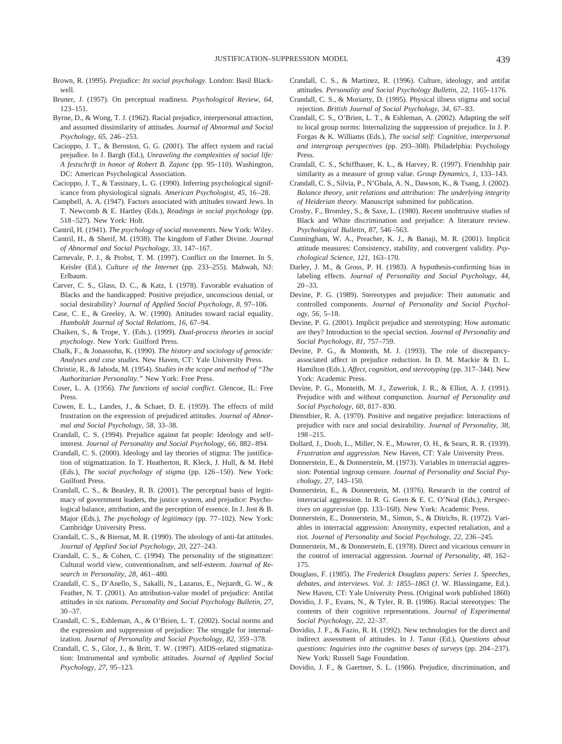Brown, R. (1995). *Prejudice: Its social psychology.* London: Basil Blackwell.

Bruner, J. (1957). On perceptual readiness. *Psychological Review, 64,* 123–151.

Byrne, D., & Wong, T. J. (1962). Racial prejudice, interpersonal attraction, and assumed dissimilarity of attitudes. *Journal of Abnormal and Social Psychology, 65,* 246–253.

Cacioppo, J. T., & Bernston, G. G. (2001). The affect system and racial prejudice. In J. Bargh (Ed.), *Unraveling the complexities of social life: A festschrift in honor of Robert B. Zajonc* (pp. 95–110). Washington, DC: American Psychological Association.

Cacioppo, J. T., & Tassinary, L. G. (1990). Inferring psychological significance from physiological signals. *American Psychologist, 45,* 16–28.

Campbell, A. A. (1947). Factors associated with attitudes toward Jews. In T. Newcomb & E. Hartley (Eds.), *Readings in social psychology* (pp. 518–527). New York: Holt.

Cantril, H. (1941). *The psychology of social movements.* New York: Wiley.

Cantril, H., & Sherif, M. (1938). The kingdom of Father Divine. *Journal of Abnormal and Social Psychology, 33,* 147–167.

Carnevale, P. J., & Probst, T. M. (1997). Conflict on the Internet. In S. Keisler (Ed.), *Culture of the Internet* (pp. 233–255). Mahwah, NJ: Erlbaum.

Carver, C. S., Glass, D. C., & Katz, I. (1978). Favorable evaluation of Blacks and the handicapped: Positive prejudice, unconscious denial, or social desirability? *Journal of Applied Social Psychology, 8,* 97–106.

Case, C. E., & Greeley, A. W. (1990). Attitudes toward racial equality. *Humboldt Journal of Social Relations, 16,* 67–94.

Chaiken, S., & Trope, Y. (Eds.). (1999). *Dual-process theories in social psychology.* New York: Guilford Press.

Chalk, F., & Jonassohn, K. (1990). *The history and sociology of genocide: Analyses and case studies.* New Haven, CT: Yale University Press.

Christie, R., & Jahoda, M. (1954). *Studies in the scope and method of "The Authoritarian Personality."* New York: Free Press.

Coser, L. A. (1956). *The functions of social conflict.* Glencoe, IL: Free Press.

Cowen, E. L., Landes, J., & Schaet, D. E. (1959). The effects of mild frustration on the expression of prejudiced attitudes. *Journal of Abnormal and Social Psychology, 58,* 33–38.

Crandall, C. S. (1994). Prejudice against fat people: Ideology and self-interest. *Journal of Personality and Social Psychology, 66,* 882–894.

Crandall, C. S. (2000). Ideology and lay theories of stigma: The justification of stigmatization. In T. Heatherton, R. Kleck, J. Hull, & M. Hebl (Eds.), *The social psychology of stigma* (pp. 126–150). New York: Guilford Press.

Crandall, C. S., & Beasley, R. B. (2001). The perceptual basis of legitimacy of government leaders, the justice system, and prejudice: Psychological balance, attribution, and the perception of essence. In J. Jost & B. Major (Eds.), *The psychology of legitimacy* (pp. 77–102). New York: Cambridge University Press.

Crandall, C. S., & Biernat, M. R. (1990). The ideology of anti-fat attitudes. *Journal of Applied Social Psychology, 20,* 227–243.

Crandall, C. S., & Cohen, C. (1994). The personality of the stigmatizer: Cultural world view, conventionalism, and self-esteem. *Journal of Research in Personality, 28,* 461–480.

Crandall, C. S., D'Anello, S., Sakalli, N., Lazarus, E., Nejtardt, G. W., & Feather, N. T. (2001). An attribution-value model of prejudice: Antifat attitudes in six nations. *Personality and Social Psychology Bulletin, 27,* 30–37.

Crandall, C. S., Eshleman, A., & O'Brien, L. T. (2002). Social norms and the expression and suppression of prejudice: The struggle for internalization. *Journal of Personality and Social Psychology, 82,* 359–378.

Crandall, C. S., Glor, J., & Britt, T. W. (1997). AIDS-related stigmatization: Instrumental and symbolic attitudes. *Journal of Applied Social Psychology, 27,* 95–123.

Crandall, C. S., & Martinez, R. (1996). Culture, ideology, and antifat attitudes. *Personality and Social Psychology Bulletin, 22,* 1165–1176.

Crandall, C. S., & Moriarty, D. (1995). Physical illness stigma and social rejection. *British Journal of Social Psychology, 34,* 67–83.

Crandall, C. S., O'Brien, L. T., & Eshleman, A. (2002). Adapting the self to local group norms: Internalizing the suppression of prejudice. In J. P. Forgas & K. Williams (Eds.), *The social self: Cognitive, interpersonal and intergroup perspectives* (pp. 293–308). Philadelphia: Psychology Press.

Crandall, C. S., Schiffhauer, K. L., & Harvey, R. (1997). Friendship pair similarity as a measure of group value. *Group Dynamics, 1,* 133–143.

Crandall, C. S., Silvia, P., N'Gbala, A. N., Dawson, K., & Tsang, J. (2002). *Balance theory, unit relations and attribution: The underlying integrity of Heiderian theory.* Manuscript submitted for publication.

Crosby, F., Bromley, S., & Saxe, L. (1980). Recent unobtrusive studies of Black and White discrimination and prejudice: A literature review. *Psychological Bulletin, 87,* 546–563.

Cunningham, W. A., Preacher, K. J., & Banaji, M. R. (2001). Implicit attitude measures: Consistency, stability, and convergent validity. *Psychological Science, 121,* 163–170.

Darley, J. M., & Gross, P. H. (1983). A hypothesis-confirming bias in labeling effects. *Journal of Personality and Social Psychology, 44,* 20–33.

Devine, P. G. (1989). Stereotypes and prejudice: Their automatic and controlled components. *Journal of Personality and Social Psychology, 56,* 5–18.

Devine, P. G. (2001). Implicit prejudice and stereotyping: How automatic are they? Introduction to the special section. *Journal of Personality and Social Psychology, 81,* 757–759.

Devine, P. G., & Monteith, M. J. (1993). The role of discrepancy-associated affect in prejudice reduction. In D. M. Mackie & D. L. Hamilton (Eds.), *Affect, cognition, and stereotyping* (pp. 317–344). New York: Academic Press.

Devine, P. G., Monteith, M. J., Zuwerink, J. R., & Elliot, A. J. (1991). Prejudice with and without compunction. *Journal of Personality and Social Psychology, 60,* 817–830.

Dienstbier, R. A. (1970). Positive and negative prejudice: Interactions of prejudice with race and social desirability. *Journal of Personality, 38,* 198–215.

Dollard, J., Doob, L., Miller, N. E., Mowrer, O. H., & Sears, R. R. (1939). *Frustration and aggression.* New Haven, CT: Yale University Press.

Donnerstein, E., & Donnerstein, M. (1973). Variables in interracial aggression: Potential ingroup censure. *Journal of Personality and Social Psychology, 27,* 143–150.

Donnerstein, E., & Donnerstein, M. (1976). Research in the control of interracial aggression. In R. G. Geen & E. C. O'Neal (Eds.), *Perspectives on aggression* (pp. 133–168). New York: Academic Press.

Donnerstein, E., Donnerstein, M., Simon, S., & Ditrichs, R. (1972). Variables in interracial aggression: Anonymity, expected retaliation, and a riot. *Journal of Personality and Social Psychology, 22,* 236–245.

Donnerstein, M., & Donnerstein, E. (1978). Direct and vicarious censure in the control of interracial aggression. *Journal of Personality, 48,* 162–175.

Douglass, F. (1985). *The Frederick Douglass papers: Series 1. Speeches, debates, and interviews. Vol. 3: 1855–1863* (J. W. Blassingame, Ed.). New Haven, CT: Yale University Press. (Original work published 1860)

Dovidio, J. F., Evans, N., & Tyler, R. B. (1986). Racial stereotypes: The contents of their cognitive representations. *Journal of Experimental Social Psychology, 22,* 22–37.

Dovidio, J. F., & Fazio, R. H. (1992). New technologies for the direct and indirect assessment of attitudes. In J. Tanur (Ed.), *Questions about questions: Inquiries into the cognitive bases of surveys* (pp. 204–237). New York: Russell Sage Foundation.

Dovidio, J. F., & Gaertner, S. L. (1986). Prejudice, discrimination, and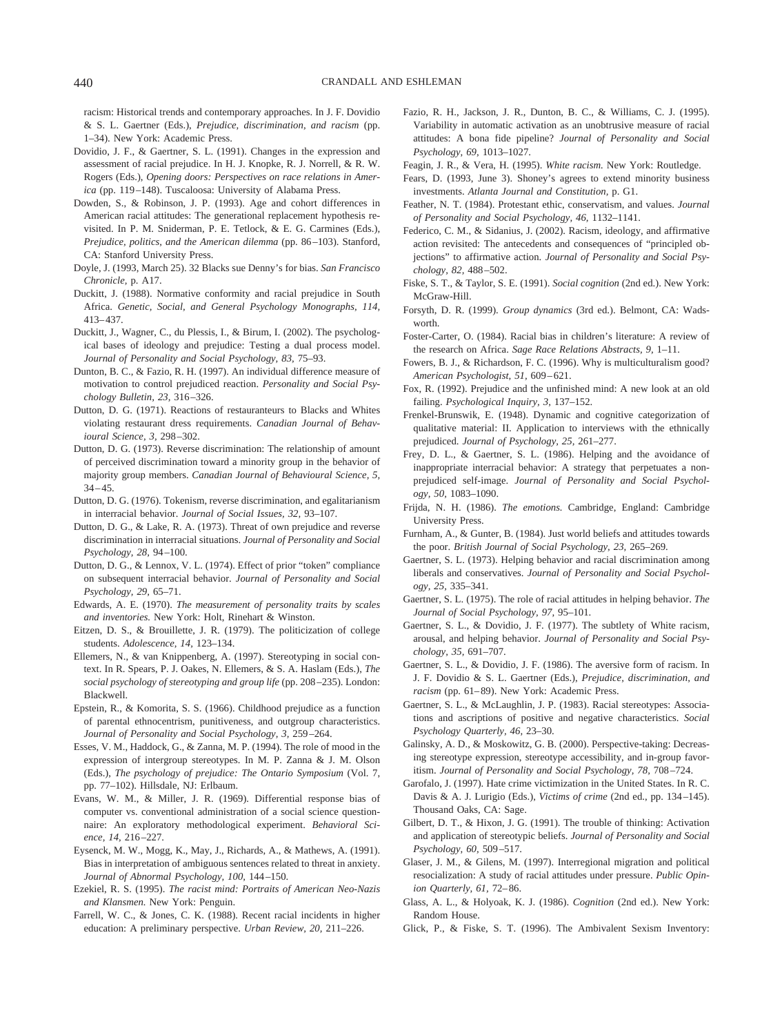racism: Historical trends and contemporary approaches. In J. F. Dovidio & S. L. Gaertner (Eds.), *Prejudice, discrimination, and racism* (pp. 1–34). New York: Academic Press.

Dovidio, J. F., & Gaertner, S. L. (1991). Changes in the expression and assessment of racial prejudice. In H. J. Knopke, R. J. Norrell, & R. W. Rogers (Eds.), *Opening doors: Perspectives on race relations in America* (pp. 119–148). Tuscaloosa: University of Alabama Press.

Dowden, S., & Robinson, J. P. (1993). Age and cohort differences in American racial attitudes: The generational replacement hypothesis revisited. In P. M. Sniderman, P. E. Tetlock, & E. G. Carmines (Eds.), *Prejudice, politics, and the American dilemma* (pp. 86–103). Stanford, CA: Stanford University Press.

Doyle, J. (1993, March 25). 32 Blacks sue Denny's for bias. *San Francisco Chronicle,* p. A17.

Duckitt, J. (1988). Normative conformity and racial prejudice in South Africa. *Genetic, Social, and General Psychology Monographs, 114,* 413–437.

Duckitt, J., Wagner, C., du Plessis, I., & Birum, I. (2002). The psychological bases of ideology and prejudice: Testing a dual process model. *Journal of Personality and Social Psychology, 83,* 75–93.

Dunton, B. C., & Fazio, R. H. (1997). An individual difference measure of motivation to control prejudiced reaction. *Personality and Social Psychology Bulletin, 23,* 316–326.

Dutton, D. G. (1971). Reactions of restauranteurs to Blacks and Whites violating restaurant dress requirements. *Canadian Journal of Behavioural Science, 3,* 298–302.

Dutton, D. G. (1973). Reverse discrimination: The relationship of amount of perceived discrimination toward a minority group in the behavior of majority group members. *Canadian Journal of Behavioural Science, 5,* 34–45.

Dutton, D. G. (1976). Tokenism, reverse discrimination, and egalitarianism in interracial behavior. *Journal of Social Issues, 32,* 93–107.

Dutton, D. G., & Lake, R. A. (1973). Threat of own prejudice and reverse discrimination in interracial situations. *Journal of Personality and Social Psychology, 28,* 94–100.

Dutton, D. G., & Lennox, V. L. (1974). Effect of prior "token" compliance on subsequent interracial behavior. *Journal of Personality and Social Psychology, 29,* 65–71.

Edwards, A. E. (1970). *The measurement of personality traits by scales and inventories.* New York: Holt, Rinehart & Winston.

Eitzen, D. S., & Brouillette, J. R. (1979). The politicization of college students. *Adolescence, 14,* 123–134.

Ellemers, N., & van Knippenberg, A. (1997). Stereotyping in social context. In R. Spears, P. J. Oakes, N. Ellemers, & S. A. Haslam (Eds.), *The social psychology of stereotyping and group life* (pp. 208–235). London: Blackwell.

Epstein, R., & Komorita, S. S. (1966). Childhood prejudice as a function of parental ethnocentrism, punitiveness, and outgroup characteristics. *Journal of Personality and Social Psychology, 3,* 259–264.

Esses, V. M., Haddock, G., & Zanna, M. P. (1994). The role of mood in the expression of intergroup stereotypes. In M. P. Zanna & J. M. Olson (Eds.), *The psychology of prejudice: The Ontario Symposium* (Vol. 7, pp. 77–102). Hillsdale, NJ: Erlbaum.

Evans, W. M., & Miller, J. R. (1969). Differential response bias of computer vs. conventional administration of a social science questionnaire: An exploratory methodological experiment. *Behavioral Science, 14,* 216–227.

Eysenck, M. W., Mogg, K., May, J., Richards, A., & Mathews, A. (1991). Bias in interpretation of ambiguous sentences related to threat in anxiety. *Journal of Abnormal Psychology, 100,* 144–150.

Ezekiel, R. S. (1995). *The racist mind: Portraits of American Neo-Nazis and Klansmen.* New York: Penguin.

Farrell, W. C., & Jones, C. K. (1988). Recent racial incidents in higher education: A preliminary perspective. *Urban Review, 20,* 211–226.

Fazio, R. H., Jackson, J. R., Dunton, B. C., & Williams, C. J. (1995). Variability in automatic activation as an unobtrusive measure of racial attitudes: A bona fide pipeline? *Journal of Personality and Social Psychology, 69,* 1013–1027.

Feagin, J. R., & Vera, H. (1995). *White racism.* New York: Routledge.

Fears, D. (1993, June 3). Shoney's agrees to extend minority business investments. *Atlanta Journal and Constitution,* p. G1.

Feather, N. T. (1984). Protestant ethic, conservatism, and values. *Journal of Personality and Social Psychology, 46,* 1132–1141.

Federico, C. M., & Sidanius, J. (2002). Racism, ideology, and affirmative action revisited: The antecedents and consequences of "principled objections" to affirmative action. *Journal of Personality and Social Psychology, 82,* 488–502.

Fiske, S. T., & Taylor, S. E. (1991). *Social cognition* (2nd ed.). New York: McGraw-Hill.

Forsyth, D. R. (1999). *Group dynamics* (3rd ed.). Belmont, CA: Wadsworth.

Foster-Carter, O. (1984). Racial bias in children's literature: A review of the research on Africa. *Sage Race Relations Abstracts, 9,* 1–11.

Fowers, B. J., & Richardson, F. C. (1996). Why is multiculturalism good? *American Psychologist, 51,* 609–621.

Fox, R. (1992). Prejudice and the unfinished mind: A new look at an old failing. *Psychological Inquiry, 3,* 137–152.

Frenkel-Brunswik, E. (1948). Dynamic and cognitive categorization of qualitative material: II. Application to interviews with the ethnically prejudiced. *Journal of Psychology, 25,* 261–277.

Frey, D. L., & Gaertner, S. L. (1986). Helping and the avoidance of inappropriate interracial behavior: A strategy that perpetuates a nonprejudiced self-image. *Journal of Personality and Social Psychology, 50,* 1083–1090.

Frijda, N. H. (1986). *The emotions.* Cambridge, England: Cambridge University Press.

Furnham, A., & Gunter, B. (1984). Just world beliefs and attitudes towards the poor. *British Journal of Social Psychology, 23,* 265–269.

Gaertner, S. L. (1973). Helping behavior and racial discrimination among liberals and conservatives. *Journal of Personality and Social Psychology, 25,* 335–341.

Gaertner, S. L. (1975). The role of racial attitudes in helping behavior. *The Journal of Social Psychology, 97,* 95–101.

Gaertner, S. L., & Dovidio, J. F. (1977). The subtlety of White racism, arousal, and helping behavior. *Journal of Personality and Social Psychology, 35,* 691–707.

Gaertner, S. L., & Dovidio, J. F. (1986). The aversive form of racism. In J. F. Dovidio & S. L. Gaertner (Eds.), *Prejudice, discrimination, and racism* (pp. 61–89). New York: Academic Press.

Gaertner, S. L., & McLaughlin, J. P. (1983). Racial stereotypes: Associations and ascriptions of positive and negative characteristics. *Social Psychology Quarterly, 46,* 23–30.

Galinsky, A. D., & Moskowitz, G. B. (2000). Perspective-taking: Decreasing stereotype expression, stereotype accessibility, and in-group favoritism. *Journal of Personality and Social Psychology, 78,* 708–724.

Garofalo, J. (1997). Hate crime victimization in the United States. In R. C. Davis & A. J. Lurigio (Eds.), *Victims of crime* (2nd ed., pp. 134–145). Thousand Oaks, CA: Sage.

Gilbert, D. T., & Hixon, J. G. (1991). The trouble of thinking: Activation and application of stereotypic beliefs. *Journal of Personality and Social Psychology, 60,* 509–517.

Glaser, J. M., & Gilens, M. (1997). Interregional migration and political resocialization: A study of racial attitudes under pressure. *Public Opinion Quarterly, 61,* 72–86.

Glass, A. L., & Holyoak, K. J. (1986). *Cognition* (2nd ed.). New York: Random House.

Glick, P., & Fiske, S. T. (1996). The Ambivalent Sexism Inventory: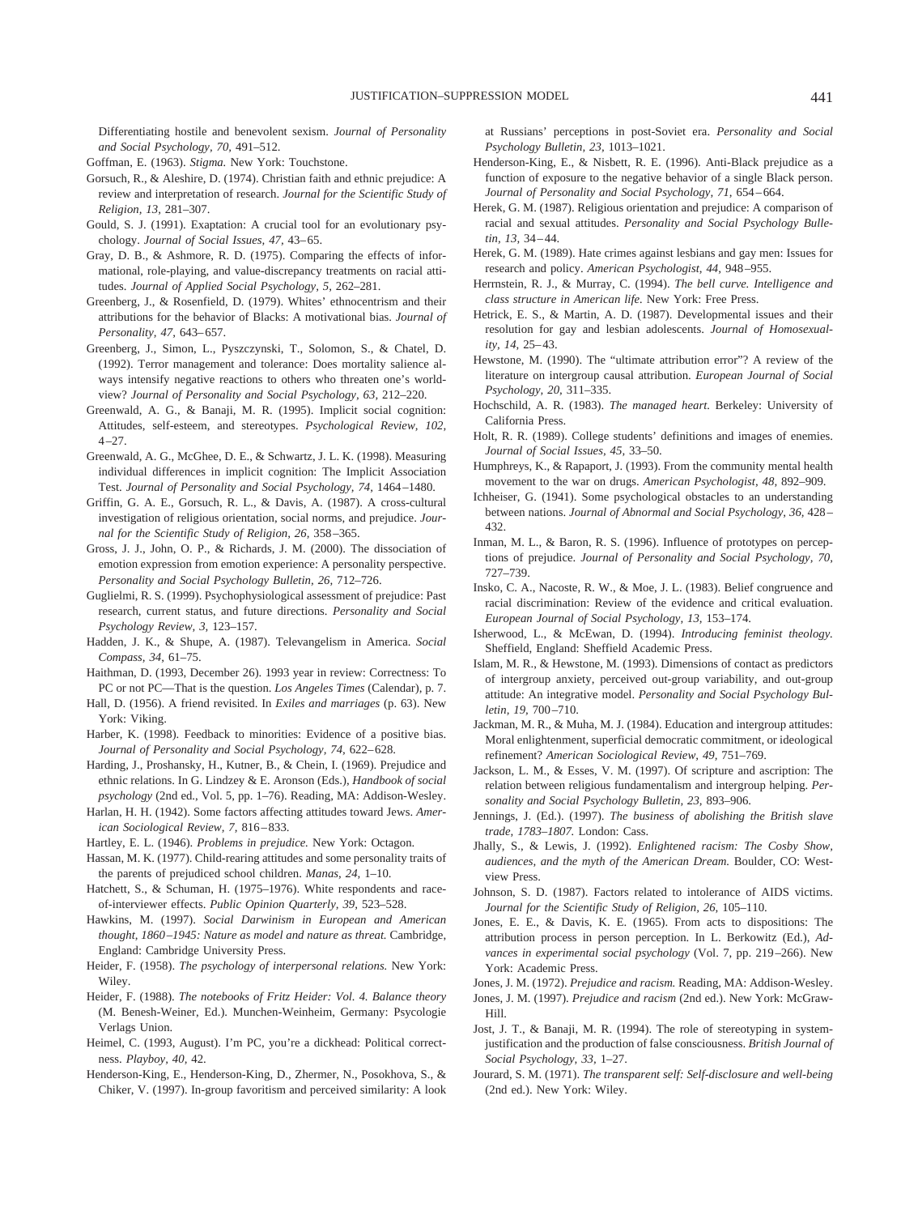Differentiating hostile and benevolent sexism. *Journal of Personality and Social Psychology, 70,* 491–512.

Goffman, E. (1963). *Stigma.* New York: Touchstone.

Gorsuch, R., & Aleshire, D. (1974). Christian faith and ethnic prejudice: A review and interpretation of research. *Journal for the Scientific Study of Religion, 13,* 281–307.

Gould, S. J. (1991). Exaptation: A crucial tool for an evolutionary psychology. *Journal of Social Issues, 47,* 43–65.

Gray, D. B., & Ashmore, R. D. (1975). Comparing the effects of informational, role-playing, and value-discrepancy treatments on racial attitudes. *Journal of Applied Social Psychology, 5,* 262–281.

Greenberg, J., & Rosenfield, D. (1979). Whites' ethnocentrism and their attributions for the behavior of Blacks: A motivational bias. *Journal of Personality, 47,* 643–657.

Greenberg, J., Simon, L., Pyszczynski, T., Solomon, S., & Chatel, D. (1992). Terror management and tolerance: Does mortality salience always intensify negative reactions to others who threaten one's worldview? *Journal of Personality and Social Psychology, 63,* 212–220.

Greenwald, A. G., & Banaji, M. R. (1995). Implicit social cognition: Attitudes, self-esteem, and stereotypes. *Psychological Review, 102,* 4–27.

Greenwald, A. G., McGhee, D. E., & Schwartz, J. L. K. (1998). Measuring individual differences in implicit cognition: The Implicit Association Test. *Journal of Personality and Social Psychology, 74,* 1464–1480.

Griffin, G. A. E., Gorsuch, R. L., & Davis, A. (1987). A cross-cultural investigation of religious orientation, social norms, and prejudice. *Journal for the Scientific Study of Religion, 26,* 358–365.

Gross, J. J., John, O. P., & Richards, J. M. (2000). The dissociation of emotion expression from emotion experience: A personality perspective. *Personality and Social Psychology Bulletin, 26,* 712–726.

Guglielmi, R. S. (1999). Psychophysiological assessment of prejudice: Past research, current status, and future directions. *Personality and Social Psychology Review, 3,* 123–157.

Hadden, J. K., & Shupe, A. (1987). Televangelism in America. *Social Compass, 34,* 61–75.

Haithman, D. (1993, December 26). 1993 year in review: Correctness: To PC or not PC—That is the question. *Los Angeles Times* (Calendar), p. 7.

Hall, D. (1956). A friend revisited. In *Exiles and marriages* (p. 63). New York: Viking.

Harber, K. (1998). Feedback to minorities: Evidence of a positive bias. *Journal of Personality and Social Psychology, 74,* 622–628.

Harding, J., Proshansky, H., Kutner, B., & Chein, I. (1969). Prejudice and ethnic relations. In G. Lindzey & E. Aronson (Eds.), *Handbook of social psychology* (2nd ed., Vol. 5, pp. 1–76). Reading, MA: Addison-Wesley.

Harlan, H. H. (1942). Some factors affecting attitudes toward Jews. *American Sociological Review, 7,* 816–833.

Hartley, E. L. (1946). *Problems in prejudice.* New York: Octagon.

Hassan, M. K. (1977). Child-rearing attitudes and some personality traits of the parents of prejudiced school children. *Manas, 24,* 1–10.

Hatchett, S., & Schuman, H. (1975–1976). White respondents and race-of-interviewer effects. *Public Opinion Quarterly, 39,* 523–528.

Hawkins, M. (1997). *Social Darwinism in European and American thought, 1860–1945: Nature as model and nature as threat.* Cambridge, England: Cambridge University Press.

Heider, F. (1958). *The psychology of interpersonal relations.* New York: Wiley.

Heider, F. (1988). *The notebooks of Fritz Heider: Vol. 4. Balance theory* (M. Benesh-Weiner, Ed.). Munchen-Weinheim, Germany: Psycologie Verlags Union.

Heimel, C. (1993, August). I'm PC, you're a dickhead: Political correctness. *Playboy, 40,* 42.

Henderson-King, E., Henderson-King, D., Zhermer, N., Posokhova, S., & Chiker, V. (1997). In-group favoritism and perceived similarity: A look at Russians' perceptions in post-Soviet era. *Personality and Social Psychology Bulletin, 23,* 1013–1021.

Henderson-King, E., & Nisbett, R. E. (1996). Anti-Black prejudice as a function of exposure to the negative behavior of a single Black person. *Journal of Personality and Social Psychology, 71,* 654–664.

Herek, G. M. (1987). Religious orientation and prejudice: A comparison of racial and sexual attitudes. *Personality and Social Psychology Bulletin, 13,* 34–44.

Herek, G. M. (1989). Hate crimes against lesbians and gay men: Issues for research and policy. *American Psychologist, 44,* 948–955.

Herrnstein, R. J., & Murray, C. (1994). *The bell curve. Intelligence and class structure in American life.* New York: Free Press.

Hetrick, E. S., & Martin, A. D. (1987). Developmental issues and their resolution for gay and lesbian adolescents. *Journal of Homosexuality, 14,* 25–43.

Hewstone, M. (1990). The "ultimate attribution error"? A review of the literature on intergroup causal attribution. *European Journal of Social Psychology, 20,* 311–335.

Hochschild, A. R. (1983). *The managed heart.* Berkeley: University of California Press.

Holt, R. R. (1989). College students' definitions and images of enemies. *Journal of Social Issues, 45,* 33–50.

Humphreys, K., & Rapaport, J. (1993). From the community mental health movement to the war on drugs. *American Psychologist, 48,* 892–909.

Ichheiser, G. (1941). Some psychological obstacles to an understanding between nations. *Journal of Abnormal and Social Psychology, 36,* 428–432.

Inman, M. L., & Baron, R. S. (1996). Influence of prototypes on perceptions of prejudice. *Journal of Personality and Social Psychology, 70,* 727–739.

Insko, C. A., Nacoste, R. W., & Moe, J. L. (1983). Belief congruence and racial discrimination: Review of the evidence and critical evaluation. *European Journal of Social Psychology, 13,* 153–174.

Isherwood, L., & McEwan, D. (1994). *Introducing feminist theology.* Sheffield, England: Sheffield Academic Press.

Islam, M. R., & Hewstone, M. (1993). Dimensions of contact as predictors of intergroup anxiety, perceived out-group variability, and out-group attitude: An integrative model. *Personality and Social Psychology Bulletin, 19,* 700–710.

Jackman, M. R., & Muha, M. J. (1984). Education and intergroup attitudes: Moral enlightenment, superficial democratic commitment, or ideological refinement? *American Sociological Review, 49,* 751–769.

Jackson, L. M., & Esses, V. M. (1997). Of scripture and ascription: The relation between religious fundamentalism and intergroup helping. *Personality and Social Psychology Bulletin, 23,* 893–906.

Jennings, J. (Ed.). (1997). *The business of abolishing the British slave trade, 1783–1807.* London: Cass.

Jhally, S., & Lewis, J. (1992). *Enlightened racism: The Cosby Show, audiences, and the myth of the American Dream.* Boulder, CO: Westview Press.

Johnson, S. D. (1987). Factors related to intolerance of AIDS victims. *Journal for the Scientific Study of Religion, 26,* 105–110.

Jones, E. E., & Davis, K. E. (1965). From acts to dispositions: The attribution process in person perception. In L. Berkowitz (Ed.), *Advances in experimental social psychology* (Vol. 7, pp. 219–266). New York: Academic Press.

Jones, J. M. (1972). *Prejudice and racism.* Reading, MA: Addison-Wesley.

Jones, J. M. (1997). *Prejudice and racism* (2nd ed.). New York: McGraw-Hill.

Jost, J. T., & Banaji, M. R. (1994). The role of stereotyping in system-justification and the production of false consciousness. *British Journal of Social Psychology, 33,* 1–27.

Jourard, S. M. (1971). *The transparent self: Self-disclosure and well-being* (2nd ed.). New York: Wiley.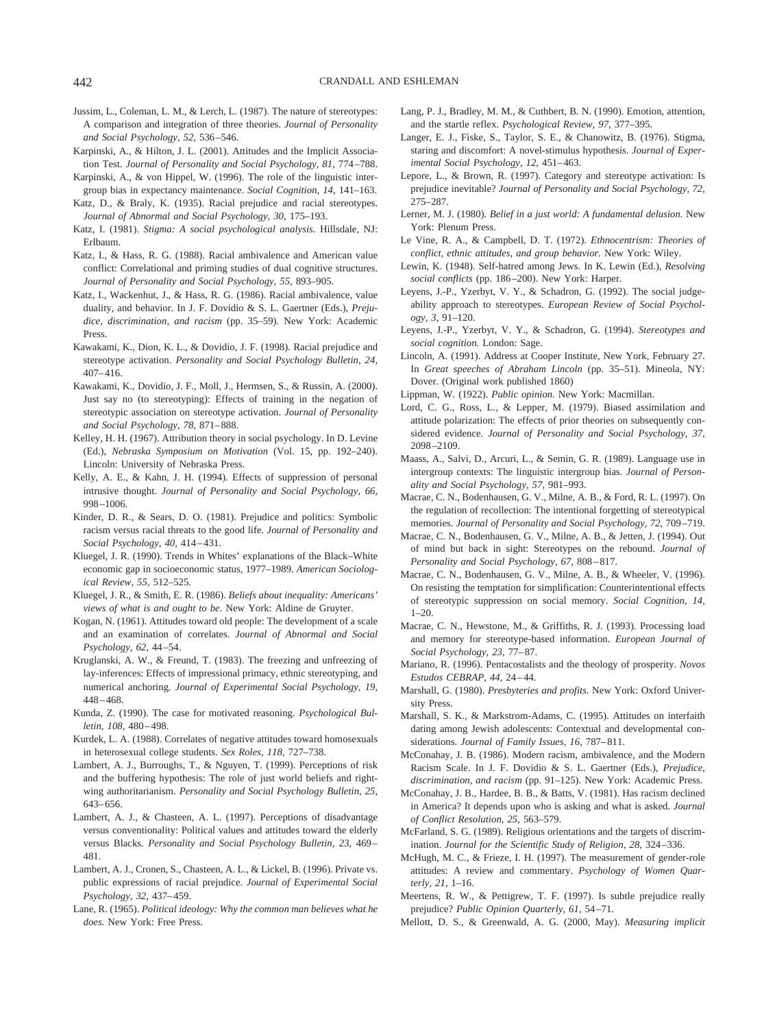Jussim, L., Coleman, L. M., & Lerch, L. (1987). The nature of stereotypes: A comparison and integration of three theories. *Journal of Personality and Social Psychology, 52,* 536–546.

Karpinski, A., & Hilton, J. L. (2001). Attitudes and the Implicit Association Test. *Journal of Personality and Social Psychology, 81,* 774–788.

Karpinski, A., & von Hippel, W. (1996). The role of the linguistic intergroup bias in expectancy maintenance. *Social Cognition, 14,* 141–163.

Katz, D., & Braly, K. (1935). Racial prejudice and racial stereotypes. *Journal of Abnormal and Social Psychology, 30,* 175–193.

Katz, I. (1981). *Stigma: A social psychological analysis.* Hillsdale, NJ: Erlbaum.

Katz, I., & Hass, R. G. (1988). Racial ambivalence and American value conflict: Correlational and priming studies of dual cognitive structures. *Journal of Personality and Social Psychology, 55,* 893–905.

Katz, I., Wackenhut, J., & Hass, R. G. (1986). Racial ambivalence, value duality, and behavior. In J. F. Dovidio & S. L. Gaertner (Eds.), *Prejudice, discrimination, and racism* (pp. 35–59). New York: Academic Press.

Kawakami, K., Dion, K. L., & Dovidio, J. F. (1998). Racial prejudice and stereotype activation. *Personality and Social Psychology Bulletin, 24,* 407–416.

Kawakami, K., Dovidio, J. F., Moll, J., Hermsen, S., & Russin, A. (2000). Just say no (to stereotyping): Effects of training in the negation of stereotypic association on stereotype activation. *Journal of Personality and Social Psychology, 78,* 871–888.

Kelley, H. H. (1967). Attribution theory in social psychology. In D. Levine (Ed.), *Nebraska Symposium on Motivation* (Vol. 15, pp. 192–240). Lincoln: University of Nebraska Press.

Kelly, A. E., & Kahn, J. H. (1994). Effects of suppression of personal intrusive thought. *Journal of Personality and Social Psychology, 66,* 998–1006.

Kinder, D. R., & Sears, D. O. (1981). Prejudice and politics: Symbolic racism versus racial threats to the good life. *Journal of Personality and Social Psychology, 40,* 414–431.

Kluegel, J. R. (1990). Trends in Whites' explanations of the Black–White economic gap in socioeconomic status, 1977–1989. *American Sociological Review, 55,* 512–525.

Kluegel, J. R., & Smith, E. R. (1986). *Beliefs about inequality: Americans' views of what is and ought to be.* New York: Aldine de Gruyter.

Kogan, N. (1961). Attitudes toward old people: The development of a scale and an examination of correlates. *Journal of Abnormal and Social Psychology, 62,* 44–54.

Kruglanski, A. W., & Freund, T. (1983). The freezing and unfreezing of lay-inferences: Effects of impressional primacy, ethnic stereotyping, and numerical anchoring. *Journal of Experimental Social Psychology, 19,* 448–468.

Kunda, Z. (1990). The case for motivated reasoning. *Psychological Bulletin, 108,* 480–498.

Kurdek, L. A. (1988). Correlates of negative attitudes toward homosexuals in heterosexual college students. *Sex Roles, 118,* 727–738.

Lambert, A. J., Burroughs, T., & Nguyen, T. (1999). Perceptions of risk and the buffering hypothesis: The role of just world beliefs and right-wing authoritarianism. *Personality and Social Psychology Bulletin, 25,* 643–656.

Lambert, A. J., & Chasteen, A. L. (1997). Perceptions of disadvantage versus conventionality: Political values and attitudes toward the elderly versus Blacks. *Personality and Social Psychology Bulletin, 23,* 469–481.

Lambert, A. J., Cronen, S., Chasteen, A. L., & Lickel, B. (1996). Private vs. public expressions of racial prejudice. *Journal of Experimental Social Psychology, 32,* 437–459.

Lane, R. (1965). *Political ideology: Why the common man believes what he does.* New York: Free Press.

Lang, P. J., Bradley, M. M., & Cuthbert, B. N. (1990). Emotion, attention, and the startle reflex. *Psychological Review, 97,* 377–395.

Langer, E. J., Fiske, S., Taylor, S. E., & Chanowitz, B. (1976). Stigma, staring and discomfort: A novel-stimulus hypothesis. *Journal of Experimental Social Psychology, 12,* 451–463.

Lepore, L., & Brown, R. (1997). Category and stereotype activation: Is prejudice inevitable? *Journal of Personality and Social Psychology, 72,* 275–287.

Lerner, M. J. (1980). *Belief in a just world: A fundamental delusion.* New York: Plenum Press.

Le Vine, R. A., & Campbell, D. T. (1972). *Ethnocentrism: Theories of conflict, ethnic attitudes, and group behavior.* New York: Wiley.

Lewin, K. (1948). Self-hatred among Jews. In K. Lewin (Ed.), *Resolving social conflicts* (pp. 186–200). New York: Harper.

Leyens, J.-P., Yzerbyt, V. Y., & Schadron, G. (1992). The social judgeability approach to stereotypes. *European Review of Social Psychology, 3,* 91–120.

Leyens, J.-P., Yzerbyt, V. Y., & Schadron, G. (1994). *Stereotypes and social cognition.* London: Sage.

Lincoln, A. (1991). Address at Cooper Institute, New York, February 27. In *Great speeches of Abraham Lincoln* (pp. 35–51). Mineola, NY: Dover. (Original work published 1860)

Lippman, W. (1922). *Public opinion.* New York: Macmillan.

Lord, C. G., Ross, L., & Lepper, M. (1979). Biased assimilation and attitude polarization: The effects of prior theories on subsequently considered evidence. *Journal of Personality and Social Psychology, 37,* 2098–2109.

Maass, A., Salvi, D., Arcuri, L., & Semin, G. R. (1989). Language use in intergroup contexts: The linguistic intergroup bias. *Journal of Personality and Social Psychology, 57,* 981–993.

Macrae, C. N., Bodenhausen, G. V., Milne, A. B., & Ford, R. L. (1997). On the regulation of recollection: The intentional forgetting of stereotypical memories. *Journal of Personality and Social Psychology, 72,* 709–719.

Macrae, C. N., Bodenhausen, G. V., Milne, A. B., & Jetten, J. (1994). Out of mind but back in sight: Stereotypes on the rebound. *Journal of Personality and Social Psychology, 67,* 808–817.

Macrae, C. N., Bodenhausen, G. V., Milne, A. B., & Wheeler, V. (1996). On resisting the temptation for simplification: Counterintentional effects of stereotypic suppression on social memory. *Social Cognition, 14,* 1–20.

Macrae, C. N., Hewstone, M., & Griffiths, R. J. (1993). Processing load and memory for stereotype-based information. *European Journal of Social Psychology, 23,* 77–87.

Mariano, R. (1996). Pentacostalists and the theology of prosperity. *Novos Estudos CEBRAP, 44,* 24–44.

Marshall, G. (1980). *Presbyteries and profits.* New York: Oxford University Press.

Marshall, S. K., & Markstrom-Adams, C. (1995). Attitudes on interfaith dating among Jewish adolescents: Contextual and developmental considerations. *Journal of Family Issues, 16,* 787–811.

McConahay, J. B. (1986). Modern racism, ambivalence, and the Modern Racism Scale. In J. F. Dovidio & S. L. Gaertner (Eds.), *Prejudice, discrimination, and racism* (pp. 91–125). New York: Academic Press.

McConahay, J. B., Hardee, B. B., & Batts, V. (1981). Has racism declined in America? It depends upon who is asking and what is asked. *Journal of Conflict Resolution, 25,* 563–579.

McFarland, S. G. (1989). Religious orientations and the targets of discrimination. *Journal for the Scientific Study of Religion, 28,* 324–336.

McHugh, M. C., & Frieze, I. H. (1997). The measurement of gender-role attitudes: A review and commentary. *Psychology of Women Quarterly, 21,* 1–16.

Meertens, R. W., & Pettigrew, T. F. (1997). Is subtle prejudice really prejudice? *Public Opinion Quarterly, 61,* 54–71.

Mellott, D. S., & Greenwald, A. G. (2000, May). *Measuring implicit*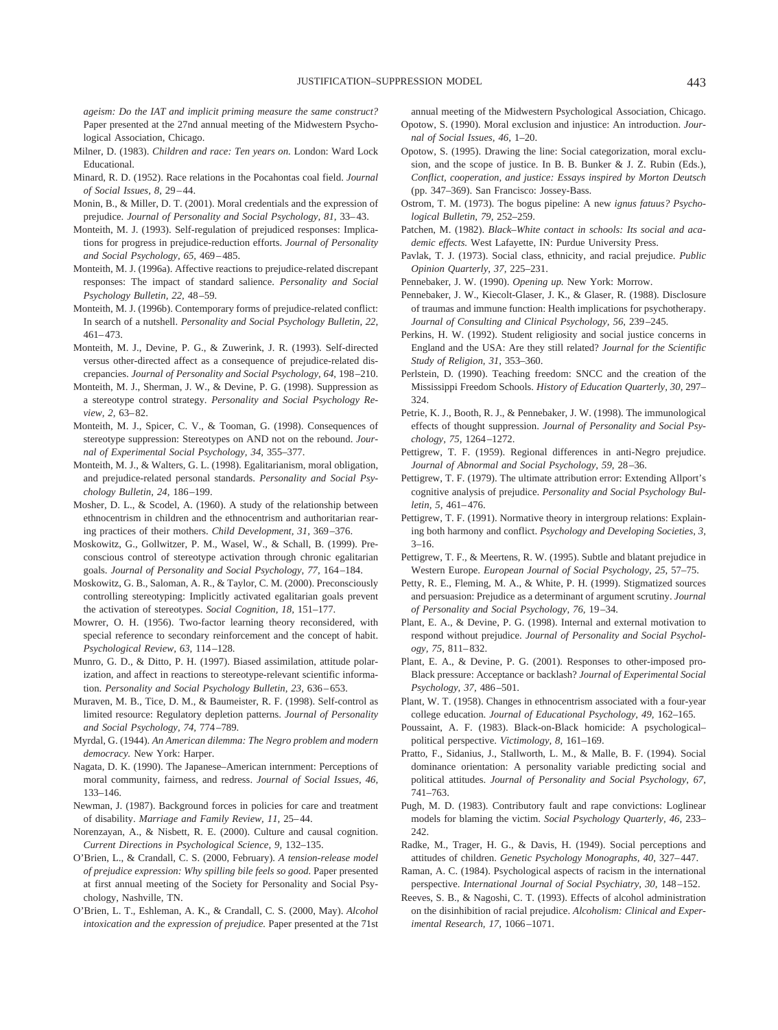*ageism: Do the IAT and implicit priming measure the same construct?* Paper presented at the 27nd annual meeting of the Midwestern Psychological Association, Chicago.

Milner, D. (1983). *Children and race: Ten years on.* London: Ward Lock Educational.

Minard, R. D. (1952). Race relations in the Pocahontas coal field. *Journal of Social Issues, 8,* 29–44.

Monin, B., & Miller, D. T. (2001). Moral credentials and the expression of prejudice. *Journal of Personality and Social Psychology, 81,* 33–43.

Monteith, M. J. (1993). Self-regulation of prejudiced responses: Implications for progress in prejudice-reduction efforts. *Journal of Personality and Social Psychology, 65,* 469–485.

Monteith, M. J. (1996a). Affective reactions to prejudice-related discrepant responses: The impact of standard salience. *Personality and Social Psychology Bulletin, 22,* 48–59.

Monteith, M. J. (1996b). Contemporary forms of prejudice-related conflict: In search of a nutshell. *Personality and Social Psychology Bulletin, 22,* 461–473.

Monteith, M. J., Devine, P. G., & Zuwerink, J. R. (1993). Self-directed versus other-directed affect as a consequence of prejudice-related discrepancies. *Journal of Personality and Social Psychology, 64,* 198–210.

Monteith, M. J., Sherman, J. W., & Devine, P. G. (1998). Suppression as a stereotype control strategy. *Personality and Social Psychology Review, 2,* 63–82.

Monteith, M. J., Spicer, C. V., & Tooman, G. (1998). Consequences of stereotype suppression: Stereotypes on AND not on the rebound. *Journal of Experimental Social Psychology, 34,* 355–377.

Monteith, M. J., & Walters, G. L. (1998). Egalitarianism, moral obligation, and prejudice-related personal standards. *Personality and Social Psychology Bulletin, 24,* 186–199.

Mosher, D. L., & Scodel, A. (1960). A study of the relationship between ethnocentrism in children and the ethnocentrism and authoritarian rearing practices of their mothers. *Child Development, 31,* 369–376.

Moskowitz, G., Gollwitzer, P. M., Wasel, W., & Schall, B. (1999). Preconscious control of stereotype activation through chronic egalitarian goals. *Journal of Personality and Social Psychology, 77,* 164–184.

Moskowitz, G. B., Saloman, A. R., & Taylor, C. M. (2000). Preconsciously controlling stereotyping: Implicitly activated egalitarian goals prevent the activation of stereotypes. *Social Cognition, 18,* 151–177.

Mowrer, O. H. (1956). Two-factor learning theory reconsidered, with special reference to secondary reinforcement and the concept of habit. *Psychological Review, 63,* 114–128.

Munro, G. D., & Ditto, P. H. (1997). Biased assimilation, attitude polarization, and affect in reactions to stereotype-relevant scientific information. *Personality and Social Psychology Bulletin, 23,* 636–653.

Muraven, M. B., Tice, D. M., & Baumeister, R. F. (1998). Self-control as limited resource: Regulatory depletion patterns. *Journal of Personality and Social Psychology, 74,* 774–789.

Myrdal, G. (1944). *An American dilemma: The Negro problem and modern democracy.* New York: Harper.

Nagata, D. K. (1990). The Japanese–American internment: Perceptions of moral community, fairness, and redress. *Journal of Social Issues, 46,* 133–146.

Newman, J. (1987). Background forces in policies for care and treatment of disability. *Marriage and Family Review, 11,* 25–44.

Norenzayan, A., & Nisbett, R. E. (2000). Culture and causal cognition. *Current Directions in Psychological Science, 9,* 132–135.

O'Brien, L., & Crandall, C. S. (2000, February). *A tension-release model of prejudice expression: Why spilling bile feels so good.* Paper presented at first annual meeting of the Society for Personality and Social Psychology, Nashville, TN.

O'Brien, L. T., Eshleman, A. K., & Crandall, C. S. (2000, May). *Alcohol intoxication and the expression of prejudice.* Paper presented at the 71st annual meeting of the Midwestern Psychological Association, Chicago.

Opotow, S. (1990). Moral exclusion and injustice: An introduction. *Journal of Social Issues, 46,* 1–20.

Opotow, S. (1995). Drawing the line: Social categorization, moral exclusion, and the scope of justice. In B. B. Bunker & J. Z. Rubin (Eds.), *Conflict, cooperation, and justice: Essays inspired by Morton Deutsch* (pp. 347–369). San Francisco: Jossey-Bass.

Ostrom, T. M. (1973). The bogus pipeline: A new *ignus fatuus? Psychological Bulletin, 79,* 252–259.

Patchen, M. (1982). *Black–White contact in schools: Its social and academic effects.* West Lafayette, IN: Purdue University Press.

Pavlak, T. J. (1973). Social class, ethnicity, and racial prejudice. *Public Opinion Quarterly, 37,* 225–231.

Pennebaker, J. W. (1990). *Opening up.* New York: Morrow.

Pennebaker, J. W., Kiecolt-Glaser, J. K., & Glaser, R. (1988). Disclosure of traumas and immune function: Health implications for psychotherapy. *Journal of Consulting and Clinical Psychology, 56,* 239–245.

Perkins, H. W. (1992). Student religiosity and social justice concerns in England and the USA: Are they still related? *Journal for the Scientific Study of Religion, 31,* 353–360.

Perlstein, D. (1990). Teaching freedom: SNCC and the creation of the Mississippi Freedom Schools. *History of Education Quarterly, 30,* 297–324.

Petrie, K. J., Booth, R. J., & Pennebaker, J. W. (1998). The immunological effects of thought suppression. *Journal of Personality and Social Psychology, 75,* 1264–1272.

Pettigrew, T. F. (1959). Regional differences in anti-Negro prejudice. *Journal of Abnormal and Social Psychology, 59,* 28–36.

Pettigrew, T. F. (1979). The ultimate attribution error: Extending Allport's cognitive analysis of prejudice. *Personality and Social Psychology Bulletin, 5,* 461–476.

Pettigrew, T. F. (1991). Normative theory in intergroup relations: Explaining both harmony and conflict. *Psychology and Developing Societies, 3,* 3–16.

Pettigrew, T. F., & Meertens, R. W. (1995). Subtle and blatant prejudice in Western Europe. *European Journal of Social Psychology, 25,* 57–75.

Petty, R. E., Fleming, M. A., & White, P. H. (1999). Stigmatized sources and persuasion: Prejudice as a determinant of argument scrutiny. *Journal of Personality and Social Psychology, 76,* 19–34.

Plant, E. A., & Devine, P. G. (1998). Internal and external motivation to respond without prejudice. *Journal of Personality and Social Psychology, 75,* 811–832.

Plant, E. A., & Devine, P. G. (2001). Responses to other-imposed pro-Black pressure: Acceptance or backlash? *Journal of Experimental Social Psychology, 37,* 486–501.

Plant, W. T. (1958). Changes in ethnocentrism associated with a four-year college education. *Journal of Educational Psychology, 49,* 162–165.

Poussaint, A. F. (1983). Black-on-Black homicide: A psychological–political perspective. *Victimology, 8,* 161–169.

Pratto, F., Sidanius, J., Stallworth, L. M., & Malle, B. F. (1994). Social dominance orientation: A personality variable predicting social and political attitudes. *Journal of Personality and Social Psychology, 67,* 741–763.

Pugh, M. D. (1983). Contributory fault and rape convictions: Loglinear models for blaming the victim. *Social Psychology Quarterly, 46,* 233–242.

Radke, M., Trager, H. G., & Davis, H. (1949). Social perceptions and attitudes of children. *Genetic Psychology Monographs, 40,* 327–447.

Raman, A. C. (1984). Psychological aspects of racism in the international perspective. *International Journal of Social Psychiatry, 30,* 148–152.

Reeves, S. B., & Nagoshi, C. T. (1993). Effects of alcohol administration on the disinhibition of racial prejudice. *Alcoholism: Clinical and Experimental Research, 17,* 1066–1071.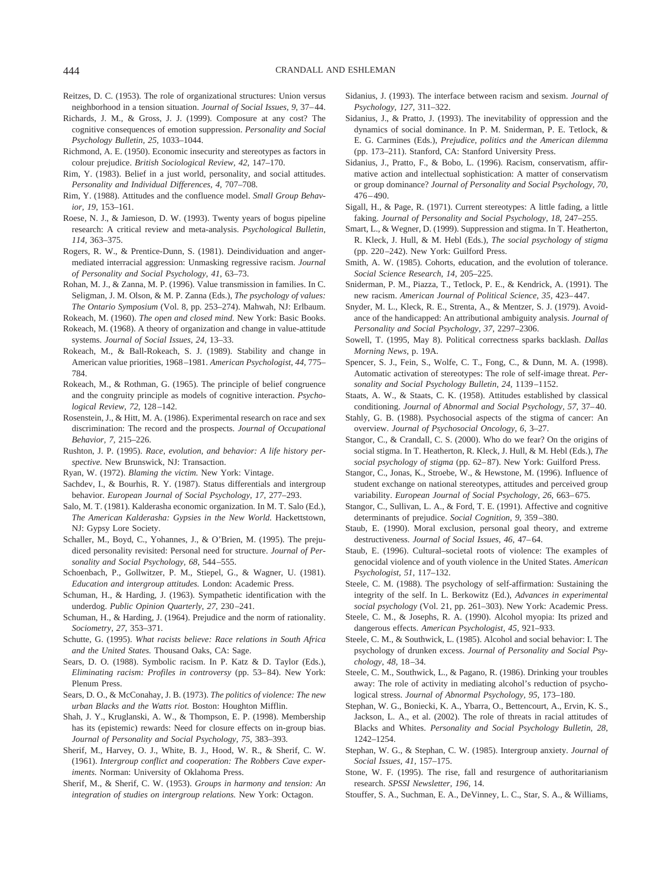Reitzes, D. C. (1953). The role of organizational structures: Union versus neighborhood in a tension situation. *Journal of Social Issues, 9,* 37–44.

Richards, J. M., & Gross, J. J. (1999). Composure at any cost? The cognitive consequences of emotion suppression. *Personality and Social Psychology Bulletin, 25,* 1033–1044.

Richmond, A. E. (1950). Economic insecurity and stereotypes as factors in colour prejudice. *British Sociological Review, 42,* 147–170.

Rim, Y. (1983). Belief in a just world, personality, and social attitudes. *Personality and Individual Differences, 4,* 707–708.

Rim, Y. (1988). Attitudes and the confluence model. *Small Group Behavior, 19,* 153–161.

Roese, N. J., & Jamieson, D. W. (1993). Twenty years of bogus pipeline research: A critical review and meta-analysis. *Psychological Bulletin, 114,* 363–375.

Rogers, R. W., & Prentice-Dunn, S. (1981). Deindividuation and anger-mediated interracial aggression: Unmasking regressive racism. *Journal of Personality and Social Psychology, 41,* 63–73.

Rohan, M. J., & Zanna, M. P. (1996). Value transmission in families. In C. Seligman, J. M. Olson, & M. P. Zanna (Eds.), *The psychology of values: The Ontario Symposium* (Vol. 8, pp. 253–274). Mahwah, NJ: Erlbaum.

Rokeach, M. (1960). *The open and closed mind.* New York: Basic Books.

Rokeach, M. (1968). A theory of organization and change in value-attitude systems. *Journal of Social Issues, 24,* 13–33.

Rokeach, M., & Ball-Rokeach, S. J. (1989). Stability and change in American value priorities, 1968–1981. *American Psychologist, 44,* 775–784.

Rokeach, M., & Rothman, G. (1965). The principle of belief congruence and the congruity principle as models of cognitive interaction. *Psychological Review, 72,* 128–142.

Rosenstein, J., & Hitt, M. A. (1986). Experimental research on race and sex discrimination: The record and the prospects. *Journal of Occupational Behavior, 7,* 215–226.

Rushton, J. P. (1995). *Race, evolution, and behavior: A life history perspective.* New Brunswick, NJ: Transaction.

Ryan, W. (1972). *Blaming the victim.* New York: Vintage.

Sachdev, I., & Bourhis, R. Y. (1987). Status differentials and intergroup behavior. *European Journal of Social Psychology, 17,* 277–293.

Salo, M. T. (1981). Kalderasha economic organization. In M. T. Salo (Ed.), *The American Kalderasha: Gypsies in the New World.* Hackettstown, NJ: Gypsy Lore Society.

Schaller, M., Boyd, C., Yohannes, J., & O'Brien, M. (1995). The prejudiced personality revisited: Personal need for structure. *Journal of Personality and Social Psychology, 68,* 544–555.

Schoenbach, P., Gollwitzer, P. M., Stiepel, G., & Wagner, U. (1981). *Education and intergroup attitudes.* London: Academic Press.

Schuman, H., & Harding, J. (1963). Sympathetic identification with the underdog. *Public Opinion Quarterly, 27,* 230–241.

Schuman, H., & Harding, J. (1964). Prejudice and the norm of rationality. *Sociometry, 27,* 353–371.

Schutte, G. (1995). *What racists believe: Race relations in South Africa and the United States.* Thousand Oaks, CA: Sage.

Sears, D. O. (1988). Symbolic racism. In P. Katz & D. Taylor (Eds.), *Eliminating racism: Profiles in controversy* (pp. 53–84). New York: Plenum Press.

Sears, D. O., & McConahay, J. B. (1973). *The politics of violence: The new urban Blacks and the Watts riot.* Boston: Houghton Mifflin.

Shah, J. Y., Kruglanski, A. W., & Thompson, E. P. (1998). Membership has its (epistemic) rewards: Need for closure effects on in-group bias. *Journal of Personality and Social Psychology, 75,* 383–393.

Sherif, M., Harvey, O. J., White, B. J., Hood, W. R., & Sherif, C. W. (1961). *Intergroup conflict and cooperation: The Robbers Cave experiments.* Norman: University of Oklahoma Press.

Sherif, M., & Sherif, C. W. (1953). *Groups in harmony and tension: An integration of studies on intergroup relations.* New York: Octagon.

Sidanius, J. (1993). The interface between racism and sexism. *Journal of Psychology, 127,* 311–322.

Sidanius, J., & Pratto, J. (1993). The inevitability of oppression and the dynamics of social dominance. In P. M. Sniderman, P. E. Tetlock, & E. G. Carmines (Eds.), *Prejudice, politics and the American dilemma* (pp. 173–211). Stanford, CA: Stanford University Press.

Sidanius, J., Pratto, F., & Bobo, L. (1996). Racism, conservatism, affirmative action and intellectual sophistication: A matter of conservatism or group dominance? *Journal of Personality and Social Psychology, 70,* 476–490.

Sigall, H., & Page, R. (1971). Current stereotypes: A little fading, a little faking. *Journal of Personality and Social Psychology, 18,* 247–255.

Smart, L., & Wegner, D. (1999). Suppression and stigma. In T. Heatherton, R. Kleck, J. Hull, & M. Hebl (Eds.), *The social psychology of stigma* (pp. 220–242). New York: Guilford Press.

Smith, A. W. (1985). Cohorts, education, and the evolution of tolerance. *Social Science Research, 14,* 205–225.

Sniderman, P. M., Piazza, T., Tetlock, P. E., & Kendrick, A. (1991). The new racism. *American Journal of Political Science, 35,* 423–447.

Snyder, M. L., Kleck, R. E., Strenta, A., & Mentzer, S. J. (1979). Avoidance of the handicapped: An attributional ambiguity analysis. *Journal of Personality and Social Psychology, 37,* 2297–2306.

Sowell, T. (1995, May 8). Political correctness sparks backlash. *Dallas Morning News,* p. 19A.

Spencer, S. J., Fein, S., Wolfe, C. T., Fong, C., & Dunn, M. A. (1998). Automatic activation of stereotypes: The role of self-image threat. *Personality and Social Psychology Bulletin, 24,* 1139–1152.

Staats, A. W., & Staats, C. K. (1958). Attitudes established by classical conditioning. *Journal of Abnormal and Social Psychology, 57,* 37–40.

Stahly, G. B. (1988). Psychosocial aspects of the stigma of cancer: An overview. *Journal of Psychosocial Oncology, 6,* 3–27.

Stangor, C., & Crandall, C. S. (2000). Who do we fear? On the origins of social stigma. In T. Heatherton, R. Kleck, J. Hull, & M. Hebl (Eds.), *The social psychology of stigma* (pp. 62–87). New York: Guilford Press.

Stangor, C., Jonas, K., Stroebe, W., & Hewstone, M. (1996). Influence of student exchange on national stereotypes, attitudes and perceived group variability. *European Journal of Social Psychology, 26,* 663–675.

Stangor, C., Sullivan, L. A., & Ford, T. E. (1991). Affective and cognitive determinants of prejudice. *Social Cognition, 9,* 359–380.

Staub, E. (1990). Moral exclusion, personal goal theory, and extreme destructiveness. *Journal of Social Issues, 46,* 47–64.

Staub, E. (1996). Cultural–societal roots of violence: The examples of genocidal violence and of youth violence in the United States. *American Psychologist, 51,* 117–132.

Steele, C. M. (1988). The psychology of self-affirmation: Sustaining the integrity of the self. In L. Berkowitz (Ed.), *Advances in experimental social psychology* (Vol. 21, pp. 261–303). New York: Academic Press.

Steele, C. M., & Josephs, R. A. (1990). Alcohol myopia: Its prized and dangerous effects. *American Psychologist, 45,* 921–933.

Steele, C. M., & Southwick, L. (1985). Alcohol and social behavior: I. The psychology of drunken excess. *Journal of Personality and Social Psychology, 48,* 18–34.

Steele, C. M., Southwick, L., & Pagano, R. (1986). Drinking your troubles away: The role of activity in mediating alcohol's reduction of psychological stress. *Journal of Abnormal Psychology, 95,* 173–180.

Stephan, W. G., Boniecki, K. A., Ybarra, O., Bettencourt, A., Ervin, K. S., Jackson, L. A., et al. (2002). The role of threats in racial attitudes of Blacks and Whites. *Personality and Social Psychology Bulletin, 28,* 1242–1254.

Stephan, W. G., & Stephan, C. W. (1985). Intergroup anxiety. *Journal of Social Issues, 41,* 157–175.

Stone, W. F. (1995). The rise, fall and resurgence of authoritarianism research. *SPSSI Newsletter, 196,* 14.

Stouffer, S. A., Suchman, E. A., DeVinney, L. C., Star, S. A., & Williams,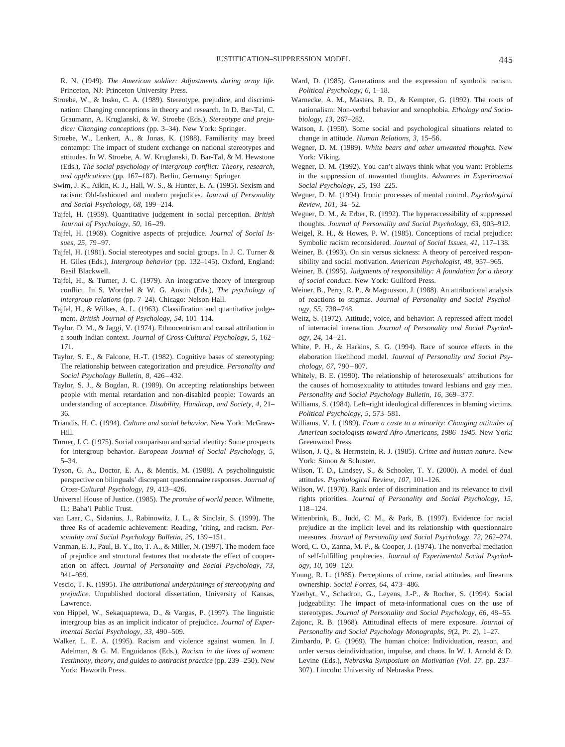R. N. (1949). *The American soldier: Adjustments during army life.* Princeton, NJ: Princeton University Press.

Stroebe, W., & Insko, C. A. (1989). Stereotype, prejudice, and discrimination: Changing conceptions in theory and research. In D. Bar-Tal, C. Graumann, A. Kruglanski, & W. Stroebe (Eds.), *Stereotype and prejudice: Changing conceptions* (pp. 3–34). New York: Springer.

Stroebe, W., Lenkert, A., & Jonas, K. (1988). Familiarity may breed contempt: The impact of student exchange on national stereotypes and attitudes. In W. Stroebe, A. W. Kruglanski, D. Bar-Tal, & M. Hewstone (Eds.), *The social psychology of intergroup conflict: Theory, research, and applications* (pp. 167–187). Berlin, Germany: Springer.

Swim, J. K., Aikin, K. J., Hall, W. S., & Hunter, E. A. (1995). Sexism and racism: Old-fashioned and modern prejudices. *Journal of Personality and Social Psychology, 68,* 199–214.

Tajfel, H. (1959). Quantitative judgement in social perception. *British Journal of Psychology, 50,* 16–29.

Tajfel, H. (1969). Cognitive aspects of prejudice. *Journal of Social Issues, 25,* 79–97.

Tajfel, H. (1981). Social stereotypes and social groups. In J. C. Turner & H. Giles (Eds.), *Intergroup behavior* (pp. 132–145). Oxford, England: Basil Blackwell.

Tajfel, H., & Turner, J. C. (1979). An integrative theory of intergroup conflict. In S. Worchel & W. G. Austin (Eds.), *The psychology of intergroup relations* (pp. 7–24). Chicago: Nelson-Hall.

Tajfel, H., & Wilkes, A. L. (1963). Classification and quantitative judgement. *British Journal of Psychology, 54,* 101–114.

Taylor, D. M., & Jaggi, V. (1974). Ethnocentrism and causal attribution in a south Indian context. *Journal of Cross-Cultural Psychology, 5,* 162–171.

Taylor, S. E., & Falcone, H.-T. (1982). Cognitive bases of stereotyping: The relationship between categorization and prejudice. *Personality and Social Psychology Bulletin, 8,* 426–432.

Taylor, S. J., & Bogdan, R. (1989). On accepting relationships between people with mental retardation and non-disabled people: Towards an understanding of acceptance. *Disability, Handicap, and Society, 4,* 21–36.

Triandis, H. C. (1994). *Culture and social behavior.* New York: McGraw-Hill.

Turner, J. C. (1975). Social comparison and social identity: Some prospects for intergroup behavior. *European Journal of Social Psychology, 5,* 5–34.

Tyson, G. A., Doctor, E. A., & Mentis, M. (1988). A psycholinguistic perspective on bilinguals' discrepant questionnaire responses. *Journal of Cross-Cultural Psychology, 19,* 413–426.

Universal House of Justice. (1985). *The promise of world peace.* Wilmette, IL: Baha'i Public Trust.

van Laar, C., Sidanius, J., Rabinowitz, J. L., & Sinclair, S. (1999). The three Rs of academic achievement: Reading, 'riting, and racism. *Personality and Social Psychology Bulletin, 25,* 139–151.

Vanman, E. J., Paul, B. Y., Ito, T. A., & Miller, N. (1997). The modern face of prejudice and structural features that moderate the effect of cooperation on affect. *Journal of Personality and Social Psychology, 73,* 941–959.

Vescio, T. K. (1995). *The attributional underpinnings of stereotyping and prejudice.* Unpublished doctoral dissertation, University of Kansas, Lawrence.

von Hippel, W., Sekaquaptewa, D., & Vargas, P. (1997). The linguistic intergroup bias as an implicit indicator of prejudice. *Journal of Experimental Social Psychology, 33,* 490–509.

Walker, L. E. A. (1995). Racism and violence against women. In J. Adelman, & G. M. Enguidanos (Eds.), *Racism in the lives of women: Testimony, theory, and guides to antiracist practice* (pp. 239–250). New York: Haworth Press.

Ward, D. (1985). Generations and the expression of symbolic racism. *Political Psychology, 6,* 1–18.

Warnecke, A. M., Masters, R. D., & Kempter, G. (1992). The roots of nationalism: Non-verbal behavior and xenophobia. *Ethology and Sociobiology, 13,* 267–282.

Watson, J. (1950). Some social and psychological situations related to change in attitude. *Human Relations, 3,* 15–56.

Wegner, D. M. (1989). *White bears and other unwanted thoughts.* New York: Viking.

Wegner, D. M. (1992). You can't always think what you want: Problems in the suppression of unwanted thoughts. *Advances in Experimental Social Psychology, 25,* 193–225.

Wegner, D. M. (1994). Ironic processes of mental control. *Psychological Review, 101,* 34–52.

Wegner, D. M., & Erber, R. (1992). The hyperaccessibility of suppressed thoughts. *Journal of Personality and Social Psychology, 63,* 903–912.

Weigel, R. H., & Howes, P. W. (1985). Conceptions of racial prejudice: Symbolic racism reconsidered. *Journal of Social Issues, 41,* 117–138.

Weiner, B. (1993). On sin versus sickness: A theory of perceived responsibility and social motivation. *American Psychologist, 48,* 957–965.

Weiner, B. (1995). *Judgments of responsibility: A foundation for a theory of social conduct.* New York: Guilford Press.

Weiner, B., Perry, R. P., & Magnusson, J. (1988). An attributional analysis of reactions to stigmas. *Journal of Personality and Social Psychology, 55,* 738–748.

Weitz, S. (1972). Attitude, voice, and behavior: A repressed affect model of interracial interaction. *Journal of Personality and Social Psychology, 24,* 14–21.

White, P. H., & Harkins, S. G. (1994). Race of source effects in the elaboration likelihood model. *Journal of Personality and Social Psychology, 67,* 790–807.

Whitely, B. E. (1990). The relationship of heterosexuals' attributions for the causes of homosexuality to attitudes toward lesbians and gay men. *Personality and Social Psychology Bulletin, 16,* 369–377.

Williams, S. (1984). Left–right ideological differences in blaming victims. *Political Psychology, 5,* 573–581.

Williams, V. J. (1989). *From a caste to a minority: Changing attitudes of American sociologists toward Afro-Americans, 1986–1945.* New York: Greenwood Press.

Wilson, J. Q., & Herrnstein, R. J. (1985). *Crime and human nature.* New York: Simon & Schuster.

Wilson, T. D., Lindsey, S., & Schooler, T. Y. (2000). A model of dual attitudes. *Psychological Review, 107,* 101–126.

Wilson, W. (1970). Rank order of discrimination and its relevance to civil rights priorities. *Journal of Personality and Social Psychology, 15,* 118–124.

Wittenbrink, B., Judd, C. M., & Park, B. (1997). Evidence for racial prejudice at the implicit level and its relationship with questionnaire measures. *Journal of Personality and Social Psychology, 72,* 262–274.

Word, C. O., Zanna, M. P., & Cooper, J. (1974). The nonverbal mediation of self-fulfilling prophecies. *Journal of Experimental Social Psychology, 10,* 109–120.

Young, R. L. (1985). Perceptions of crime, racial attitudes, and firearms ownership. *Social Forces, 64,* 473–486.

Yzerbyt, V., Schadron, G., Leyens, J.-P., & Rocher, S. (1994). Social judgeability: The impact of meta-informational cues on the use of stereotypes. *Journal of Personality and Social Psychology, 66,* 48–55.

Zajonc, R. B. (1968). Attitudinal effects of mere exposure. *Journal of Personality and Social Psychology Monographs, 9*(2, Pt. 2), 1–27.

Zimbardo, P. G. (1969). The human choice: Individuation, reason, and order versus deindividuation, impulse, and chaos. In W. J. Arnold & D. Levine (Eds.), *Nebraska Symposium on Motivation (Vol. 17.* pp. 237–307). Lincoln: University of Nebraska Press.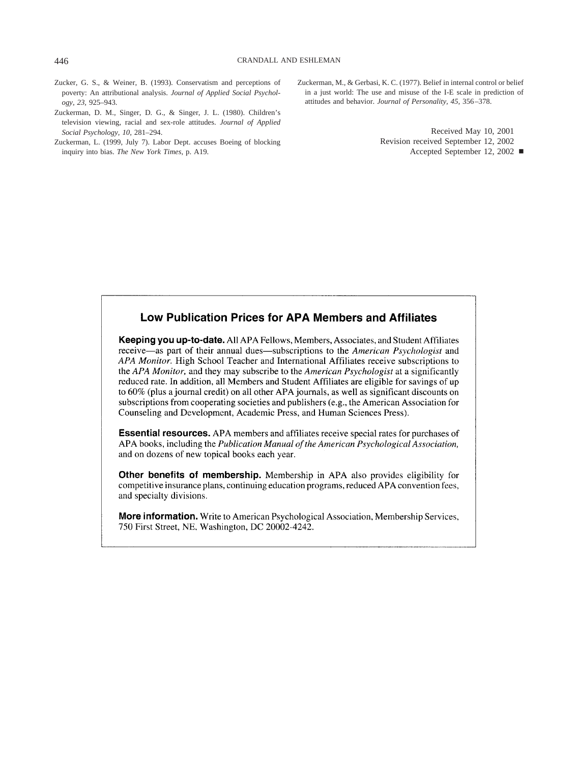Zucker, G. S., & Weiner, B. (1993). Conservatism and perceptions of poverty: An attributional analysis. *Journal of Applied Social Psychology, 23,* 925–943.

Zuckerman, D. M., Singer, D. G., & Singer, J. L. (1980). Children's television viewing, racial and sex-role attitudes. *Journal of Applied Social Psychology, 10,* 281–294.

Zuckerman, L. (1999, July 7). Labor Dept. accuses Boeing of blocking inquiry into bias. *The New York Times,* p. A19.

Zuckerman, M., & Gerbasi, K. C. (1977). Belief in internal control or belief in a just world: The use and misuse of the I-E scale in prediction of attitudes and behavior. *Journal of Personality, 45,* 356–378.

Received May 10, 2001
Revision received September 12, 2002
Accepted September 12, 2002 ■

## Low Publication Prices for APA Members and Affiliates

**Keeping you up-to-date.** All APA Fellows, Members, Associates, and Student Affiliates receive—as part of their annual dues—subscriptions to the *American Psychologist* and *APA Monitor.* High School Teacher and International Affiliates receive subscriptions to the *APA Monitor,* and they may subscribe to the *American Psychologist* at a significantly reduced rate. In addition, all Members and Student Affiliates are eligible for savings of up to 60% (plus a journal credit) on all other APA journals, as well as significant discounts on subscriptions from cooperating societies and publishers (e.g., the American Association for Counseling and Development, Academic Press, and Human Sciences Press).

**Essential resources.** APA members and affiliates receive special rates for purchases of APA books, including the *Publication Manual of the American Psychological Association,* and on dozens of new topical books each year.

**Other benefits of membership.** Membership in APA also provides eligibility for competitive insurance plans, continuing education programs, reduced APA convention fees, and specialty divisions.

**More information.** Write to American Psychological Association, Membership Services, 750 First Street, NE, Washington, DC 20002-4242.